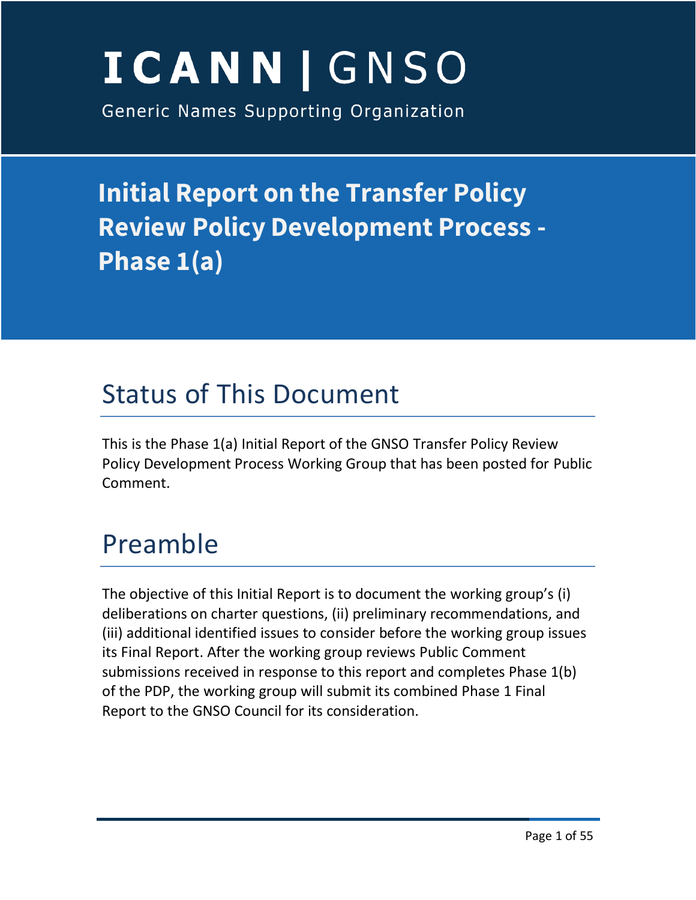# ICANN | GNSO

Generic Names Supporting Organization

# Initial Report on the Transfer Policy Review Policy Development Process - Phase 1(a)

## Status of This Document

This is the Phase 1(a) Initial Report of the GNSO Transfer Policy Review Policy Development Process Working Group that has been posted for Public Comment.

## Preamble

The objective of this Initial Report is to document the working group's (i) deliberations on charter questions, (ii) preliminary recommendations, and (iii) additional identified issues to consider before the working group issues its Final Report. After the working group reviews Public Comment submissions received in response to this report and completes Phase 1(b) of the PDP, the working group will submit its combined Phase 1 Final Report to the GNSO Council for its consideration.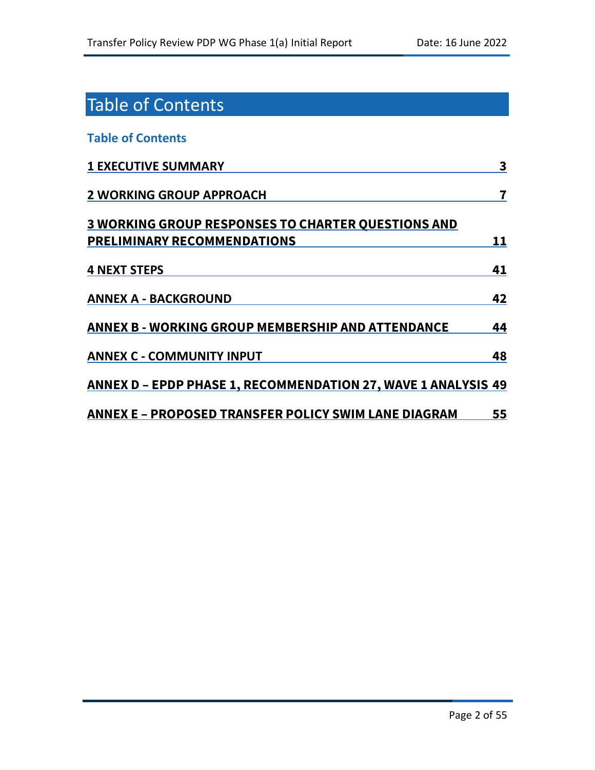# Table of Contents

**Table of Contents**

| | |
|---|---|
| **1 EXECUTIVE SUMMARY** | **3** |
| **2 WORKING GROUP APPROACH** | **7** |
| **3 WORKING GROUP RESPONSES TO CHARTER QUESTIONS AND PRELIMINARY RECOMMENDATIONS** | **11** |
| **4 NEXT STEPS** | **41** |
| **ANNEX A - BACKGROUND** | **42** |
| **ANNEX B - WORKING GROUP MEMBERSHIP AND ATTENDANCE** | **44** |
| **ANNEX C - COMMUNITY INPUT** | **48** |
| **ANNEX D – EPDP PHASE 1, RECOMMENDATION 27, WAVE 1 ANALYSIS** | **49** |
| **ANNEX E – PROPOSED TRANSFER POLICY SWIM LANE DIAGRAM** | **55** |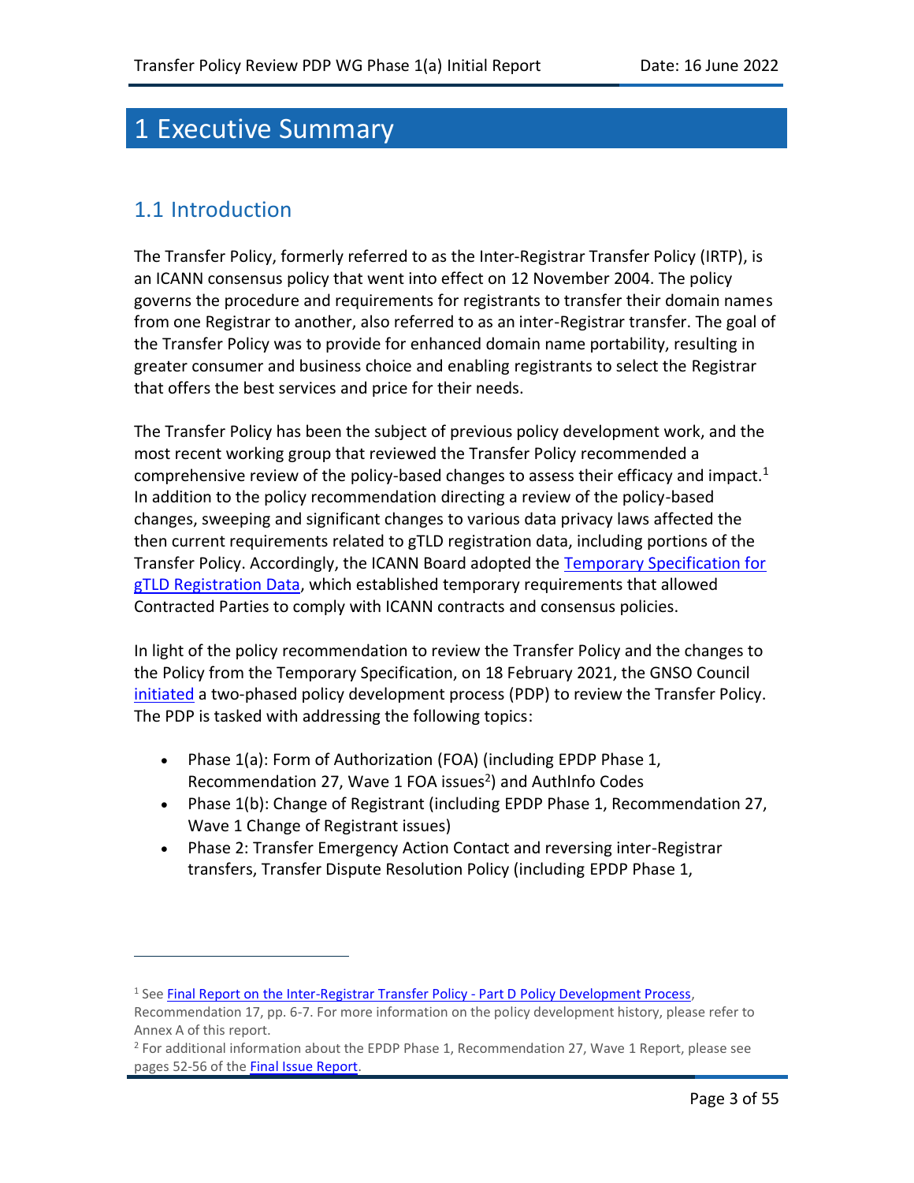# 1 Executive Summary

## 1.1 Introduction

The Transfer Policy, formerly referred to as the Inter-Registrar Transfer Policy (IRTP), is an ICANN consensus policy that went into effect on 12 November 2004. The policy governs the procedure and requirements for registrants to transfer their domain names from one Registrar to another, also referred to as an inter-Registrar transfer. The goal of the Transfer Policy was to provide for enhanced domain name portability, resulting in greater consumer and business choice and enabling registrants to select the Registrar that offers the best services and price for their needs.

The Transfer Policy has been the subject of previous policy development work, and the most recent working group that reviewed the Transfer Policy recommended a comprehensive review of the policy-based changes to assess their efficacy and impact.[1] In addition to the policy recommendation directing a review of the policy-based changes, sweeping and significant changes to various data privacy laws affected the then current requirements related to gTLD registration data, including portions of the Transfer Policy. Accordingly, the ICANN Board adopted the Temporary Specification for gTLD Registration Data, which established temporary requirements that allowed Contracted Parties to comply with ICANN contracts and consensus policies.

In light of the policy recommendation to review the Transfer Policy and the changes to the Policy from the Temporary Specification, on 18 February 2021, the GNSO Council initiated a two-phased policy development process (PDP) to review the Transfer Policy. The PDP is tasked with addressing the following topics:

- Phase 1(a): Form of Authorization (FOA) (including EPDP Phase 1, Recommendation 27, Wave 1 FOA issues[2]) and AuthInfo Codes
- Phase 1(b): Change of Registrant (including EPDP Phase 1, Recommendation 27, Wave 1 Change of Registrant issues)
- Phase 2: Transfer Emergency Action Contact and reversing inter-Registrar transfers, Transfer Dispute Resolution Policy (including EPDP Phase 1,

[1] See Final Report on the Inter-Registrar Transfer Policy - Part D Policy Development Process, Recommendation 17, pp. 6-7. For more information on the policy development history, please refer to Annex A of this report.

[2] For additional information about the EPDP Phase 1, Recommendation 27, Wave 1 Report, please see pages 52-56 of the Final Issue Report.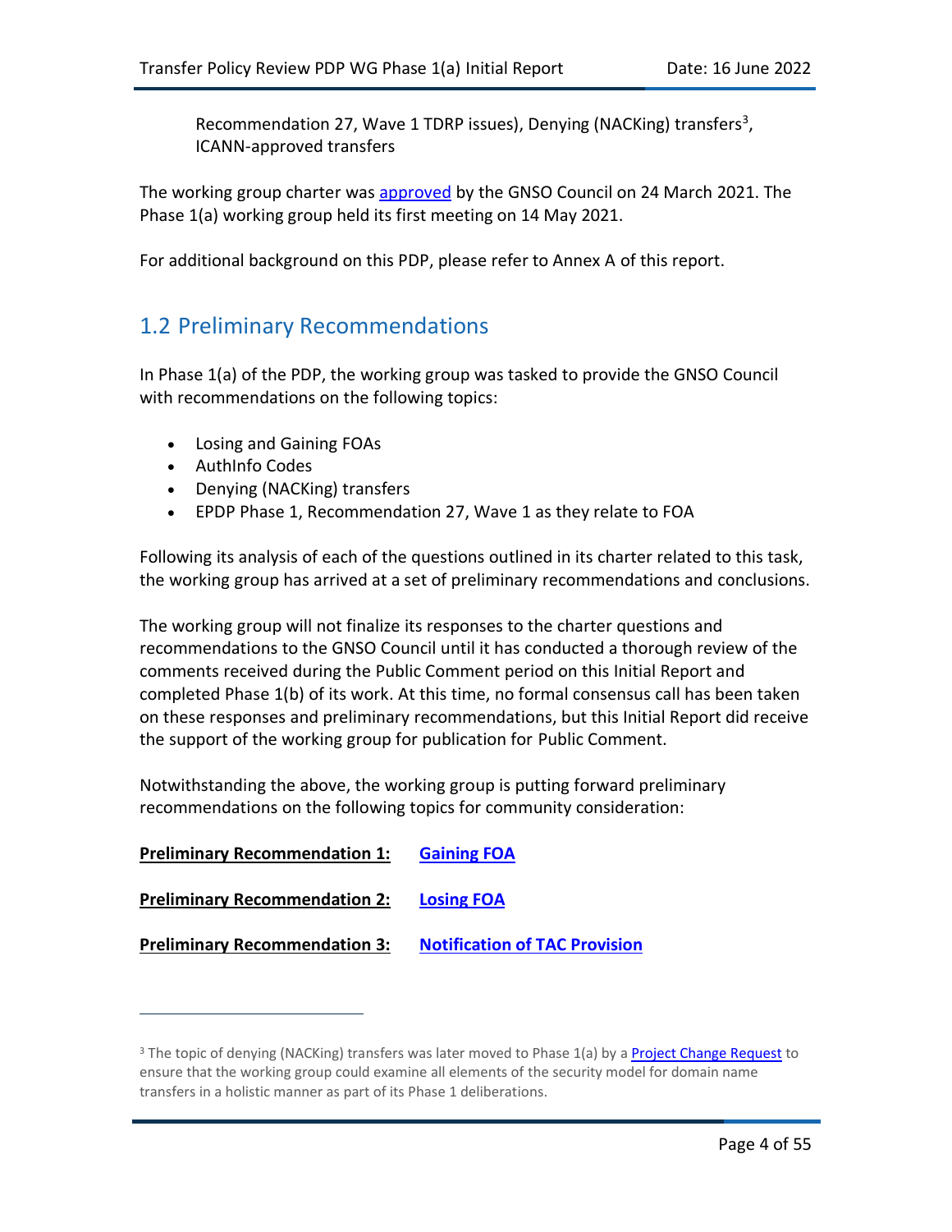Recommendation 27, Wave 1 TDRP issues), Denying (NACKing) transfers[3], ICANN-approved transfers

The working group charter was approved by the GNSO Council on 24 March 2021. The Phase 1(a) working group held its first meeting on 14 May 2021.

For additional background on this PDP, please refer to Annex A of this report.

## 1.2 Preliminary Recommendations

In Phase 1(a) of the PDP, the working group was tasked to provide the GNSO Council with recommendations on the following topics:

- Losing and Gaining FOAs
- AuthInfo Codes
- Denying (NACKing) transfers
- EPDP Phase 1, Recommendation 27, Wave 1 as they relate to FOA

Following its analysis of each of the questions outlined in its charter related to this task, the working group has arrived at a set of preliminary recommendations and conclusions.

The working group will not finalize its responses to the charter questions and recommendations to the GNSO Council until it has conducted a thorough review of the comments received during the Public Comment period on this Initial Report and completed Phase 1(b) of its work. At this time, no formal consensus call has been taken on these responses and preliminary recommendations, but this Initial Report did receive the support of the working group for publication for Public Comment.

Notwithstanding the above, the working group is putting forward preliminary recommendations on the following topics for community consideration:

**Preliminary Recommendation 1:** **Gaining FOA**

**Preliminary Recommendation 2:** **Losing FOA**

**Preliminary Recommendation 3:** **Notification of TAC Provision**

[3] The topic of denying (NACKing) transfers was later moved to Phase 1(a) by a Project Change Request to ensure that the working group could examine all elements of the security model for domain name transfers in a holistic manner as part of its Phase 1 deliberations.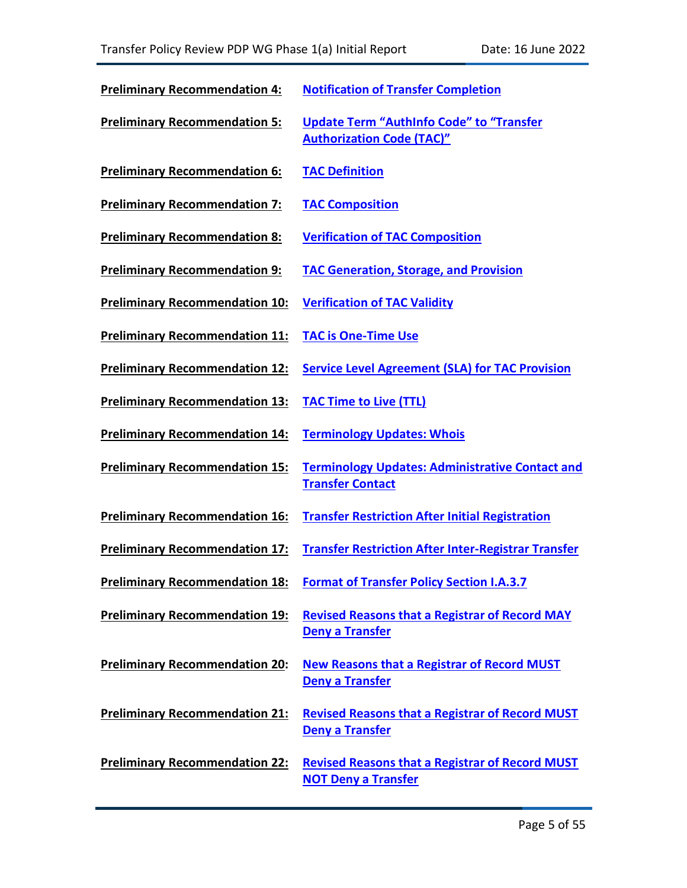**Preliminary Recommendation 4:** Notification of Transfer Completion

**Preliminary Recommendation 5:** Update Term "AuthInfo Code" to "Transfer Authorization Code (TAC)"

**Preliminary Recommendation 6:** TAC Definition

**Preliminary Recommendation 7:** TAC Composition

**Preliminary Recommendation 8:** Verification of TAC Composition

**Preliminary Recommendation 9:** TAC Generation, Storage, and Provision

**Preliminary Recommendation 10:** Verification of TAC Validity

**Preliminary Recommendation 11:** TAC is One-Time Use

**Preliminary Recommendation 12:** Service Level Agreement (SLA) for TAC Provision

**Preliminary Recommendation 13:** TAC Time to Live (TTL)

**Preliminary Recommendation 14:** Terminology Updates: Whois

**Preliminary Recommendation 15:** Terminology Updates: Administrative Contact and Transfer Contact

**Preliminary Recommendation 16:** Transfer Restriction After Initial Registration

**Preliminary Recommendation 17:** Transfer Restriction After Inter-Registrar Transfer

**Preliminary Recommendation 18:** Format of Transfer Policy Section I.A.3.7

**Preliminary Recommendation 19:** Revised Reasons that a Registrar of Record MAY Deny a Transfer

**Preliminary Recommendation 20:** New Reasons that a Registrar of Record MUST Deny a Transfer

**Preliminary Recommendation 21:** Revised Reasons that a Registrar of Record MUST Deny a Transfer

**Preliminary Recommendation 22:** Revised Reasons that a Registrar of Record MUST NOT Deny a Transfer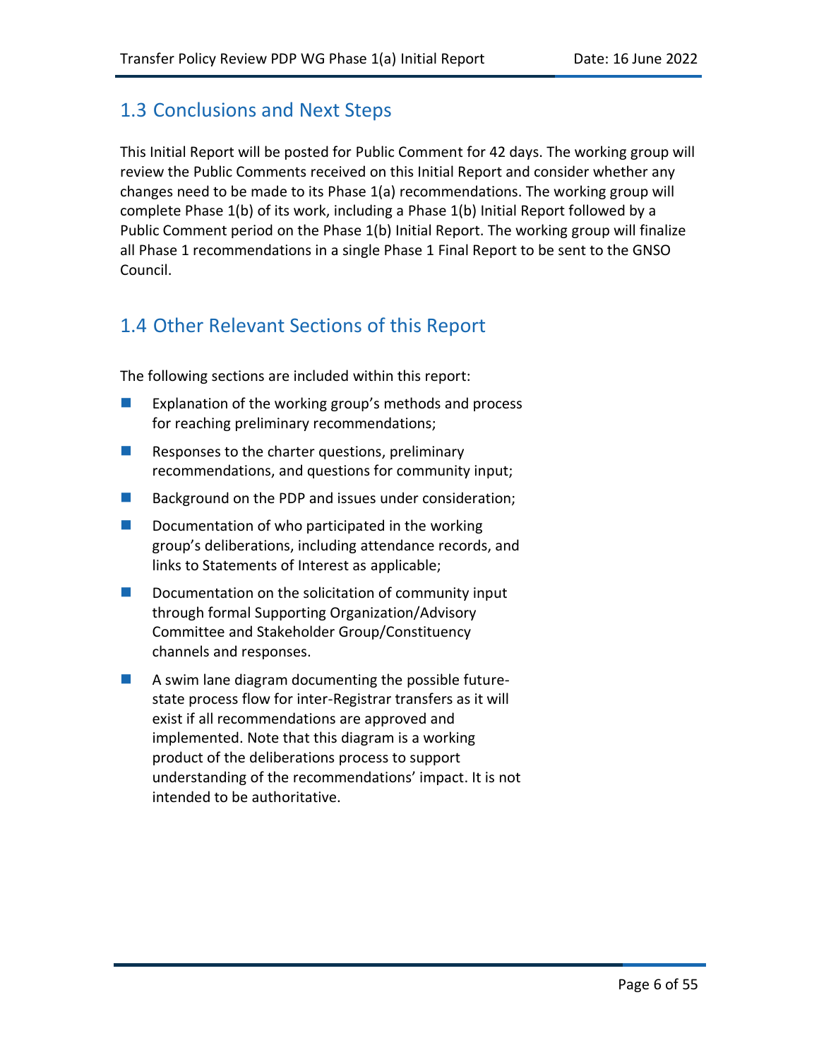## 1.3 Conclusions and Next Steps

This Initial Report will be posted for Public Comment for 42 days. The working group will review the Public Comments received on this Initial Report and consider whether any changes need to be made to its Phase 1(a) recommendations. The working group will complete Phase 1(b) of its work, including a Phase 1(b) Initial Report followed by a Public Comment period on the Phase 1(b) Initial Report. The working group will finalize all Phase 1 recommendations in a single Phase 1 Final Report to be sent to the GNSO Council.

## 1.4 Other Relevant Sections of this Report

The following sections are included within this report:

- Explanation of the working group's methods and process for reaching preliminary recommendations;
- Responses to the charter questions, preliminary recommendations, and questions for community input;
- Background on the PDP and issues under consideration;
- Documentation of who participated in the working group's deliberations, including attendance records, and links to Statements of Interest as applicable;
- Documentation on the solicitation of community input through formal Supporting Organization/Advisory Committee and Stakeholder Group/Constituency channels and responses.
- A swim lane diagram documenting the possible future-state process flow for inter-Registrar transfers as it will exist if all recommendations are approved and implemented. Note that this diagram is a working product of the deliberations process to support understanding of the recommendations' impact. It is not intended to be authoritative.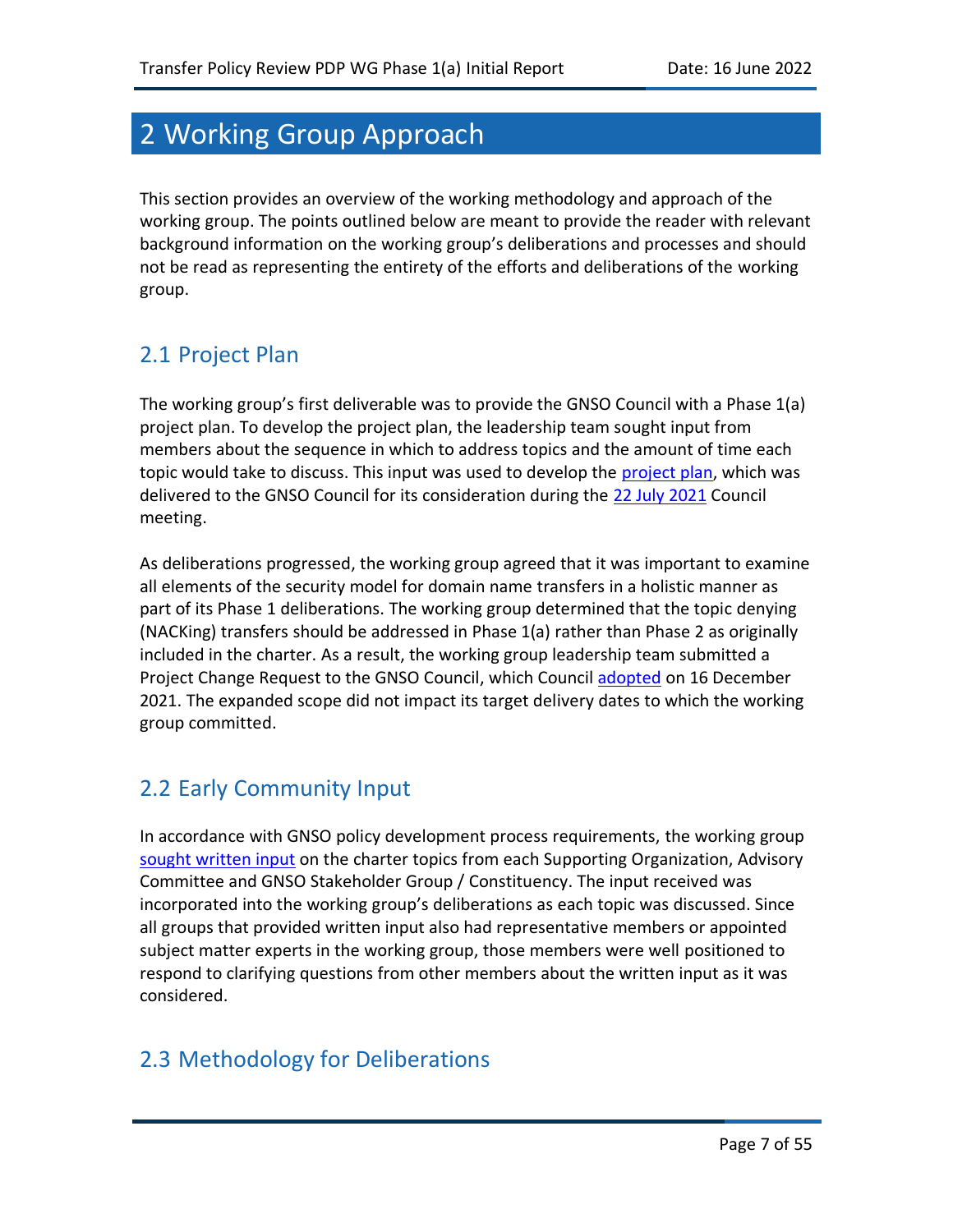# 2 Working Group Approach

This section provides an overview of the working methodology and approach of the working group. The points outlined below are meant to provide the reader with relevant background information on the working group's deliberations and processes and should not be read as representing the entirety of the efforts and deliberations of the working group.

## 2.1 Project Plan

The working group's first deliverable was to provide the GNSO Council with a Phase 1(a) project plan. To develop the project plan, the leadership team sought input from members about the sequence in which to address topics and the amount of time each topic would take to discuss. This input was used to develop the project plan, which was delivered to the GNSO Council for its consideration during the 22 July 2021 Council meeting.

As deliberations progressed, the working group agreed that it was important to examine all elements of the security model for domain name transfers in a holistic manner as part of its Phase 1 deliberations. The working group determined that the topic denying (NACKing) transfers should be addressed in Phase 1(a) rather than Phase 2 as originally included in the charter. As a result, the working group leadership team submitted a Project Change Request to the GNSO Council, which Council adopted on 16 December 2021. The expanded scope did not impact its target delivery dates to which the working group committed.

## 2.2 Early Community Input

In accordance with GNSO policy development process requirements, the working group sought written input on the charter topics from each Supporting Organization, Advisory Committee and GNSO Stakeholder Group / Constituency. The input received was incorporated into the working group's deliberations as each topic was discussed. Since all groups that provided written input also had representative members or appointed subject matter experts in the working group, those members were well positioned to respond to clarifying questions from other members about the written input as it was considered.

## 2.3 Methodology for Deliberations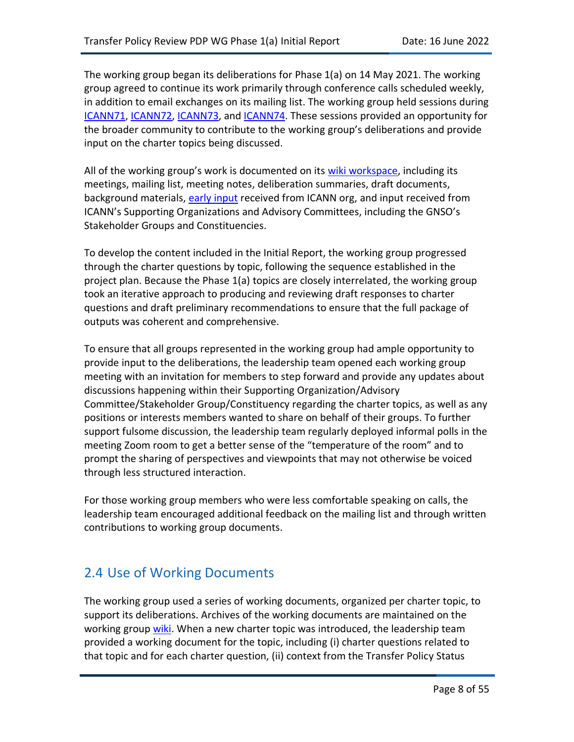The working group began its deliberations for Phase 1(a) on 14 May 2021. The working group agreed to continue its work primarily through conference calls scheduled weekly, in addition to email exchanges on its mailing list. The working group held sessions during ICANN71, ICANN72, ICANN73, and ICANN74. These sessions provided an opportunity for the broader community to contribute to the working group's deliberations and provide input on the charter topics being discussed.

All of the working group's work is documented on its wiki workspace, including its meetings, mailing list, meeting notes, deliberation summaries, draft documents, background materials, early input received from ICANN org, and input received from ICANN's Supporting Organizations and Advisory Committees, including the GNSO's Stakeholder Groups and Constituencies.

To develop the content included in the Initial Report, the working group progressed through the charter questions by topic, following the sequence established in the project plan. Because the Phase 1(a) topics are closely interrelated, the working group took an iterative approach to producing and reviewing draft responses to charter questions and draft preliminary recommendations to ensure that the full package of outputs was coherent and comprehensive.

To ensure that all groups represented in the working group had ample opportunity to provide input to the deliberations, the leadership team opened each working group meeting with an invitation for members to step forward and provide any updates about discussions happening within their Supporting Organization/Advisory Committee/Stakeholder Group/Constituency regarding the charter topics, as well as any positions or interests members wanted to share on behalf of their groups. To further support fulsome discussion, the leadership team regularly deployed informal polls in the meeting Zoom room to get a better sense of the "temperature of the room" and to prompt the sharing of perspectives and viewpoints that may not otherwise be voiced through less structured interaction.

For those working group members who were less comfortable speaking on calls, the leadership team encouraged additional feedback on the mailing list and through written contributions to working group documents.

## 2.4 Use of Working Documents

The working group used a series of working documents, organized per charter topic, to support its deliberations. Archives of the working documents are maintained on the working group wiki. When a new charter topic was introduced, the leadership team provided a working document for the topic, including (i) charter questions related to that topic and for each charter question, (ii) context from the Transfer Policy Status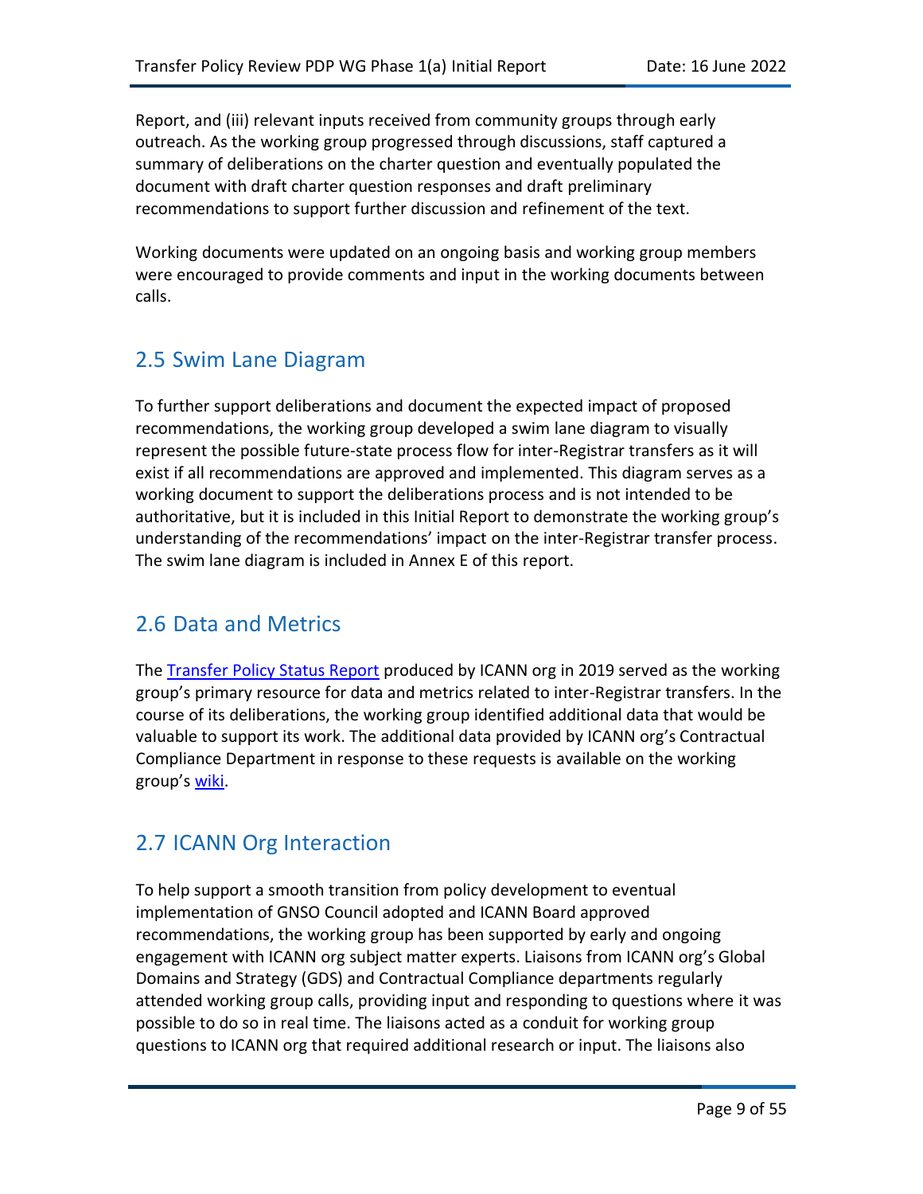Report, and (iii) relevant inputs received from community groups through early outreach. As the working group progressed through discussions, staff captured a summary of deliberations on the charter question and eventually populated the document with draft charter question responses and draft preliminary recommendations to support further discussion and refinement of the text.

Working documents were updated on an ongoing basis and working group members were encouraged to provide comments and input in the working documents between calls.

## 2.5 Swim Lane Diagram

To further support deliberations and document the expected impact of proposed recommendations, the working group developed a swim lane diagram to visually represent the possible future-state process flow for inter-Registrar transfers as it will exist if all recommendations are approved and implemented. This diagram serves as a working document to support the deliberations process and is not intended to be authoritative, but it is included in this Initial Report to demonstrate the working group's understanding of the recommendations' impact on the inter-Registrar transfer process. The swim lane diagram is included in Annex E of this report.

## 2.6 Data and Metrics

The [Transfer Policy Status Report](#) produced by ICANN org in 2019 served as the working group's primary resource for data and metrics related to inter-Registrar transfers. In the course of its deliberations, the working group identified additional data that would be valuable to support its work. The additional data provided by ICANN org's Contractual Compliance Department in response to these requests is available on the working group's [wiki](#).

## 2.7 ICANN Org Interaction

To help support a smooth transition from policy development to eventual implementation of GNSO Council adopted and ICANN Board approved recommendations, the working group has been supported by early and ongoing engagement with ICANN org subject matter experts. Liaisons from ICANN org's Global Domains and Strategy (GDS) and Contractual Compliance departments regularly attended working group calls, providing input and responding to questions where it was possible to do so in real time. The liaisons acted as a conduit for working group questions to ICANN org that required additional research or input. The liaisons also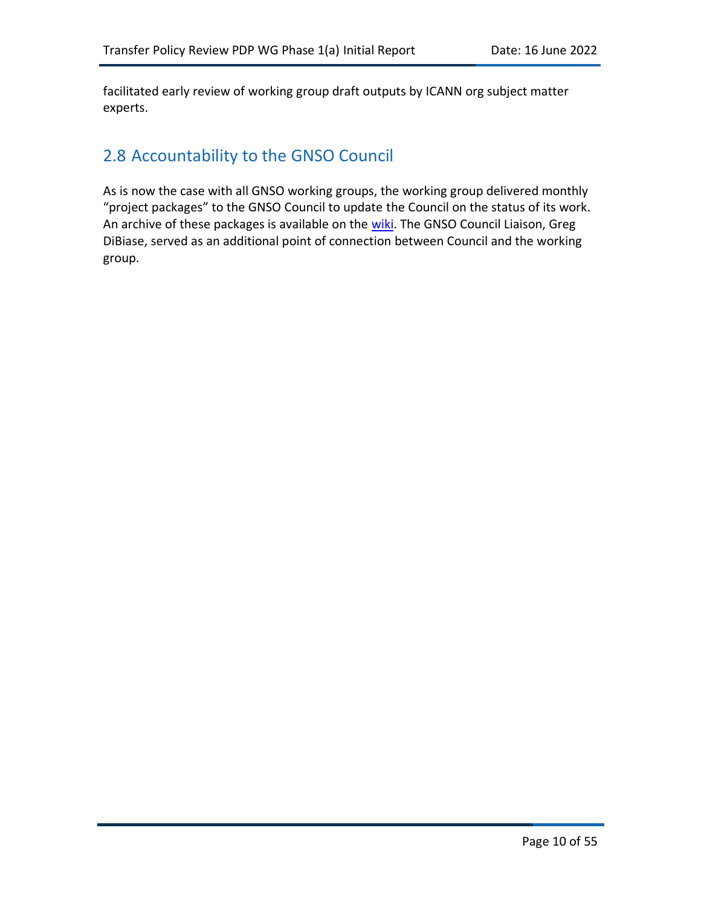facilitated early review of working group draft outputs by ICANN org subject matter experts.

## 2.8 Accountability to the GNSO Council

As is now the case with all GNSO working groups, the working group delivered monthly "project packages" to the GNSO Council to update the Council on the status of its work. An archive of these packages is available on the wiki. The GNSO Council Liaison, Greg DiBiase, served as an additional point of connection between Council and the working group.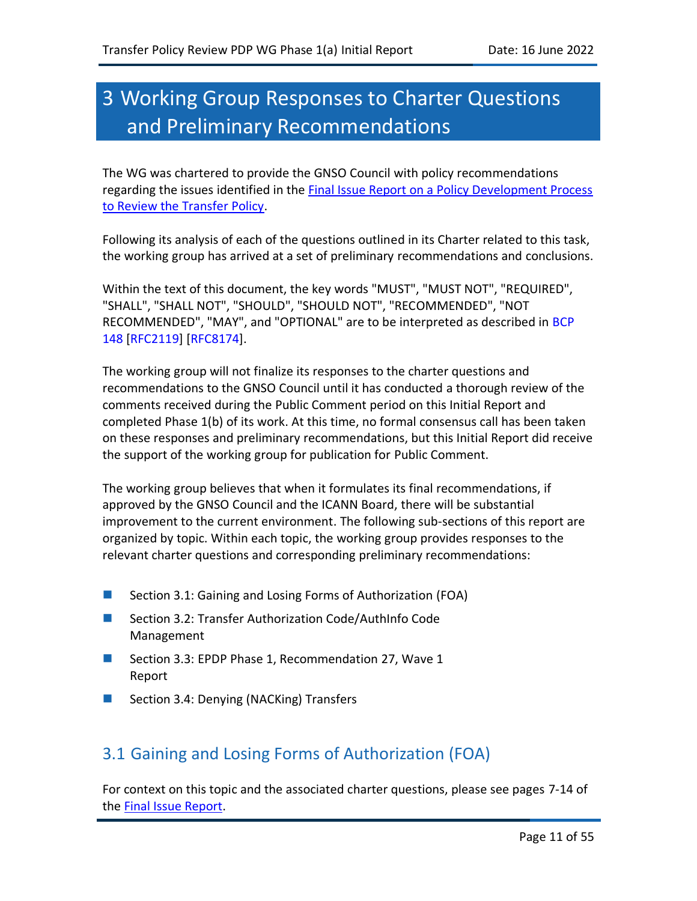# 3 Working Group Responses to Charter Questions and Preliminary Recommendations

The WG was chartered to provide the GNSO Council with policy recommendations regarding the issues identified in the [Final Issue Report on a Policy Development Process to Review the Transfer Policy](#).

Following its analysis of each of the questions outlined in its Charter related to this task, the working group has arrived at a set of preliminary recommendations and conclusions.

Within the text of this document, the key words "MUST", "MUST NOT", "REQUIRED", "SHALL", "SHALL NOT", "SHOULD", "SHOULD NOT", "RECOMMENDED", "NOT RECOMMENDED", "MAY", and "OPTIONAL" are to be interpreted as described in BCP 148 [RFC2119] [RFC8174].

The working group will not finalize its responses to the charter questions and recommendations to the GNSO Council until it has conducted a thorough review of the comments received during the Public Comment period on this Initial Report and completed Phase 1(b) of its work. At this time, no formal consensus call has been taken on these responses and preliminary recommendations, but this Initial Report did receive the support of the working group for publication for Public Comment.

The working group believes that when it formulates its final recommendations, if approved by the GNSO Council and the ICANN Board, there will be substantial improvement to the current environment. The following sub-sections of this report are organized by topic. Within each topic, the working group provides responses to the relevant charter questions and corresponding preliminary recommendations:

- Section 3.1: Gaining and Losing Forms of Authorization (FOA)
- Section 3.2: Transfer Authorization Code/AuthInfo Code Management
- Section 3.3: EPDP Phase 1, Recommendation 27, Wave 1 Report
- Section 3.4: Denying (NACKing) Transfers

## 3.1 Gaining and Losing Forms of Authorization (FOA)

For context on this topic and the associated charter questions, please see pages 7-14 of the [Final Issue Report](#).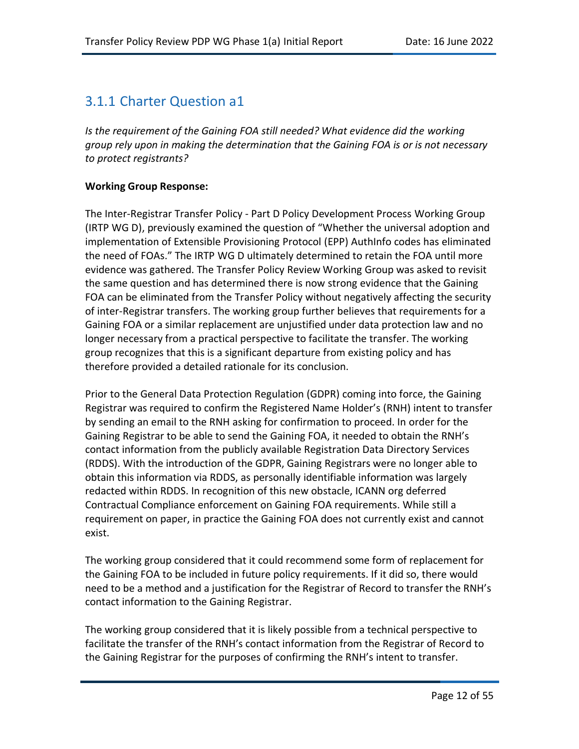### 3.1.1 Charter Question a1

*Is the requirement of the Gaining FOA still needed? What evidence did the working group rely upon in making the determination that the Gaining FOA is or is not necessary to protect registrants?*

**Working Group Response:**

The Inter-Registrar Transfer Policy - Part D Policy Development Process Working Group (IRTP WG D), previously examined the question of "Whether the universal adoption and implementation of Extensible Provisioning Protocol (EPP) AuthInfo codes has eliminated the need of FOAs." The IRTP WG D ultimately determined to retain the FOA until more evidence was gathered. The Transfer Policy Review Working Group was asked to revisit the same question and has determined there is now strong evidence that the Gaining FOA can be eliminated from the Transfer Policy without negatively affecting the security of inter-Registrar transfers. The working group further believes that requirements for a Gaining FOA or a similar replacement are unjustified under data protection law and no longer necessary from a practical perspective to facilitate the transfer. The working group recognizes that this is a significant departure from existing policy and has therefore provided a detailed rationale for its conclusion.

Prior to the General Data Protection Regulation (GDPR) coming into force, the Gaining Registrar was required to confirm the Registered Name Holder's (RNH) intent to transfer by sending an email to the RNH asking for confirmation to proceed. In order for the Gaining Registrar to be able to send the Gaining FOA, it needed to obtain the RNH's contact information from the publicly available Registration Data Directory Services (RDDS). With the introduction of the GDPR, Gaining Registrars were no longer able to obtain this information via RDDS, as personally identifiable information was largely redacted within RDDS. In recognition of this new obstacle, ICANN org deferred Contractual Compliance enforcement on Gaining FOA requirements. While still a requirement on paper, in practice the Gaining FOA does not currently exist and cannot exist.

The working group considered that it could recommend some form of replacement for the Gaining FOA to be included in future policy requirements. If it did so, there would need to be a method and a justification for the Registrar of Record to transfer the RNH's contact information to the Gaining Registrar.

The working group considered that it is likely possible from a technical perspective to facilitate the transfer of the RNH's contact information from the Registrar of Record to the Gaining Registrar for the purposes of confirming the RNH's intent to transfer.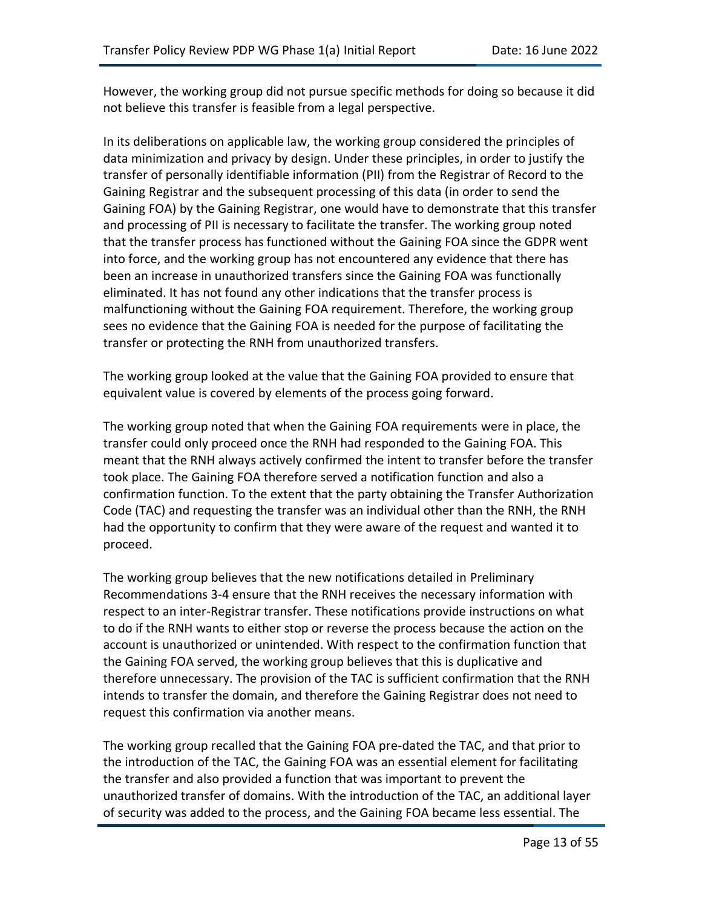However, the working group did not pursue specific methods for doing so because it did not believe this transfer is feasible from a legal perspective.

In its deliberations on applicable law, the working group considered the principles of data minimization and privacy by design. Under these principles, in order to justify the transfer of personally identifiable information (PII) from the Registrar of Record to the Gaining Registrar and the subsequent processing of this data (in order to send the Gaining FOA) by the Gaining Registrar, one would have to demonstrate that this transfer and processing of PII is necessary to facilitate the transfer. The working group noted that the transfer process has functioned without the Gaining FOA since the GDPR went into force, and the working group has not encountered any evidence that there has been an increase in unauthorized transfers since the Gaining FOA was functionally eliminated. It has not found any other indications that the transfer process is malfunctioning without the Gaining FOA requirement. Therefore, the working group sees no evidence that the Gaining FOA is needed for the purpose of facilitating the transfer or protecting the RNH from unauthorized transfers.

The working group looked at the value that the Gaining FOA provided to ensure that equivalent value is covered by elements of the process going forward.

The working group noted that when the Gaining FOA requirements were in place, the transfer could only proceed once the RNH had responded to the Gaining FOA. This meant that the RNH always actively confirmed the intent to transfer before the transfer took place. The Gaining FOA therefore served a notification function and also a confirmation function. To the extent that the party obtaining the Transfer Authorization Code (TAC) and requesting the transfer was an individual other than the RNH, the RNH had the opportunity to confirm that they were aware of the request and wanted it to proceed.

The working group believes that the new notifications detailed in Preliminary Recommendations 3-4 ensure that the RNH receives the necessary information with respect to an inter-Registrar transfer. These notifications provide instructions on what to do if the RNH wants to either stop or reverse the process because the action on the account is unauthorized or unintended. With respect to the confirmation function that the Gaining FOA served, the working group believes that this is duplicative and therefore unnecessary. The provision of the TAC is sufficient confirmation that the RNH intends to transfer the domain, and therefore the Gaining Registrar does not need to request this confirmation via another means.

The working group recalled that the Gaining FOA pre-dated the TAC, and that prior to the introduction of the TAC, the Gaining FOA was an essential element for facilitating the transfer and also provided a function that was important to prevent the unauthorized transfer of domains. With the introduction of the TAC, an additional layer of security was added to the process, and the Gaining FOA became less essential. The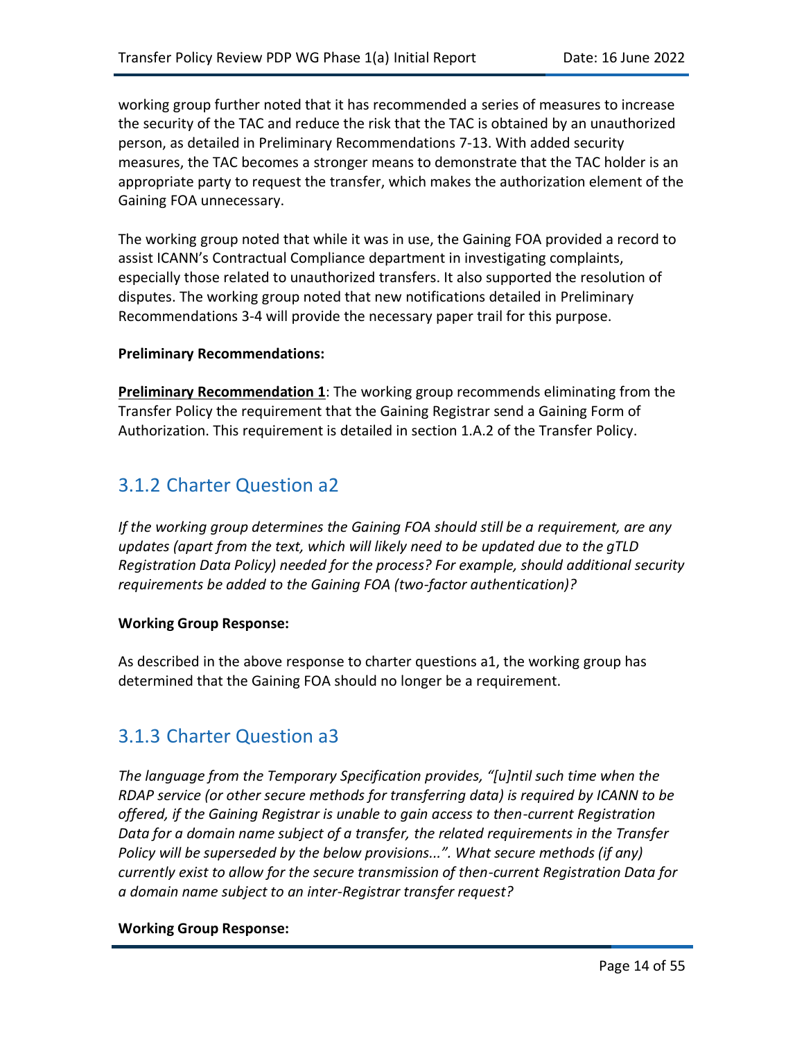working group further noted that it has recommended a series of measures to increase the security of the TAC and reduce the risk that the TAC is obtained by an unauthorized person, as detailed in Preliminary Recommendations 7-13. With added security measures, the TAC becomes a stronger means to demonstrate that the TAC holder is an appropriate party to request the transfer, which makes the authorization element of the Gaining FOA unnecessary.

The working group noted that while it was in use, the Gaining FOA provided a record to assist ICANN's Contractual Compliance department in investigating complaints, especially those related to unauthorized transfers. It also supported the resolution of disputes. The working group noted that new notifications detailed in Preliminary Recommendations 3-4 will provide the necessary paper trail for this purpose.

**Preliminary Recommendations:**

**Preliminary Recommendation 1**: The working group recommends eliminating from the Transfer Policy the requirement that the Gaining Registrar send a Gaining Form of Authorization. This requirement is detailed in section 1.A.2 of the Transfer Policy.

## 3.1.2 Charter Question a2

*If the working group determines the Gaining FOA should still be a requirement, are any updates (apart from the text, which will likely need to be updated due to the gTLD Registration Data Policy) needed for the process? For example, should additional security requirements be added to the Gaining FOA (two-factor authentication)?*

**Working Group Response:**

As described in the above response to charter questions a1, the working group has determined that the Gaining FOA should no longer be a requirement.

## 3.1.3 Charter Question a3

*The language from the Temporary Specification provides, "[u]ntil such time when the RDAP service (or other secure methods for transferring data) is required by ICANN to be offered, if the Gaining Registrar is unable to gain access to then-current Registration Data for a domain name subject of a transfer, the related requirements in the Transfer Policy will be superseded by the below provisions...". What secure methods (if any) currently exist to allow for the secure transmission of then-current Registration Data for a domain name subject to an inter-Registrar transfer request?*

**Working Group Response:**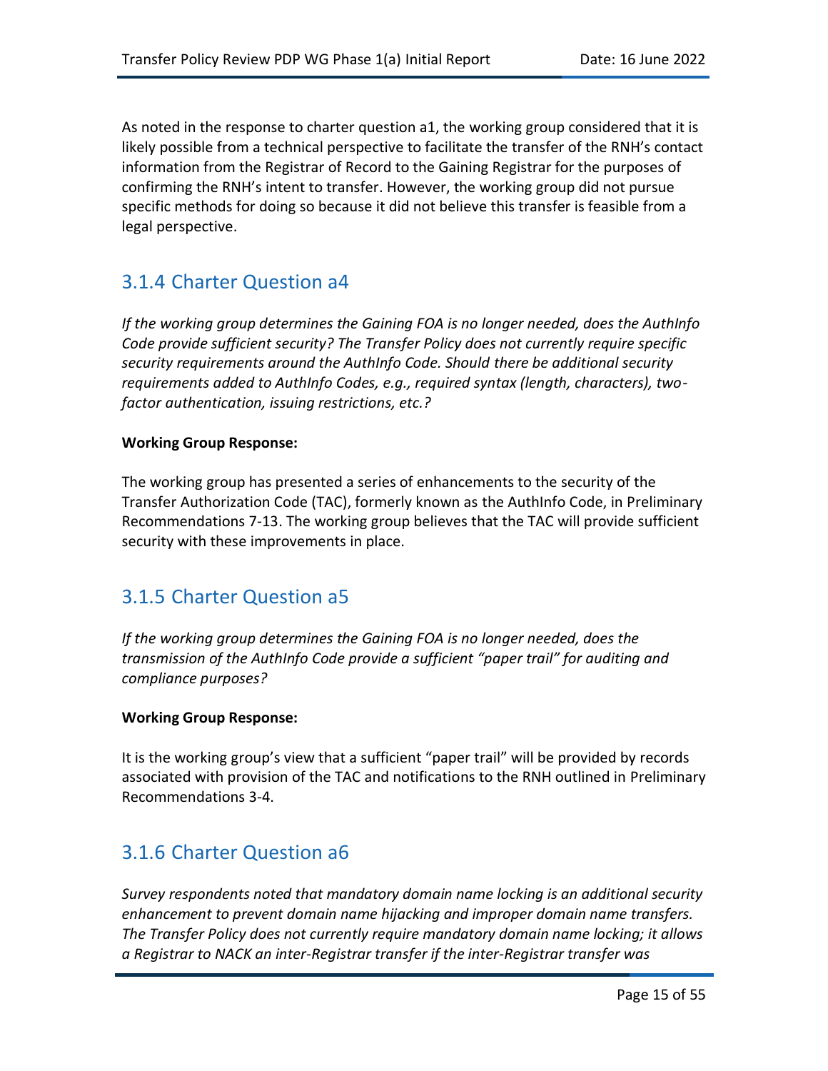As noted in the response to charter question a1, the working group considered that it is likely possible from a technical perspective to facilitate the transfer of the RNH's contact information from the Registrar of Record to the Gaining Registrar for the purposes of confirming the RNH's intent to transfer. However, the working group did not pursue specific methods for doing so because it did not believe this transfer is feasible from a legal perspective.

### 3.1.4 Charter Question a4

*If the working group determines the Gaining FOA is no longer needed, does the AuthInfo Code provide sufficient security? The Transfer Policy does not currently require specific security requirements around the AuthInfo Code. Should there be additional security requirements added to AuthInfo Codes, e.g., required syntax (length, characters), two-factor authentication, issuing restrictions, etc.?*

**Working Group Response:**

The working group has presented a series of enhancements to the security of the Transfer Authorization Code (TAC), formerly known as the AuthInfo Code, in Preliminary Recommendations 7-13. The working group believes that the TAC will provide sufficient security with these improvements in place.

### 3.1.5 Charter Question a5

*If the working group determines the Gaining FOA is no longer needed, does the transmission of the AuthInfo Code provide a sufficient "paper trail" for auditing and compliance purposes?*

**Working Group Response:**

It is the working group's view that a sufficient "paper trail" will be provided by records associated with provision of the TAC and notifications to the RNH outlined in Preliminary Recommendations 3-4.

### 3.1.6 Charter Question a6

*Survey respondents noted that mandatory domain name locking is an additional security enhancement to prevent domain name hijacking and improper domain name transfers. The Transfer Policy does not currently require mandatory domain name locking; it allows a Registrar to NACK an inter-Registrar transfer if the inter-Registrar transfer was*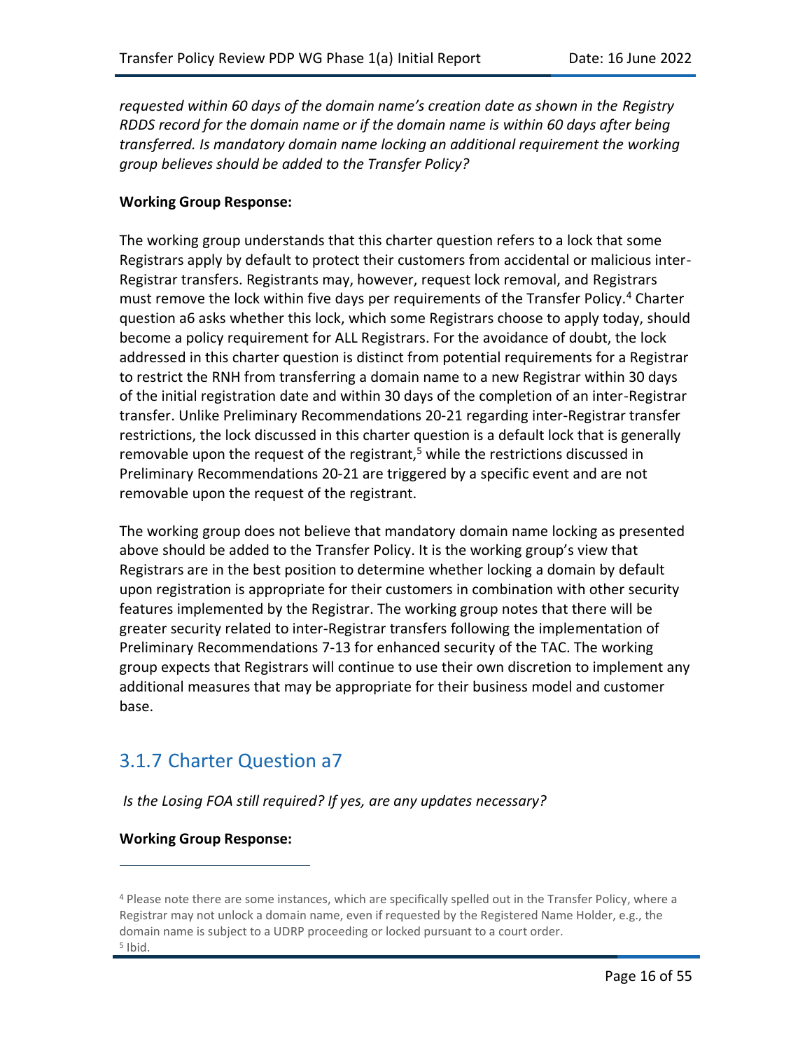*requested within 60 days of the domain name's creation date as shown in the Registry RDDS record for the domain name or if the domain name is within 60 days after being transferred. Is mandatory domain name locking an additional requirement the working group believes should be added to the Transfer Policy?*

**Working Group Response:**

The working group understands that this charter question refers to a lock that some Registrars apply by default to protect their customers from accidental or malicious inter-Registrar transfers. Registrants may, however, request lock removal, and Registrars must remove the lock within five days per requirements of the Transfer Policy.[4] Charter question a6 asks whether this lock, which some Registrars choose to apply today, should become a policy requirement for ALL Registrars. For the avoidance of doubt, the lock addressed in this charter question is distinct from potential requirements for a Registrar to restrict the RNH from transferring a domain name to a new Registrar within 30 days of the initial registration date and within 30 days of the completion of an inter-Registrar transfer. Unlike Preliminary Recommendations 20-21 regarding inter-Registrar transfer restrictions, the lock discussed in this charter question is a default lock that is generally removable upon the request of the registrant,[5] while the restrictions discussed in Preliminary Recommendations 20-21 are triggered by a specific event and are not removable upon the request of the registrant.

The working group does not believe that mandatory domain name locking as presented above should be added to the Transfer Policy. It is the working group's view that Registrars are in the best position to determine whether locking a domain by default upon registration is appropriate for their customers in combination with other security features implemented by the Registrar. The working group notes that there will be greater security related to inter-Registrar transfers following the implementation of Preliminary Recommendations 7-13 for enhanced security of the TAC. The working group expects that Registrars will continue to use their own discretion to implement any additional measures that may be appropriate for their business model and customer base.

## 3.1.7 Charter Question a7

*Is the Losing FOA still required? If yes, are any updates necessary?*

**Working Group Response:**

---

[4] Please note there are some instances, which are specifically spelled out in the Transfer Policy, where a Registrar may not unlock a domain name, even if requested by the Registered Name Holder, e.g., the domain name is subject to a UDRP proceeding or locked pursuant to a court order.

[5] Ibid.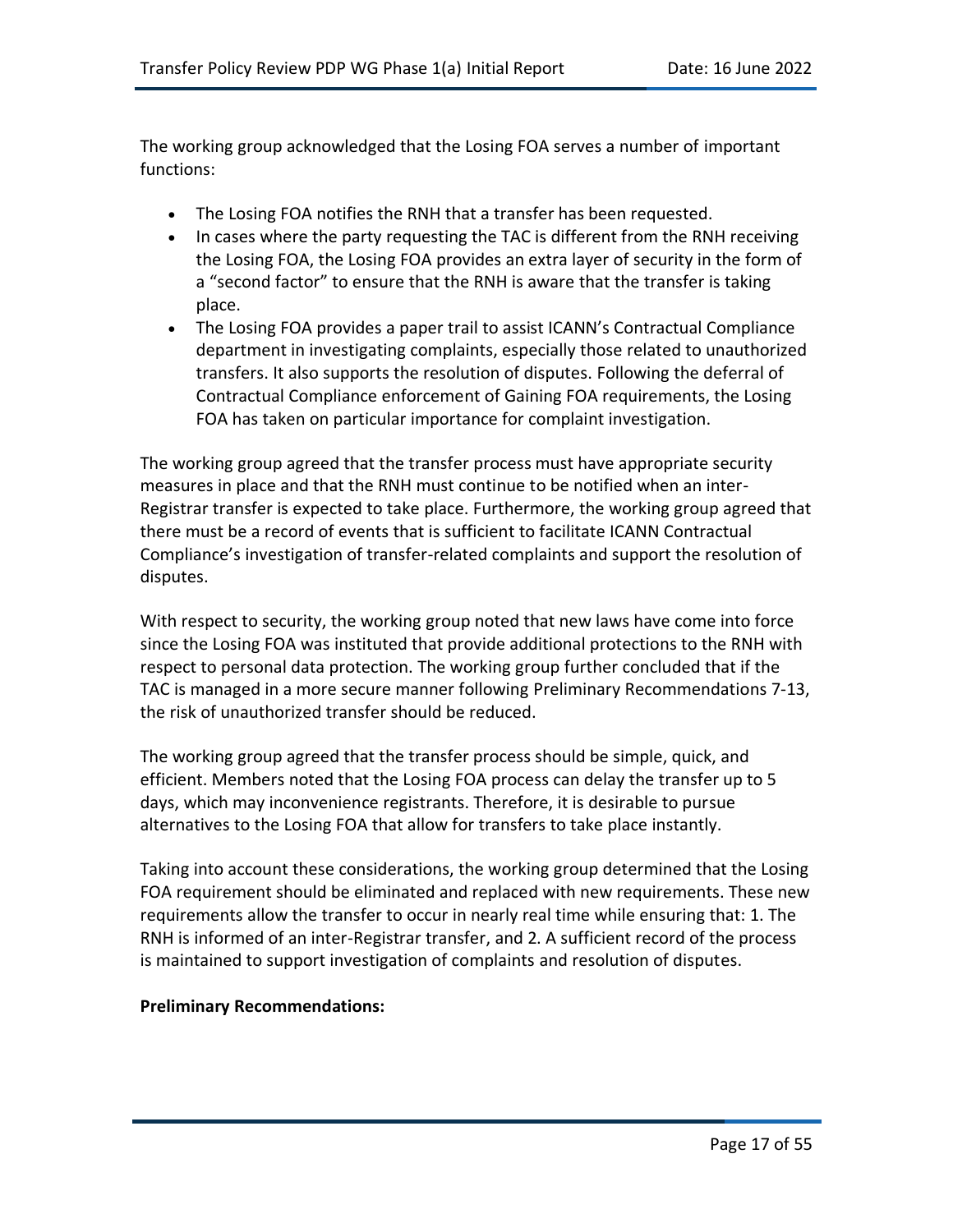The working group acknowledged that the Losing FOA serves a number of important functions:

- The Losing FOA notifies the RNH that a transfer has been requested.
- In cases where the party requesting the TAC is different from the RNH receiving the Losing FOA, the Losing FOA provides an extra layer of security in the form of a "second factor" to ensure that the RNH is aware that the transfer is taking place.
- The Losing FOA provides a paper trail to assist ICANN's Contractual Compliance department in investigating complaints, especially those related to unauthorized transfers. It also supports the resolution of disputes. Following the deferral of Contractual Compliance enforcement of Gaining FOA requirements, the Losing FOA has taken on particular importance for complaint investigation.

The working group agreed that the transfer process must have appropriate security measures in place and that the RNH must continue to be notified when an inter-Registrar transfer is expected to take place. Furthermore, the working group agreed that there must be a record of events that is sufficient to facilitate ICANN Contractual Compliance's investigation of transfer-related complaints and support the resolution of disputes.

With respect to security, the working group noted that new laws have come into force since the Losing FOA was instituted that provide additional protections to the RNH with respect to personal data protection. The working group further concluded that if the TAC is managed in a more secure manner following Preliminary Recommendations 7-13, the risk of unauthorized transfer should be reduced.

The working group agreed that the transfer process should be simple, quick, and efficient. Members noted that the Losing FOA process can delay the transfer up to 5 days, which may inconvenience registrants. Therefore, it is desirable to pursue alternatives to the Losing FOA that allow for transfers to take place instantly.

Taking into account these considerations, the working group determined that the Losing FOA requirement should be eliminated and replaced with new requirements. These new requirements allow the transfer to occur in nearly real time while ensuring that: 1. The RNH is informed of an inter-Registrar transfer, and 2. A sufficient record of the process is maintained to support investigation of complaints and resolution of disputes.

**Preliminary Recommendations:**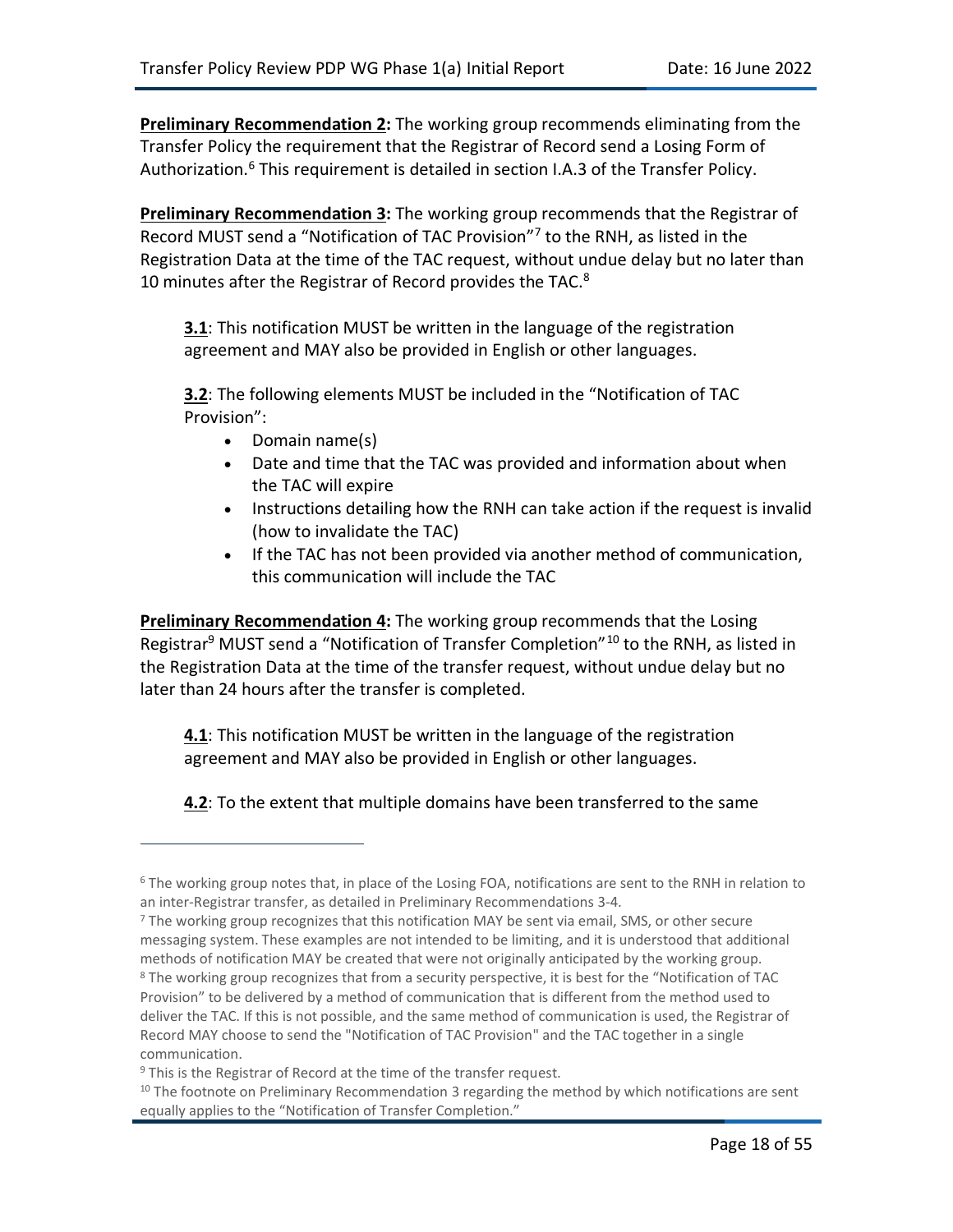**<u>Preliminary Recommendation 2</u>:** The working group recommends eliminating from the Transfer Policy the requirement that the Registrar of Record send a Losing Form of Authorization.[6] This requirement is detailed in section I.A.3 of the Transfer Policy.

**<u>Preliminary Recommendation 3</u>:** The working group recommends that the Registrar of Record MUST send a "Notification of TAC Provision"[7] to the RNH, as listed in the Registration Data at the time of the TAC request, without undue delay but no later than 10 minutes after the Registrar of Record provides the TAC.[8]

> **<u>3.1</u>**: This notification MUST be written in the language of the registration agreement and MAY also be provided in English or other languages.
>
> **<u>3.2</u>**: The following elements MUST be included in the "Notification of TAC Provision":
>
> - Domain name(s)
> - Date and time that the TAC was provided and information about when the TAC will expire
> - Instructions detailing how the RNH can take action if the request is invalid (how to invalidate the TAC)
> - If the TAC has not been provided via another method of communication, this communication will include the TAC

**<u>Preliminary Recommendation 4</u>:** The working group recommends that the Losing Registrar[9] MUST send a "Notification of Transfer Completion"[10] to the RNH, as listed in the Registration Data at the time of the transfer request, without undue delay but no later than 24 hours after the transfer is completed.

> **<u>4.1</u>**: This notification MUST be written in the language of the registration agreement and MAY also be provided in English or other languages.
>
> **<u>4.2</u>**: To the extent that multiple domains have been transferred to the same

---

[6] The working group notes that, in place of the Losing FOA, notifications are sent to the RNH in relation to an inter-Registrar transfer, as detailed in Preliminary Recommendations 3-4.

[7] The working group recognizes that this notification MAY be sent via email, SMS, or other secure messaging system. These examples are not intended to be limiting, and it is understood that additional methods of notification MAY be created that were not originally anticipated by the working group.

[8] The working group recognizes that from a security perspective, it is best for the "Notification of TAC Provision" to be delivered by a method of communication that is different from the method used to deliver the TAC. If this is not possible, and the same method of communication is used, the Registrar of Record MAY choose to send the "Notification of TAC Provision" and the TAC together in a single communication.

[9] This is the Registrar of Record at the time of the transfer request.

[10] The footnote on Preliminary Recommendation 3 regarding the method by which notifications are sent equally applies to the "Notification of Transfer Completion."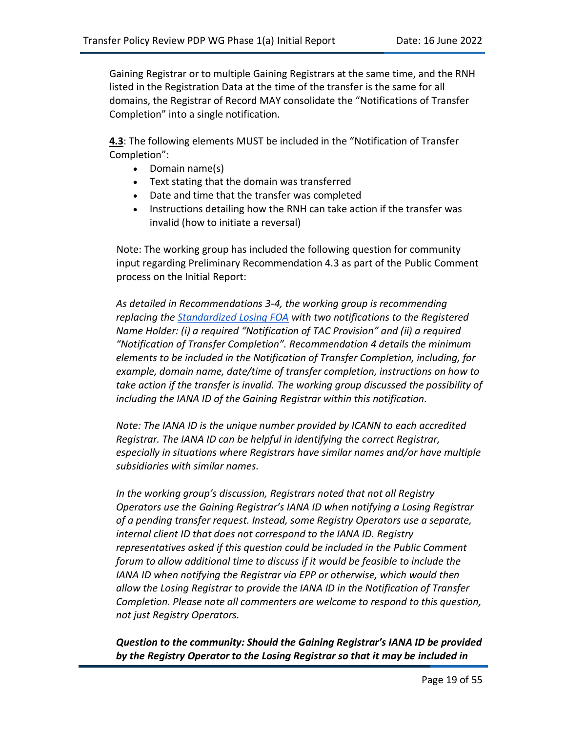Gaining Registrar or to multiple Gaining Registrars at the same time, and the RNH listed in the Registration Data at the time of the transfer is the same for all domains, the Registrar of Record MAY consolidate the "Notifications of Transfer Completion" into a single notification.

**4.3**: The following elements MUST be included in the "Notification of Transfer Completion":

- Domain name(s)
- Text stating that the domain was transferred
- Date and time that the transfer was completed
- Instructions detailing how the RNH can take action if the transfer was invalid (how to initiate a reversal)

Note: The working group has included the following question for community input regarding Preliminary Recommendation 4.3 as part of the Public Comment process on the Initial Report:

*As detailed in Recommendations 3-4, the working group is recommending replacing the Standardized Losing FOA with two notifications to the Registered Name Holder: (i) a required "Notification of TAC Provision" and (ii) a required "Notification of Transfer Completion". Recommendation 4 details the minimum elements to be included in the Notification of Transfer Completion, including, for example, domain name, date/time of transfer completion, instructions on how to take action if the transfer is invalid. The working group discussed the possibility of including the IANA ID of the Gaining Registrar within this notification.*

*Note: The IANA ID is the unique number provided by ICANN to each accredited Registrar. The IANA ID can be helpful in identifying the correct Registrar, especially in situations where Registrars have similar names and/or have multiple subsidiaries with similar names.*

*In the working group's discussion, Registrars noted that not all Registry Operators use the Gaining Registrar's IANA ID when notifying a Losing Registrar of a pending transfer request. Instead, some Registry Operators use a separate, internal client ID that does not correspond to the IANA ID. Registry representatives asked if this question could be included in the Public Comment forum to allow additional time to discuss if it would be feasible to include the IANA ID when notifying the Registrar via EPP or otherwise, which would then allow the Losing Registrar to provide the IANA ID in the Notification of Transfer Completion. Please note all commenters are welcome to respond to this question, not just Registry Operators.*

***Question to the community: Should the Gaining Registrar's IANA ID be provided by the Registry Operator to the Losing Registrar so that it may be included in***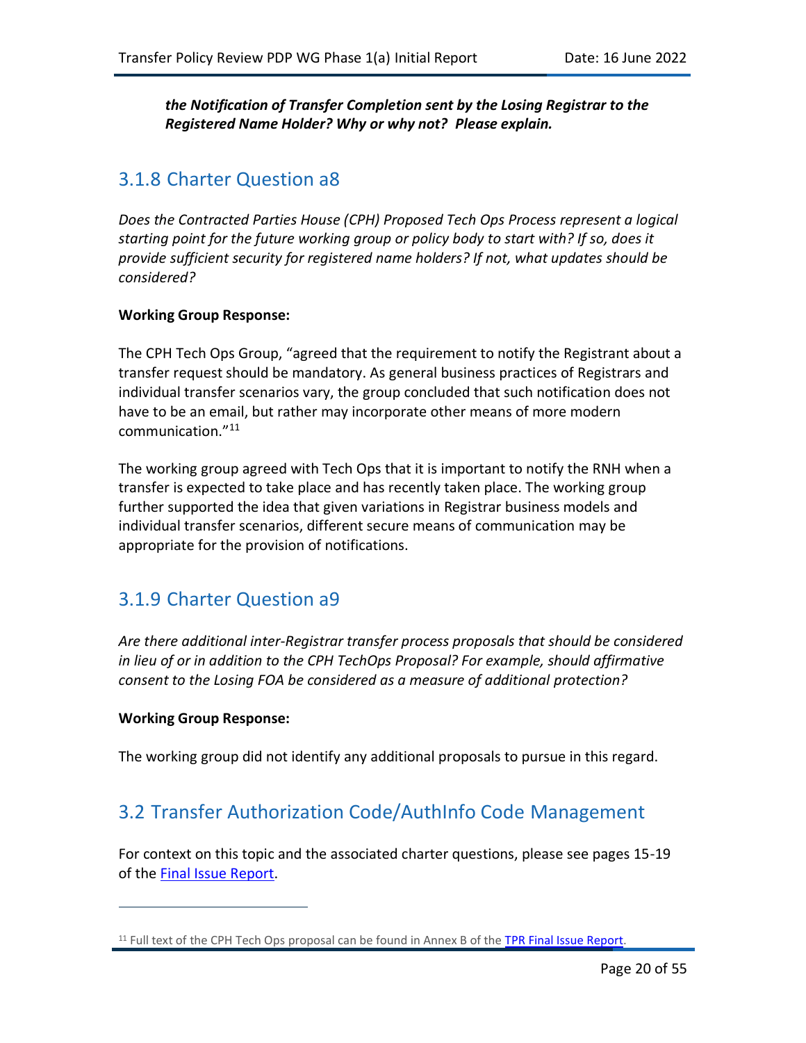***the Notification of Transfer Completion sent by the Losing Registrar to the Registered Name Holder? Why or why not? Please explain.***

## 3.1.8 Charter Question a8

*Does the Contracted Parties House (CPH) Proposed Tech Ops Process represent a logical starting point for the future working group or policy body to start with? If so, does it provide sufficient security for registered name holders? If not, what updates should be considered?*

**Working Group Response:**

The CPH Tech Ops Group, "agreed that the requirement to notify the Registrant about a transfer request should be mandatory. As general business practices of Registrars and individual transfer scenarios vary, the group concluded that such notification does not have to be an email, but rather may incorporate other means of more modern communication."[11]

The working group agreed with Tech Ops that it is important to notify the RNH when a transfer is expected to take place and has recently taken place. The working group further supported the idea that given variations in Registrar business models and individual transfer scenarios, different secure means of communication may be appropriate for the provision of notifications.

## 3.1.9 Charter Question a9

*Are there additional inter-Registrar transfer process proposals that should be considered in lieu of or in addition to the CPH TechOps Proposal? For example, should affirmative consent to the Losing FOA be considered as a measure of additional protection?*

**Working Group Response:**

The working group did not identify any additional proposals to pursue in this regard.

## 3.2 Transfer Authorization Code/AuthInfo Code Management

For context on this topic and the associated charter questions, please see pages 15-19 of the Final Issue Report.

---

[11] Full text of the CPH Tech Ops proposal can be found in Annex B of the TPR Final Issue Report.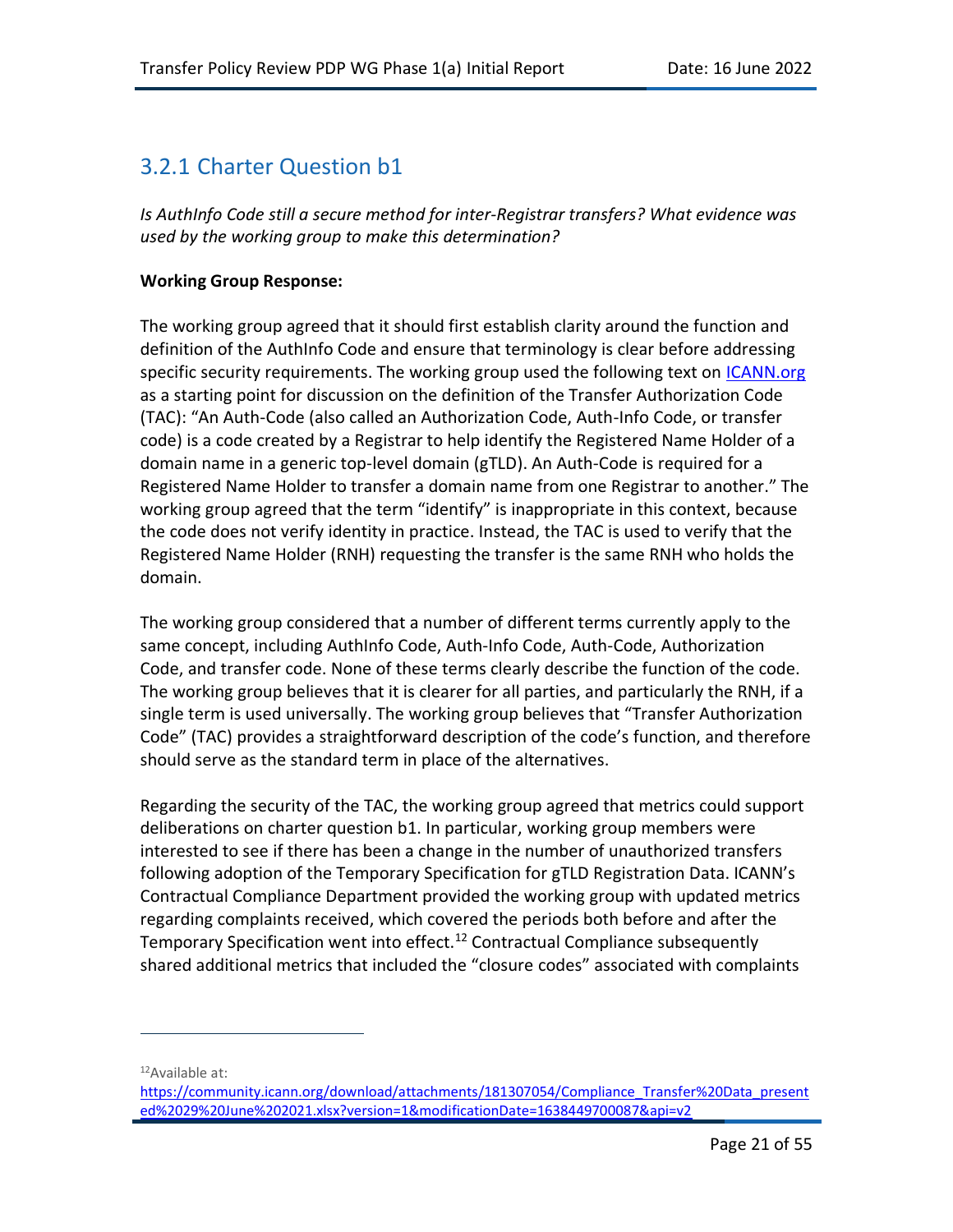## 3.2.1 Charter Question b1

*Is AuthInfo Code still a secure method for inter-Registrar transfers? What evidence was used by the working group to make this determination?*

**Working Group Response:**

The working group agreed that it should first establish clarity around the function and definition of the AuthInfo Code and ensure that terminology is clear before addressing specific security requirements. The working group used the following text on [ICANN.org](https://ICANN.org) as a starting point for discussion on the definition of the Transfer Authorization Code (TAC): "An Auth-Code (also called an Authorization Code, Auth-Info Code, or transfer code) is a code created by a Registrar to help identify the Registered Name Holder of a domain name in a generic top-level domain (gTLD). An Auth-Code is required for a Registered Name Holder to transfer a domain name from one Registrar to another." The working group agreed that the term "identify" is inappropriate in this context, because the code does not verify identity in practice. Instead, the TAC is used to verify that the Registered Name Holder (RNH) requesting the transfer is the same RNH who holds the domain.

The working group considered that a number of different terms currently apply to the same concept, including AuthInfo Code, Auth-Info Code, Auth-Code, Authorization Code, and transfer code. None of these terms clearly describe the function of the code. The working group believes that it is clearer for all parties, and particularly the RNH, if a single term is used universally. The working group believes that "Transfer Authorization Code" (TAC) provides a straightforward description of the code's function, and therefore should serve as the standard term in place of the alternatives.

Regarding the security of the TAC, the working group agreed that metrics could support deliberations on charter question b1. In particular, working group members were interested to see if there has been a change in the number of unauthorized transfers following adoption of the Temporary Specification for gTLD Registration Data. ICANN's Contractual Compliance Department provided the working group with updated metrics regarding complaints received, which covered the periods both before and after the Temporary Specification went into effect.[12] Contractual Compliance subsequently shared additional metrics that included the "closure codes" associated with complaints

[12] Available at: https://community.icann.org/download/attachments/181307054/Compliance_Transfer%20Data_presented%2029%20June%202021.xlsx?version=1&modificationDate=1638449700087&api=v2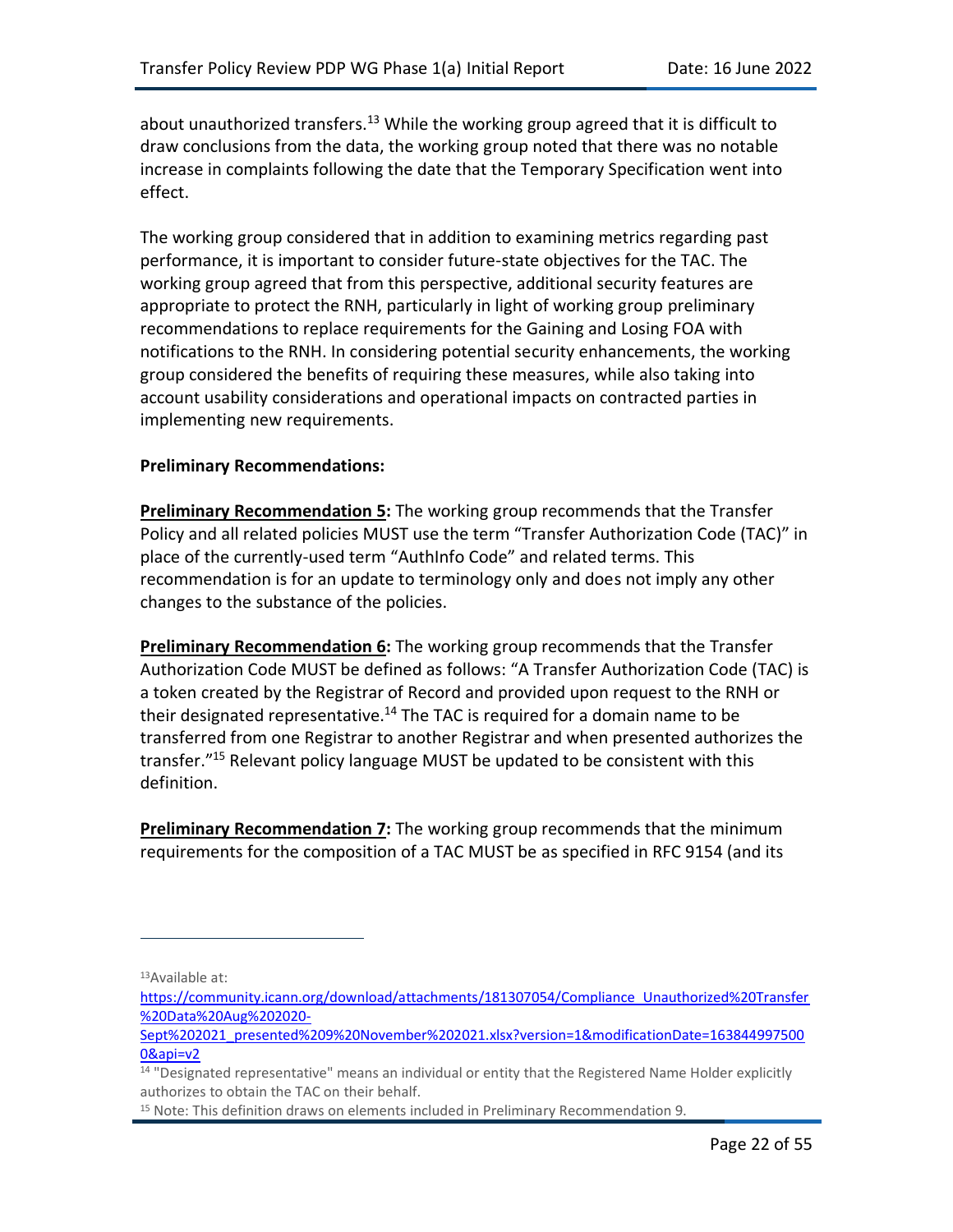about unauthorized transfers.[13] While the working group agreed that it is difficult to draw conclusions from the data, the working group noted that there was no notable increase in complaints following the date that the Temporary Specification went into effect.

The working group considered that in addition to examining metrics regarding past performance, it is important to consider future-state objectives for the TAC. The working group agreed that from this perspective, additional security features are appropriate to protect the RNH, particularly in light of working group preliminary recommendations to replace requirements for the Gaining and Losing FOA with notifications to the RNH. In considering potential security enhancements, the working group considered the benefits of requiring these measures, while also taking into account usability considerations and operational impacts on contracted parties in implementing new requirements.

**Preliminary Recommendations:**

**Preliminary Recommendation 5:** The working group recommends that the Transfer Policy and all related policies MUST use the term "Transfer Authorization Code (TAC)" in place of the currently-used term "AuthInfo Code" and related terms. This recommendation is for an update to terminology only and does not imply any other changes to the substance of the policies.

**Preliminary Recommendation 6:** The working group recommends that the Transfer Authorization Code MUST be defined as follows: "A Transfer Authorization Code (TAC) is a token created by the Registrar of Record and provided upon request to the RNH or their designated representative.[14] The TAC is required for a domain name to be transferred from one Registrar to another Registrar and when presented authorizes the transfer."[15] Relevant policy language MUST be updated to be consistent with this definition.

**Preliminary Recommendation 7:** The working group recommends that the minimum requirements for the composition of a TAC MUST be as specified in RFC 9154 (and its

---

[13] Available at: https://community.icann.org/download/attachments/181307054/Compliance_Unauthorized%20Transfer%20Data%20Aug%202020-Sept%202021_presented%209%20November%202021.xlsx?version=1&modificationDate=1638449975000&api=v2

[14] "Designated representative" means an individual or entity that the Registered Name Holder explicitly authorizes to obtain the TAC on their behalf.

[15] Note: This definition draws on elements included in Preliminary Recommendation 9.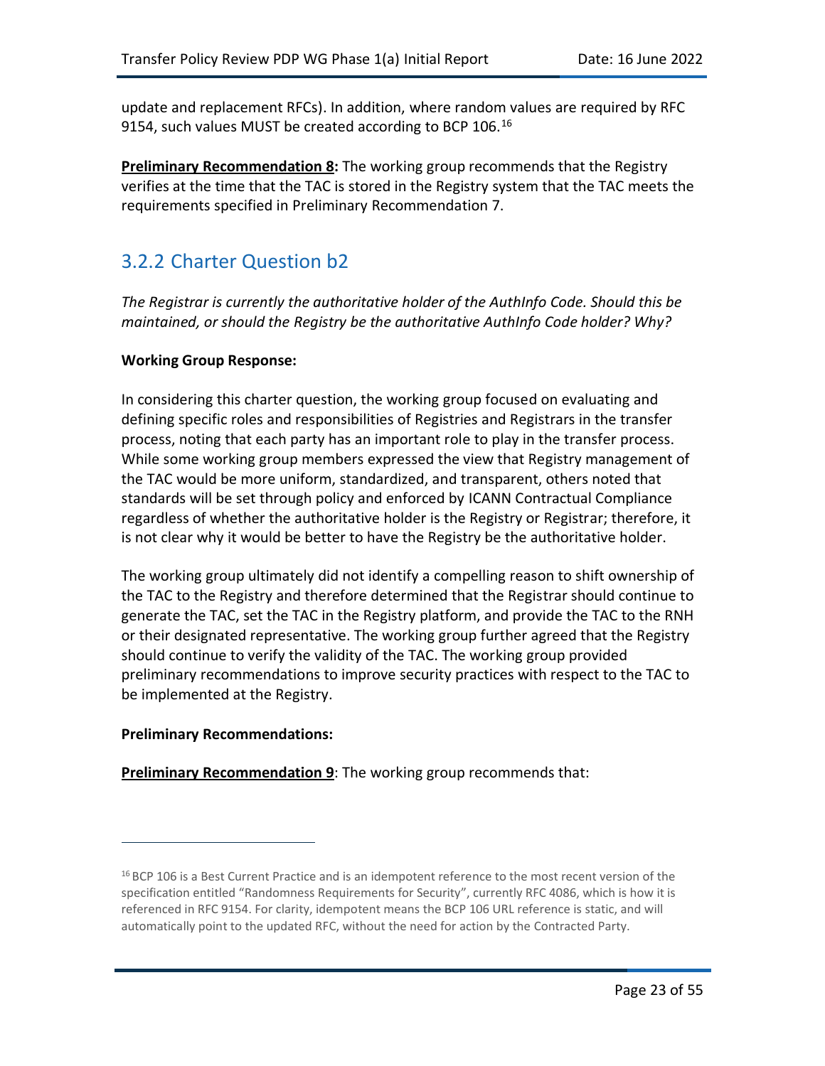update and replacement RFCs). In addition, where random values are required by RFC 9154, such values MUST be created according to BCP 106.[16]

**Preliminary Recommendation 8:** The working group recommends that the Registry verifies at the time that the TAC is stored in the Registry system that the TAC meets the requirements specified in Preliminary Recommendation 7.

## 3.2.2 Charter Question b2

*The Registrar is currently the authoritative holder of the AuthInfo Code. Should this be maintained, or should the Registry be the authoritative AuthInfo Code holder? Why?*

**Working Group Response:**

In considering this charter question, the working group focused on evaluating and defining specific roles and responsibilities of Registries and Registrars in the transfer process, noting that each party has an important role to play in the transfer process. While some working group members expressed the view that Registry management of the TAC would be more uniform, standardized, and transparent, others noted that standards will be set through policy and enforced by ICANN Contractual Compliance regardless of whether the authoritative holder is the Registry or Registrar; therefore, it is not clear why it would be better to have the Registry be the authoritative holder.

The working group ultimately did not identify a compelling reason to shift ownership of the TAC to the Registry and therefore determined that the Registrar should continue to generate the TAC, set the TAC in the Registry platform, and provide the TAC to the RNH or their designated representative. The working group further agreed that the Registry should continue to verify the validity of the TAC. The working group provided preliminary recommendations to improve security practices with respect to the TAC to be implemented at the Registry.

**Preliminary Recommendations:**

**Preliminary Recommendation 9**: The working group recommends that:

[16] BCP 106 is a Best Current Practice and is an idempotent reference to the most recent version of the specification entitled "Randomness Requirements for Security", currently RFC 4086, which is how it is referenced in RFC 9154. For clarity, idempotent means the BCP 106 URL reference is static, and will automatically point to the updated RFC, without the need for action by the Contracted Party.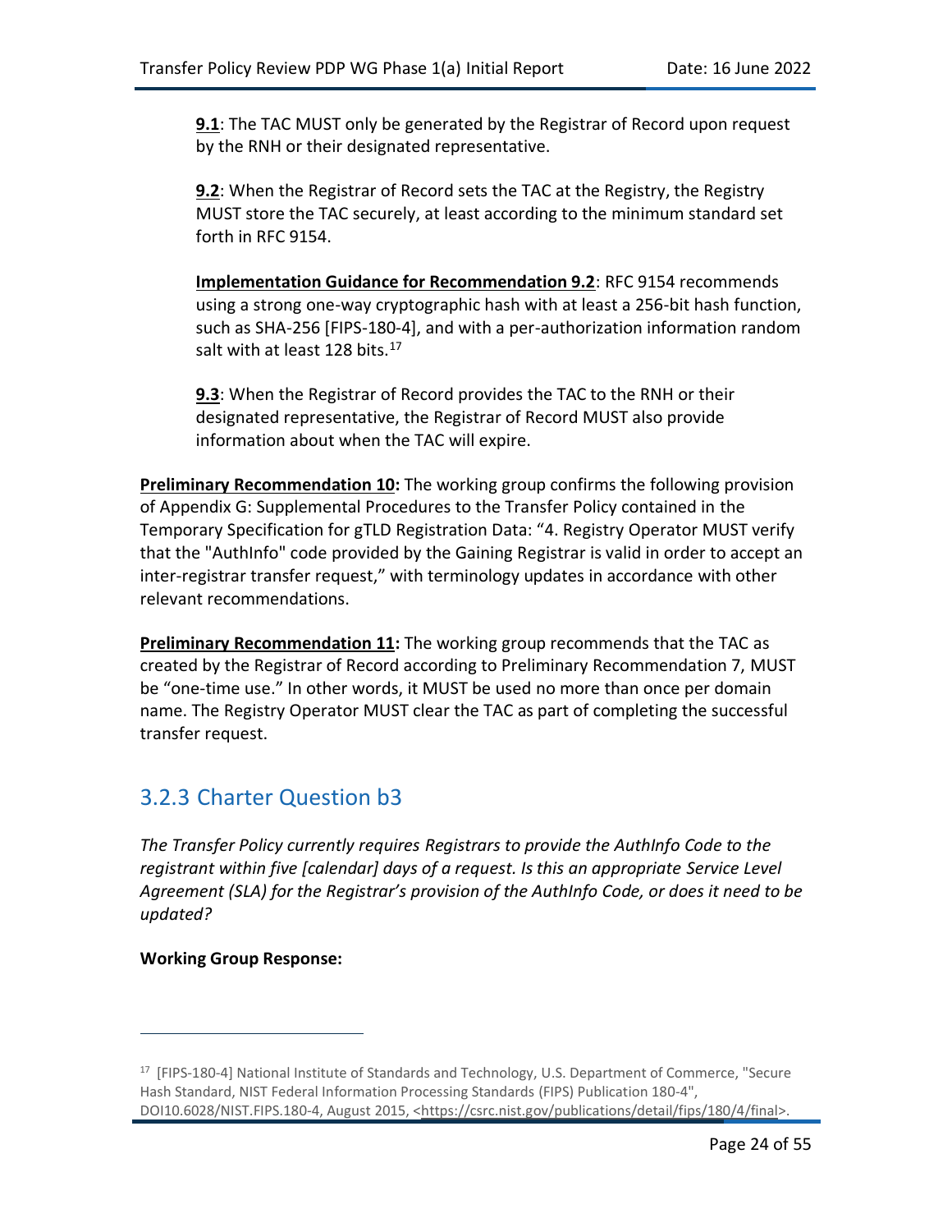**9.1**: The TAC MUST only be generated by the Registrar of Record upon request by the RNH or their designated representative.

**9.2**: When the Registrar of Record sets the TAC at the Registry, the Registry MUST store the TAC securely, at least according to the minimum standard set forth in RFC 9154.

**Implementation Guidance for Recommendation 9.2**: RFC 9154 recommends using a strong one-way cryptographic hash with at least a 256-bit hash function, such as SHA-256 [FIPS-180-4], and with a per-authorization information random salt with at least 128 bits.[17]

**9.3**: When the Registrar of Record provides the TAC to the RNH or their designated representative, the Registrar of Record MUST also provide information about when the TAC will expire.

**Preliminary Recommendation 10:** The working group confirms the following provision of Appendix G: Supplemental Procedures to the Transfer Policy contained in the Temporary Specification for gTLD Registration Data: "4. Registry Operator MUST verify that the "AuthInfo" code provided by the Gaining Registrar is valid in order to accept an inter-registrar transfer request," with terminology updates in accordance with other relevant recommendations.

**Preliminary Recommendation 11:** The working group recommends that the TAC as created by the Registrar of Record according to Preliminary Recommendation 7, MUST be "one-time use." In other words, it MUST be used no more than once per domain name. The Registry Operator MUST clear the TAC as part of completing the successful transfer request.

### 3.2.3 Charter Question b3

*The Transfer Policy currently requires Registrars to provide the AuthInfo Code to the registrant within five [calendar] days of a request. Is this an appropriate Service Level Agreement (SLA) for the Registrar's provision of the AuthInfo Code, or does it need to be updated?*

**Working Group Response:**

---

[17] [FIPS-180-4] National Institute of Standards and Technology, U.S. Department of Commerce, "Secure Hash Standard, NIST Federal Information Processing Standards (FIPS) Publication 180-4", DOI10.6028/NIST.FIPS.180-4, August 2015, <https://csrc.nist.gov/publications/detail/fips/180/4/final>.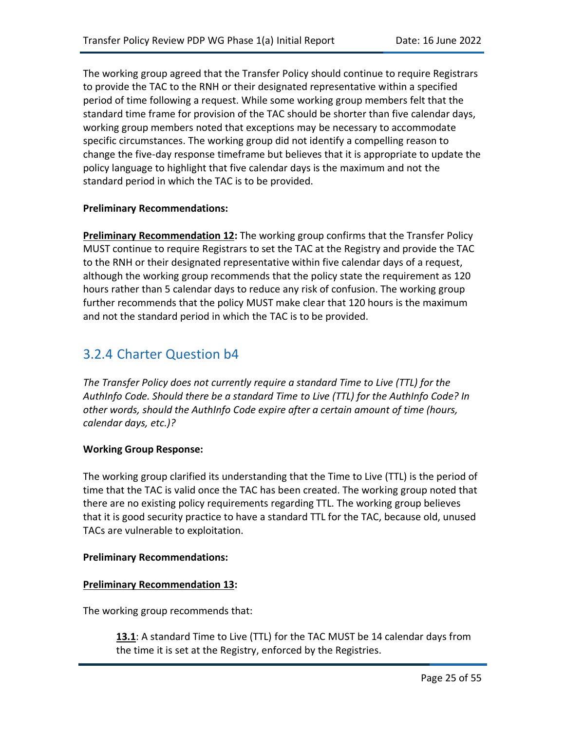The working group agreed that the Transfer Policy should continue to require Registrars to provide the TAC to the RNH or their designated representative within a specified period of time following a request. While some working group members felt that the standard time frame for provision of the TAC should be shorter than five calendar days, working group members noted that exceptions may be necessary to accommodate specific circumstances. The working group did not identify a compelling reason to change the five-day response timeframe but believes that it is appropriate to update the policy language to highlight that five calendar days is the maximum and not the standard period in which the TAC is to be provided.

**Preliminary Recommendations:**

**Preliminary Recommendation 12:** The working group confirms that the Transfer Policy MUST continue to require Registrars to set the TAC at the Registry and provide the TAC to the RNH or their designated representative within five calendar days of a request, although the working group recommends that the policy state the requirement as 120 hours rather than 5 calendar days to reduce any risk of confusion. The working group further recommends that the policy MUST make clear that 120 hours is the maximum and not the standard period in which the TAC is to be provided.

## 3.2.4 Charter Question b4

*The Transfer Policy does not currently require a standard Time to Live (TTL) for the AuthInfo Code. Should there be a standard Time to Live (TTL) for the AuthInfo Code? In other words, should the AuthInfo Code expire after a certain amount of time (hours, calendar days, etc.)?*

**Working Group Response:**

The working group clarified its understanding that the Time to Live (TTL) is the period of time that the TAC is valid once the TAC has been created. The working group noted that there are no existing policy requirements regarding TTL. The working group believes that it is good security practice to have a standard TTL for the TAC, because old, unused TACs are vulnerable to exploitation.

**Preliminary Recommendations:**

**Preliminary Recommendation 13:**

The working group recommends that:

> **13.1**: A standard Time to Live (TTL) for the TAC MUST be 14 calendar days from the time it is set at the Registry, enforced by the Registries.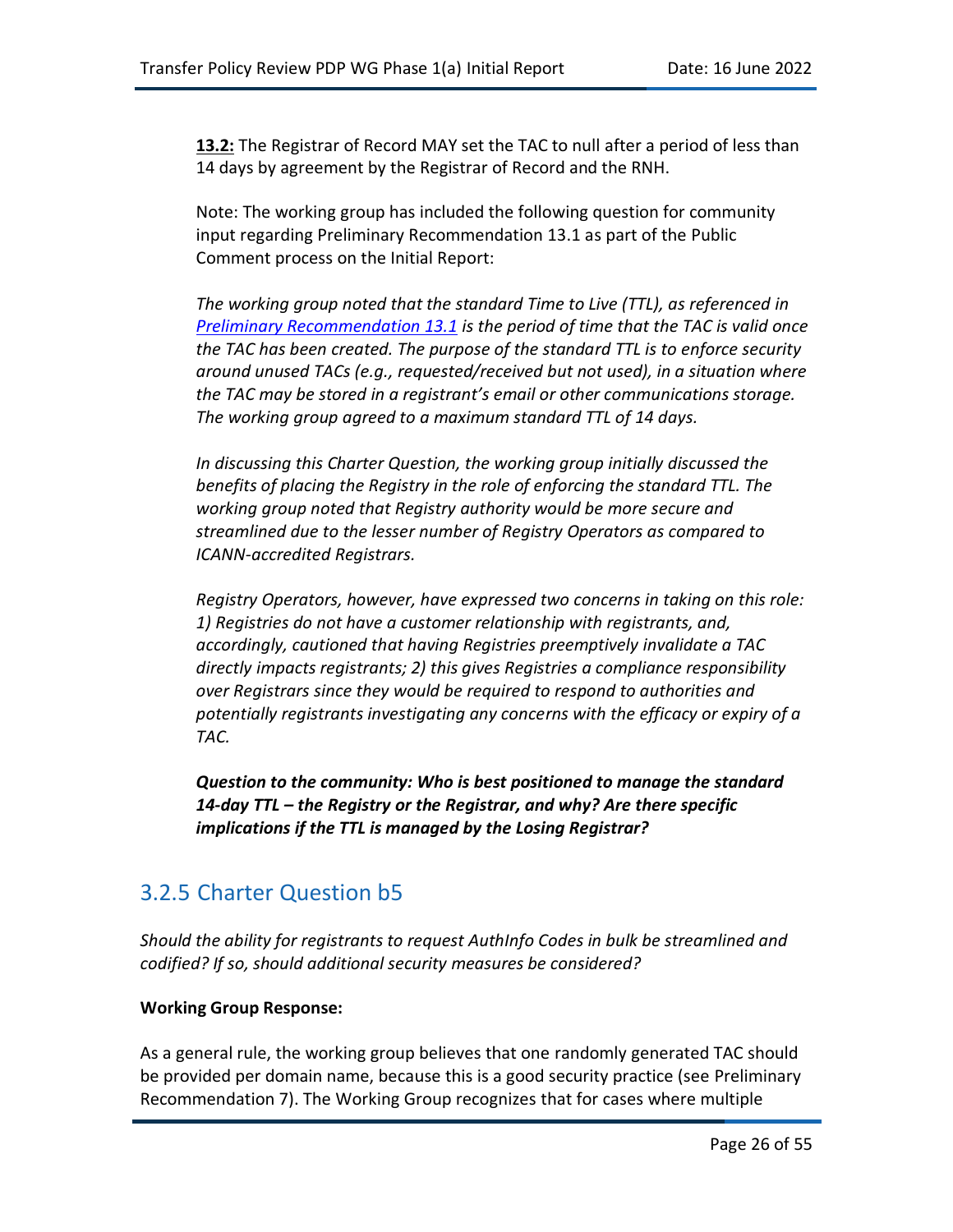**13.2:** The Registrar of Record MAY set the TAC to null after a period of less than 14 days by agreement by the Registrar of Record and the RNH.

Note: The working group has included the following question for community input regarding Preliminary Recommendation 13.1 as part of the Public Comment process on the Initial Report:

*The working group noted that the standard Time to Live (TTL), as referenced in [Preliminary Recommendation 13.1] is the period of time that the TAC is valid once the TAC has been created. The purpose of the standard TTL is to enforce security around unused TACs (e.g., requested/received but not used), in a situation where the TAC may be stored in a registrant's email or other communications storage. The working group agreed to a maximum standard TTL of 14 days.*

*In discussing this Charter Question, the working group initially discussed the benefits of placing the Registry in the role of enforcing the standard TTL. The working group noted that Registry authority would be more secure and streamlined due to the lesser number of Registry Operators as compared to ICANN-accredited Registrars.*

*Registry Operators, however, have expressed two concerns in taking on this role: 1) Registries do not have a customer relationship with registrants, and, accordingly, cautioned that having Registries preemptively invalidate a TAC directly impacts registrants; 2) this gives Registries a compliance responsibility over Registrars since they would be required to respond to authorities and potentially registrants investigating any concerns with the efficacy or expiry of a TAC.*

***Question to the community: Who is best positioned to manage the standard 14-day TTL – the Registry or the Registrar, and why? Are there specific implications if the TTL is managed by the Losing Registrar?***

## 3.2.5 Charter Question b5

*Should the ability for registrants to request AuthInfo Codes in bulk be streamlined and codified? If so, should additional security measures be considered?*

**Working Group Response:**

As a general rule, the working group believes that one randomly generated TAC should be provided per domain name, because this is a good security practice (see Preliminary Recommendation 7). The Working Group recognizes that for cases where multiple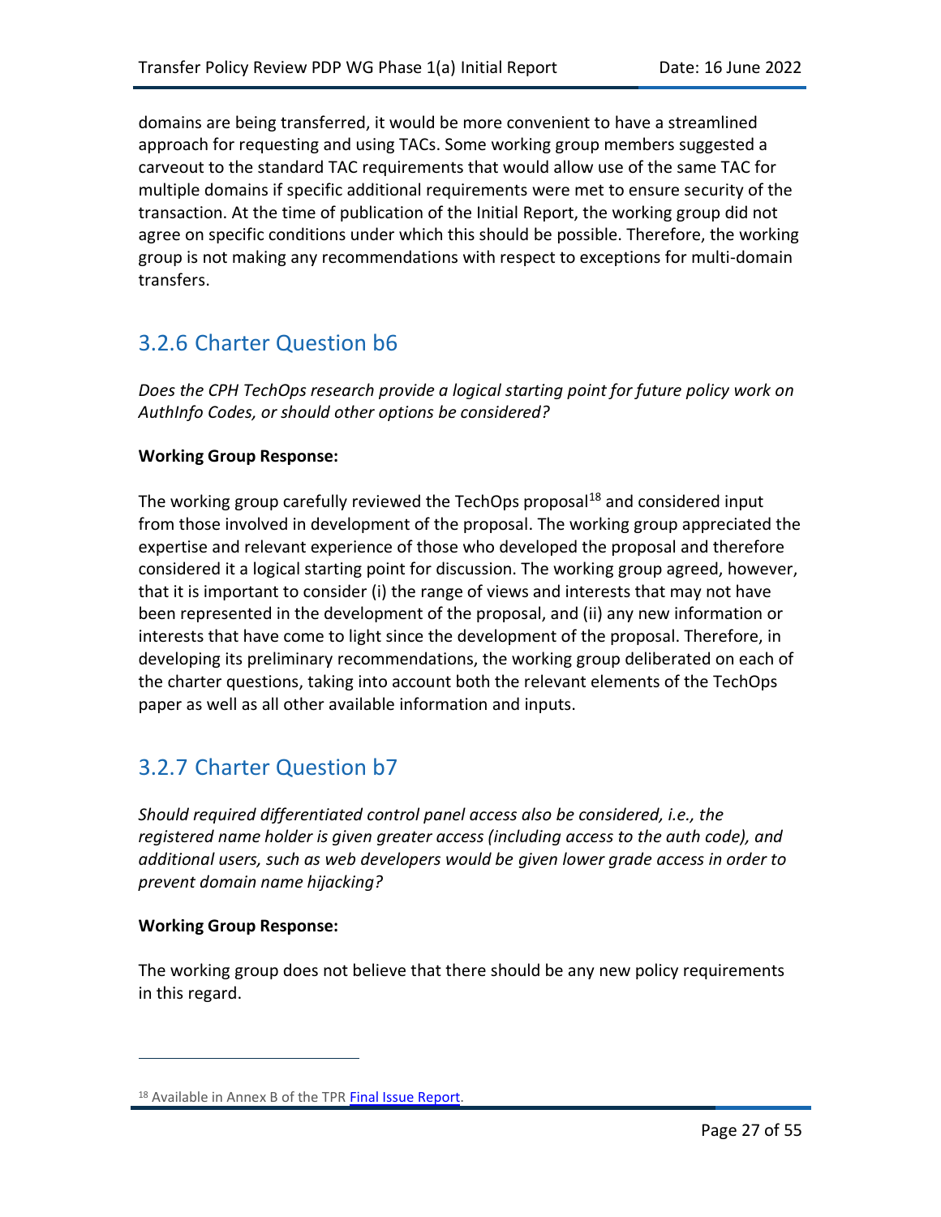domains are being transferred, it would be more convenient to have a streamlined approach for requesting and using TACs. Some working group members suggested a carveout to the standard TAC requirements that would allow use of the same TAC for multiple domains if specific additional requirements were met to ensure security of the transaction. At the time of publication of the Initial Report, the working group did not agree on specific conditions under which this should be possible. Therefore, the working group is not making any recommendations with respect to exceptions for multi-domain transfers.

### 3.2.6 Charter Question b6

*Does the CPH TechOps research provide a logical starting point for future policy work on AuthInfo Codes, or should other options be considered?*

**Working Group Response:**

The working group carefully reviewed the TechOps proposal[18] and considered input from those involved in development of the proposal. The working group appreciated the expertise and relevant experience of those who developed the proposal and therefore considered it a logical starting point for discussion. The working group agreed, however, that it is important to consider (i) the range of views and interests that may not have been represented in the development of the proposal, and (ii) any new information or interests that have come to light since the development of the proposal. Therefore, in developing its preliminary recommendations, the working group deliberated on each of the charter questions, taking into account both the relevant elements of the TechOps paper as well as all other available information and inputs.

### 3.2.7 Charter Question b7

*Should required differentiated control panel access also be considered, i.e., the registered name holder is given greater access (including access to the auth code), and additional users, such as web developers would be given lower grade access in order to prevent domain name hijacking?*

**Working Group Response:**

The working group does not believe that there should be any new policy requirements in this regard.

---

[18] Available in Annex B of the TPR Final Issue Report.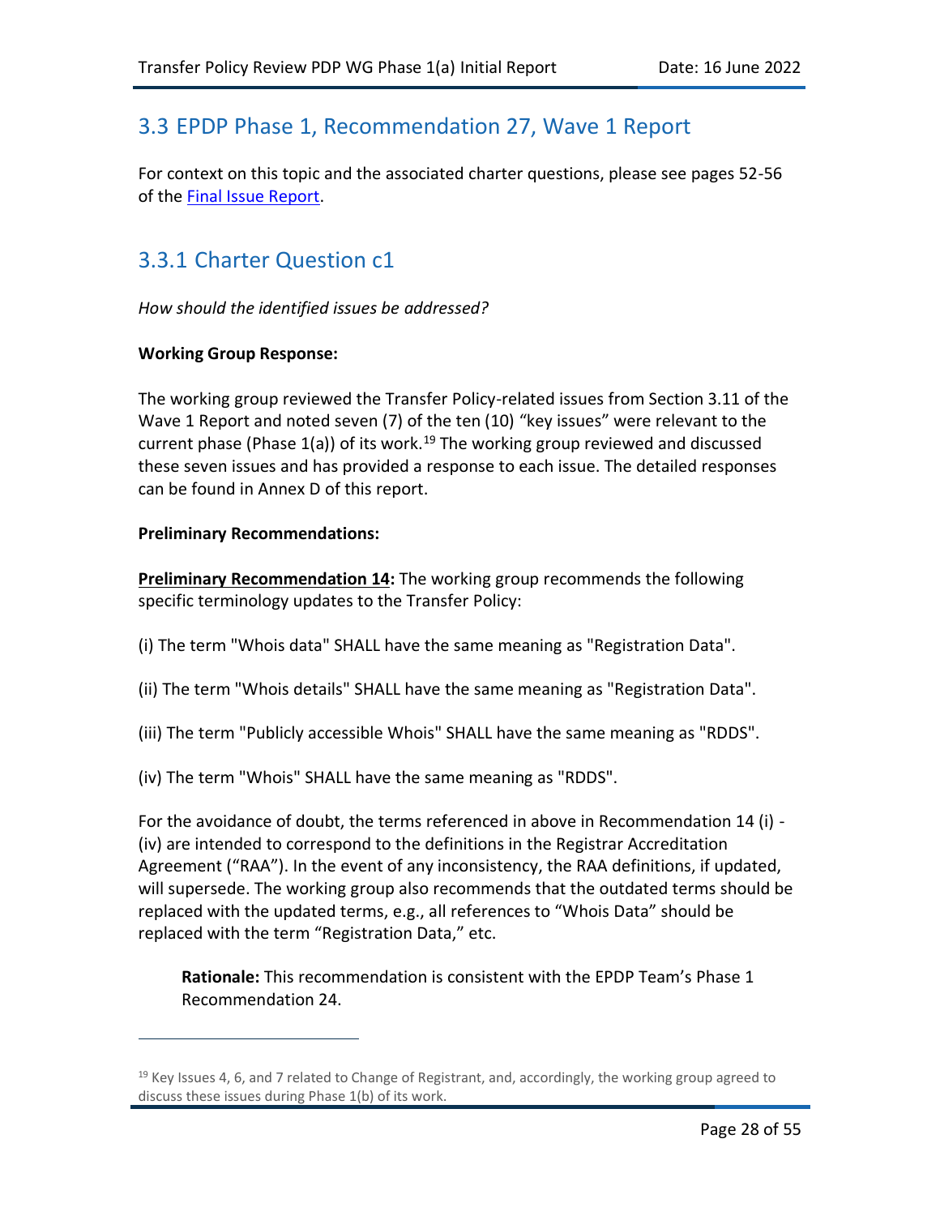## 3.3 EPDP Phase 1, Recommendation 27, Wave 1 Report

For context on this topic and the associated charter questions, please see pages 52-56 of the Final Issue Report.

### 3.3.1 Charter Question c1

*How should the identified issues be addressed?*

**Working Group Response:**

The working group reviewed the Transfer Policy-related issues from Section 3.11 of the Wave 1 Report and noted seven (7) of the ten (10) "key issues" were relevant to the current phase (Phase 1(a)) of its work.[19] The working group reviewed and discussed these seven issues and has provided a response to each issue. The detailed responses can be found in Annex D of this report.

**Preliminary Recommendations:**

**<u>Preliminary Recommendation 14</u>:** The working group recommends the following specific terminology updates to the Transfer Policy:

(i) The term "Whois data" SHALL have the same meaning as "Registration Data".

(ii) The term "Whois details" SHALL have the same meaning as "Registration Data".

(iii) The term "Publicly accessible Whois" SHALL have the same meaning as "RDDS".

(iv) The term "Whois" SHALL have the same meaning as "RDDS".

For the avoidance of doubt, the terms referenced in above in Recommendation 14 (i) - (iv) are intended to correspond to the definitions in the Registrar Accreditation Agreement ("RAA"). In the event of any inconsistency, the RAA definitions, if updated, will supersede. The working group also recommends that the outdated terms should be replaced with the updated terms, e.g., all references to "Whois Data" should be replaced with the term "Registration Data," etc.

> **Rationale:** This recommendation is consistent with the EPDP Team's Phase 1 Recommendation 24.

[19] Key Issues 4, 6, and 7 related to Change of Registrant, and, accordingly, the working group agreed to discuss these issues during Phase 1(b) of its work.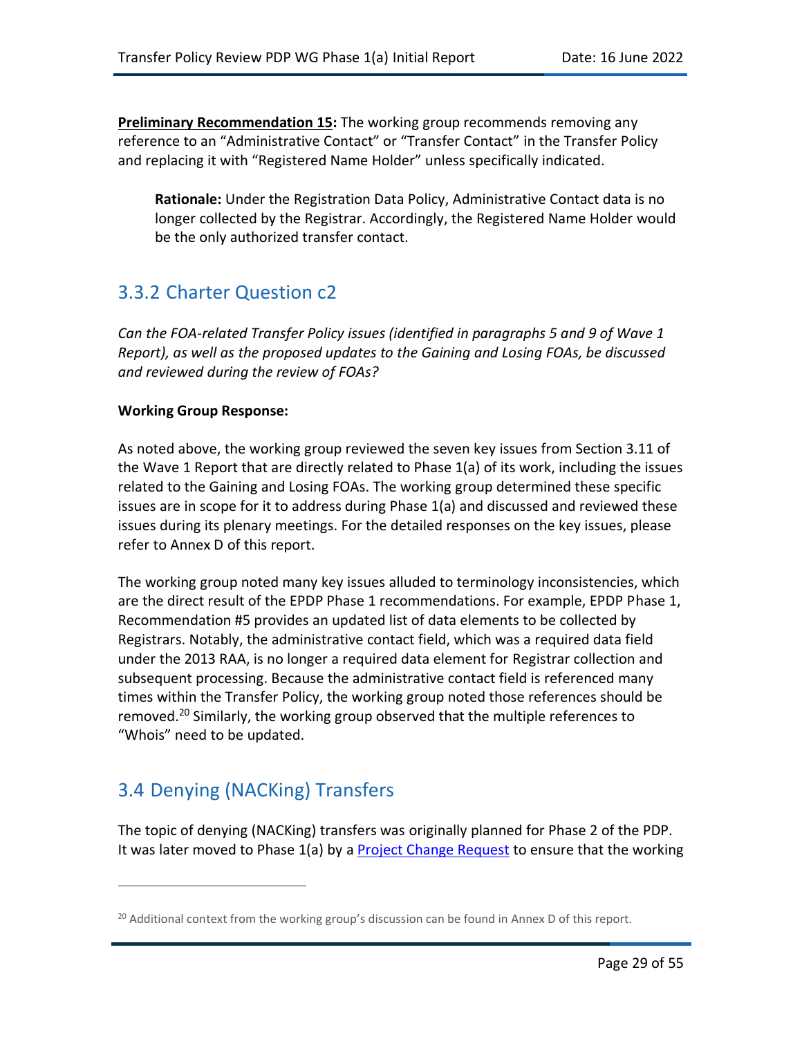**Preliminary Recommendation 15:** The working group recommends removing any reference to an "Administrative Contact" or "Transfer Contact" in the Transfer Policy and replacing it with "Registered Name Holder" unless specifically indicated.

> **Rationale:** Under the Registration Data Policy, Administrative Contact data is no longer collected by the Registrar. Accordingly, the Registered Name Holder would be the only authorized transfer contact.

### 3.3.2 Charter Question c2

*Can the FOA-related Transfer Policy issues (identified in paragraphs 5 and 9 of Wave 1 Report), as well as the proposed updates to the Gaining and Losing FOAs, be discussed and reviewed during the review of FOAs?*

**Working Group Response:**

As noted above, the working group reviewed the seven key issues from Section 3.11 of the Wave 1 Report that are directly related to Phase 1(a) of its work, including the issues related to the Gaining and Losing FOAs. The working group determined these specific issues are in scope for it to address during Phase 1(a) and discussed and reviewed these issues during its plenary meetings. For the detailed responses on the key issues, please refer to Annex D of this report.

The working group noted many key issues alluded to terminology inconsistencies, which are the direct result of the EPDP Phase 1 recommendations. For example, EPDP Phase 1, Recommendation #5 provides an updated list of data elements to be collected by Registrars. Notably, the administrative contact field, which was a required data field under the 2013 RAA, is no longer a required data element for Registrar collection and subsequent processing. Because the administrative contact field is referenced many times within the Transfer Policy, the working group noted those references should be removed.[20] Similarly, the working group observed that the multiple references to "Whois" need to be updated.

## 3.4 Denying (NACKing) Transfers

The topic of denying (NACKing) transfers was originally planned for Phase 2 of the PDP. It was later moved to Phase 1(a) by a [Project Change Request](#) to ensure that the working

[20] Additional context from the working group's discussion can be found in Annex D of this report.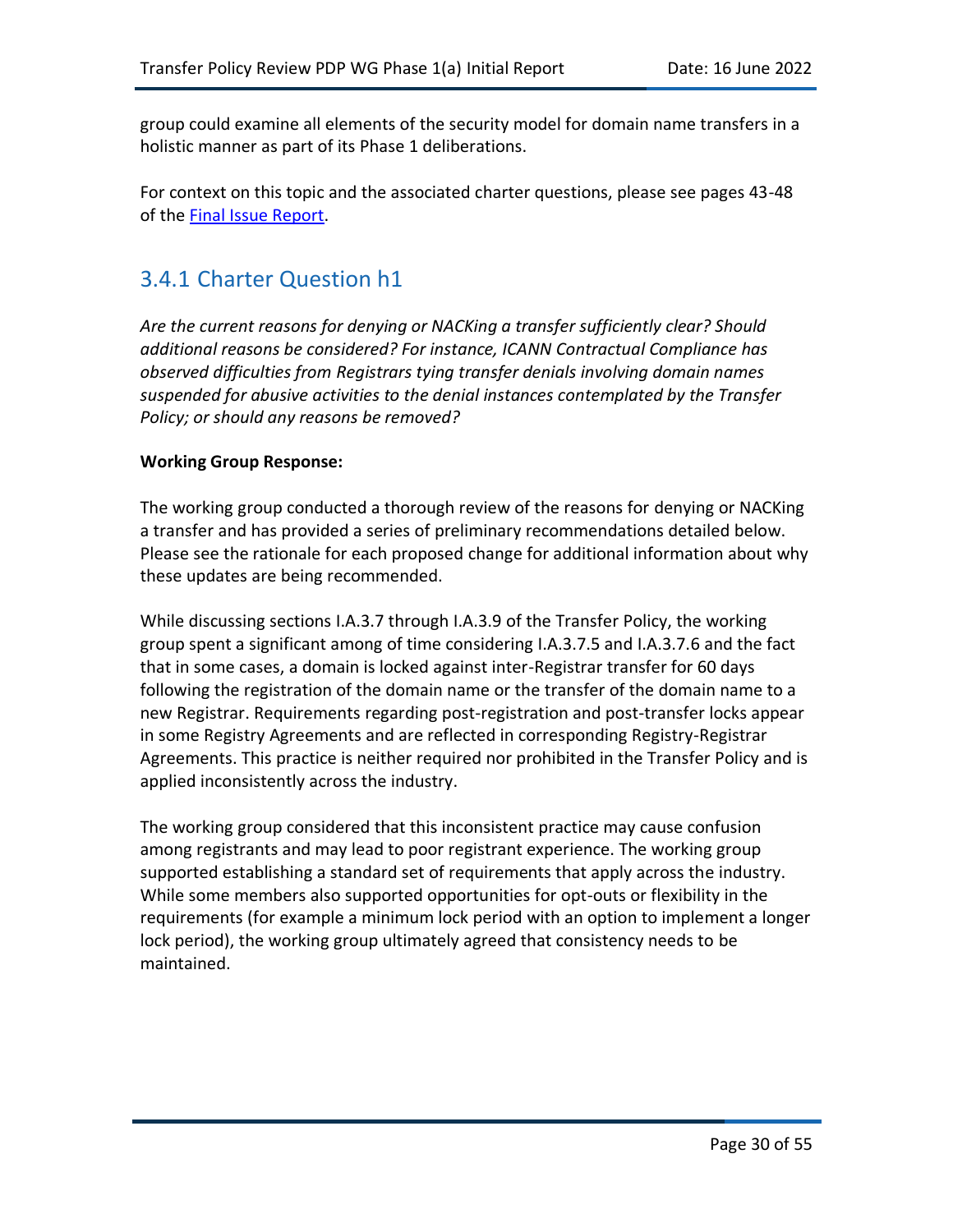group could examine all elements of the security model for domain name transfers in a holistic manner as part of its Phase 1 deliberations.

For context on this topic and the associated charter questions, please see pages 43-48 of the Final Issue Report.

## 3.4.1 Charter Question h1

*Are the current reasons for denying or NACKing a transfer sufficiently clear? Should additional reasons be considered? For instance, ICANN Contractual Compliance has observed difficulties from Registrars tying transfer denials involving domain names suspended for abusive activities to the denial instances contemplated by the Transfer Policy; or should any reasons be removed?*

**Working Group Response:**

The working group conducted a thorough review of the reasons for denying or NACKing a transfer and has provided a series of preliminary recommendations detailed below. Please see the rationale for each proposed change for additional information about why these updates are being recommended.

While discussing sections I.A.3.7 through I.A.3.9 of the Transfer Policy, the working group spent a significant among of time considering I.A.3.7.5 and I.A.3.7.6 and the fact that in some cases, a domain is locked against inter-Registrar transfer for 60 days following the registration of the domain name or the transfer of the domain name to a new Registrar. Requirements regarding post-registration and post-transfer locks appear in some Registry Agreements and are reflected in corresponding Registry-Registrar Agreements. This practice is neither required nor prohibited in the Transfer Policy and is applied inconsistently across the industry.

The working group considered that this inconsistent practice may cause confusion among registrants and may lead to poor registrant experience. The working group supported establishing a standard set of requirements that apply across the industry. While some members also supported opportunities for opt-outs or flexibility in the requirements (for example a minimum lock period with an option to implement a longer lock period), the working group ultimately agreed that consistency needs to be maintained.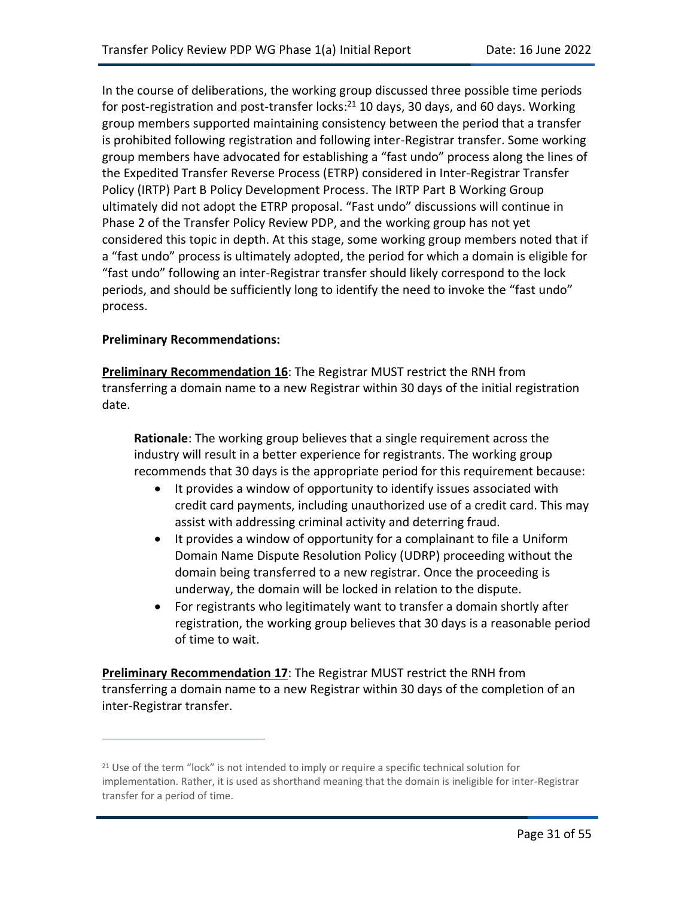In the course of deliberations, the working group discussed three possible time periods for post-registration and post-transfer locks:[21] 10 days, 30 days, and 60 days. Working group members supported maintaining consistency between the period that a transfer is prohibited following registration and following inter-Registrar transfer. Some working group members have advocated for establishing a "fast undo" process along the lines of the Expedited Transfer Reverse Process (ETRP) considered in Inter-Registrar Transfer Policy (IRTP) Part B Policy Development Process. The IRTP Part B Working Group ultimately did not adopt the ETRP proposal. "Fast undo" discussions will continue in Phase 2 of the Transfer Policy Review PDP, and the working group has not yet considered this topic in depth. At this stage, some working group members noted that if a "fast undo" process is ultimately adopted, the period for which a domain is eligible for "fast undo" following an inter-Registrar transfer should likely correspond to the lock periods, and should be sufficiently long to identify the need to invoke the "fast undo" process.

**Preliminary Recommendations:**

**Preliminary Recommendation 16**: The Registrar MUST restrict the RNH from transferring a domain name to a new Registrar within 30 days of the initial registration date.

> **Rationale**: The working group believes that a single requirement across the industry will result in a better experience for registrants. The working group recommends that 30 days is the appropriate period for this requirement because:
>
> - It provides a window of opportunity to identify issues associated with credit card payments, including unauthorized use of a credit card. This may assist with addressing criminal activity and deterring fraud.
> - It provides a window of opportunity for a complainant to file a Uniform Domain Name Dispute Resolution Policy (UDRP) proceeding without the domain being transferred to a new registrar. Once the proceeding is underway, the domain will be locked in relation to the dispute.
> - For registrants who legitimately want to transfer a domain shortly after registration, the working group believes that 30 days is a reasonable period of time to wait.

**Preliminary Recommendation 17**: The Registrar MUST restrict the RNH from transferring a domain name to a new Registrar within 30 days of the completion of an inter-Registrar transfer.

---

[21] Use of the term "lock" is not intended to imply or require a specific technical solution for implementation. Rather, it is used as shorthand meaning that the domain is ineligible for inter-Registrar transfer for a period of time.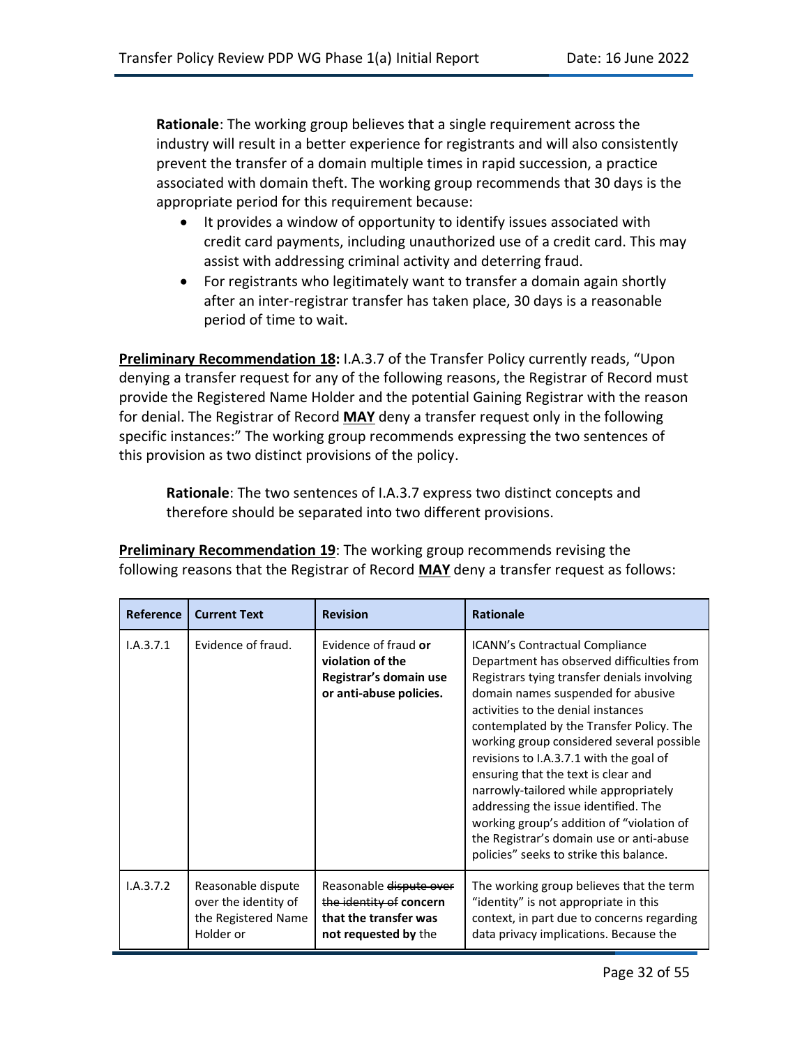**Rationale**: The working group believes that a single requirement across the industry will result in a better experience for registrants and will also consistently prevent the transfer of a domain multiple times in rapid succession, a practice associated with domain theft. The working group recommends that 30 days is the appropriate period for this requirement because:

- It provides a window of opportunity to identify issues associated with credit card payments, including unauthorized use of a credit card. This may assist with addressing criminal activity and deterring fraud.
- For registrants who legitimately want to transfer a domain again shortly after an inter-registrar transfer has taken place, 30 days is a reasonable period of time to wait.

**Preliminary Recommendation 18:** I.A.3.7 of the Transfer Policy currently reads, "Upon denying a transfer request for any of the following reasons, the Registrar of Record must provide the Registered Name Holder and the potential Gaining Registrar with the reason for denial. The Registrar of Record **MAY** deny a transfer request only in the following specific instances:" The working group recommends expressing the two sentences of this provision as two distinct provisions of the policy.

**Rationale**: The two sentences of I.A.3.7 express two distinct concepts and therefore should be separated into two different provisions.

**Preliminary Recommendation 19**: The working group recommends revising the following reasons that the Registrar of Record **MAY** deny a transfer request as follows:

| Reference | Current Text | Revision | Rationale |
|---|---|---|---|
| I.A.3.7.1 | Evidence of fraud. | Evidence of fraud **or violation of the Registrar's domain use or anti-abuse policies.** | ICANN's Contractual Compliance Department has observed difficulties from Registrars tying transfer denials involving domain names suspended for abusive activities to the denial instances contemplated by the Transfer Policy. The working group considered several possible revisions to I.A.3.7.1 with the goal of ensuring that the text is clear and narrowly-tailored while appropriately addressing the issue identified. The working group's addition of "violation of the Registrar's domain use or anti-abuse policies" seeks to strike this balance. |
| I.A.3.7.2 | Reasonable dispute over the identity of the Registered Name Holder or | Reasonable ~~dispute over the identity of~~ **concern that the transfer was not requested by** the | The working group believes that the term "identity" is not appropriate in this context, in part due to concerns regarding data privacy implications. Because the |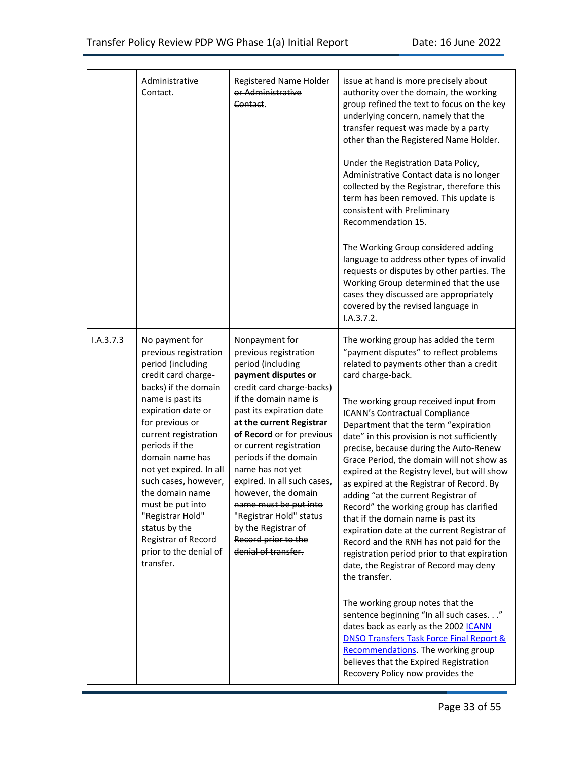| | | | |
|---|---|---|---|
| | Administrative Contact. | Registered Name Holder ~~or Administrative Contact~~. | issue at hand is more precisely about authority over the domain, the working group refined the text to focus on the key underlying concern, namely that the transfer request was made by a party other than the Registered Name Holder.<br><br>Under the Registration Data Policy, Administrative Contact data is no longer collected by the Registrar, therefore this term has been removed. This update is consistent with Preliminary Recommendation 15.<br><br>The Working Group considered adding language to address other types of invalid requests or disputes by other parties. The Working Group determined that the use cases they discussed are appropriately covered by the revised language in I.A.3.7.2. |
| I.A.3.7.3 | No payment for previous registration period (including credit card charge-backs) if the domain name is past its expiration date or for previous or current registration periods if the domain name has not yet expired. In all such cases, however, the domain name must be put into "Registrar Hold" status by the Registrar of Record prior to the denial of transfer. | Nonpayment for previous registration period (including **payment disputes or** credit card charge-backs) if the domain name is past its expiration date **at the current Registrar of Record** or for previous or current registration periods if the domain name has not yet expired. ~~In all such cases, however, the domain name must be put into "Registrar Hold" status by the Registrar of Record prior to the denial of transfer.~~ | The working group has added the term "payment disputes" to reflect problems related to payments other than a credit card charge-back.<br><br>The working group received input from ICANN's Contractual Compliance Department that the term "expiration date" in this provision is not sufficiently precise, because during the Auto-Renew Grace Period, the domain will not show as expired at the Registry level, but will show as expired at the Registrar of Record. By adding "at the current Registrar of Record" the working group has clarified that if the domain name is past its expiration date at the current Registrar of Record and the RNH has not paid for the registration period prior to that expiration date, the Registrar of Record may deny the transfer.<br><br>The working group notes that the sentence beginning "In all such cases. . ." dates back as early as the 2002 [ICANN DNSO Transfers Task Force Final Report & Recommendations](). The working group believes that the Expired Registration Recovery Policy now provides the |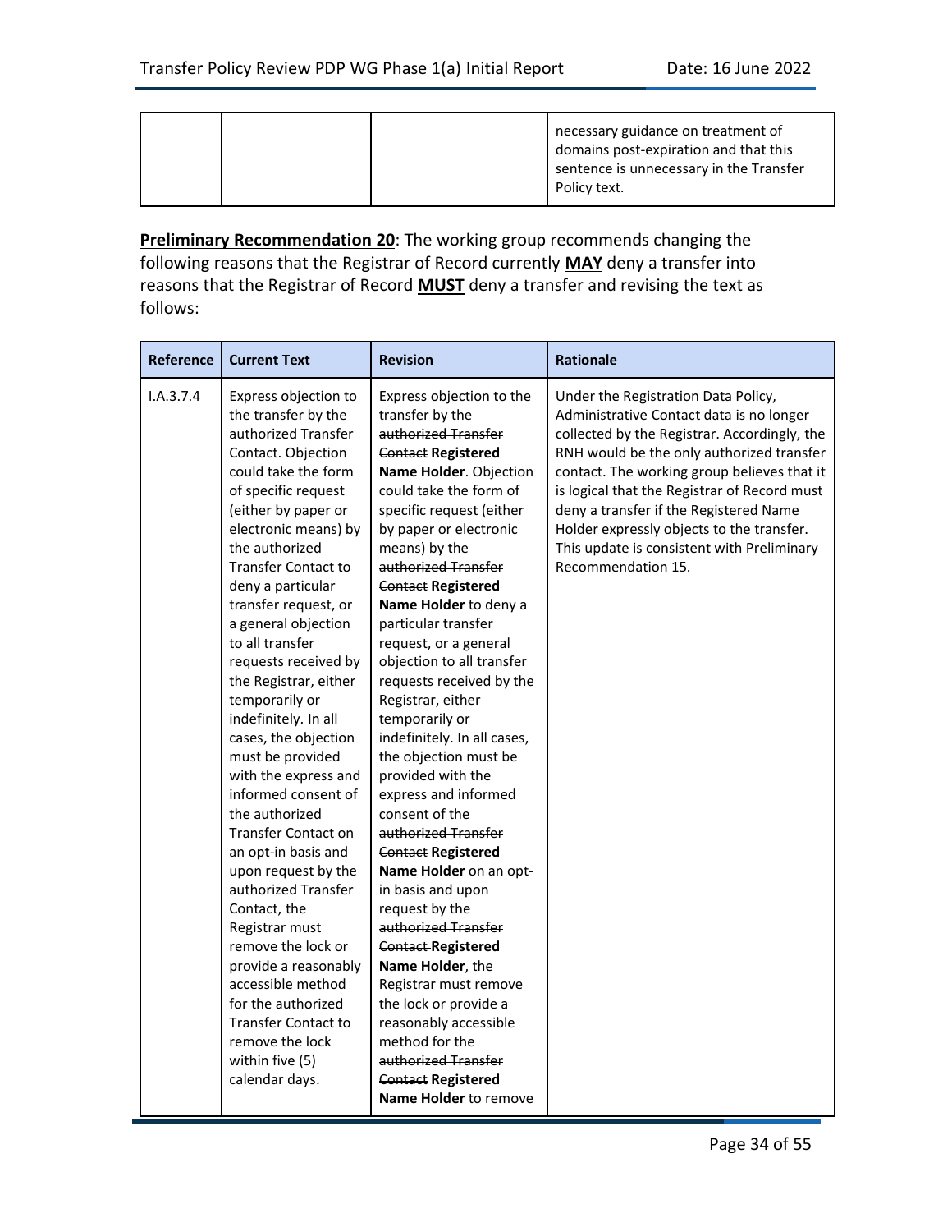| | | | necessary guidance on treatment of domains post-expiration and that this sentence is unnecessary in the Transfer Policy text. |
|---|---|---|---|

**Preliminary Recommendation 20**: The working group recommends changing the following reasons that the Registrar of Record currently **MAY** deny a transfer into reasons that the Registrar of Record **MUST** deny a transfer and revising the text as follows:

| Reference | Current Text | Revision | Rationale |
|---|---|---|---|
| I.A.3.7.4 | Express objection to the transfer by the authorized Transfer Contact. Objection could take the form of specific request (either by paper or electronic means) by the authorized Transfer Contact to deny a particular transfer request, or a general objection to all transfer requests received by the Registrar, either temporarily or indefinitely. In all cases, the objection must be provided with the express and informed consent of the authorized Transfer Contact on an opt-in basis and upon request by the authorized Transfer Contact, the Registrar must remove the lock or provide a reasonably accessible method for the authorized Transfer Contact to remove the lock within five (5) calendar days. | Express objection to the transfer by the ~~authorized Transfer Contact~~ **Registered Name Holder**. Objection could take the form of specific request (either by paper or electronic means) by the ~~authorized Transfer Contact~~ **Registered Name Holder** to deny a particular transfer request, or a general objection to all transfer requests received by the Registrar, either temporarily or indefinitely. In all cases, the objection must be provided with the express and informed consent of the ~~authorized Transfer Contact~~ **Registered Name Holder** on an opt-in basis and upon request by the ~~authorized Transfer Contact~~ **Registered Name Holder**, the Registrar must remove the lock or provide a reasonably accessible method for the ~~authorized Transfer Contact~~ **Registered Name Holder** to remove | Under the Registration Data Policy, Administrative Contact data is no longer collected by the Registrar. Accordingly, the RNH would be the only authorized transfer contact. The working group believes that it is logical that the Registrar of Record must deny a transfer if the Registered Name Holder expressly objects to the transfer. This update is consistent with Preliminary Recommendation 15. |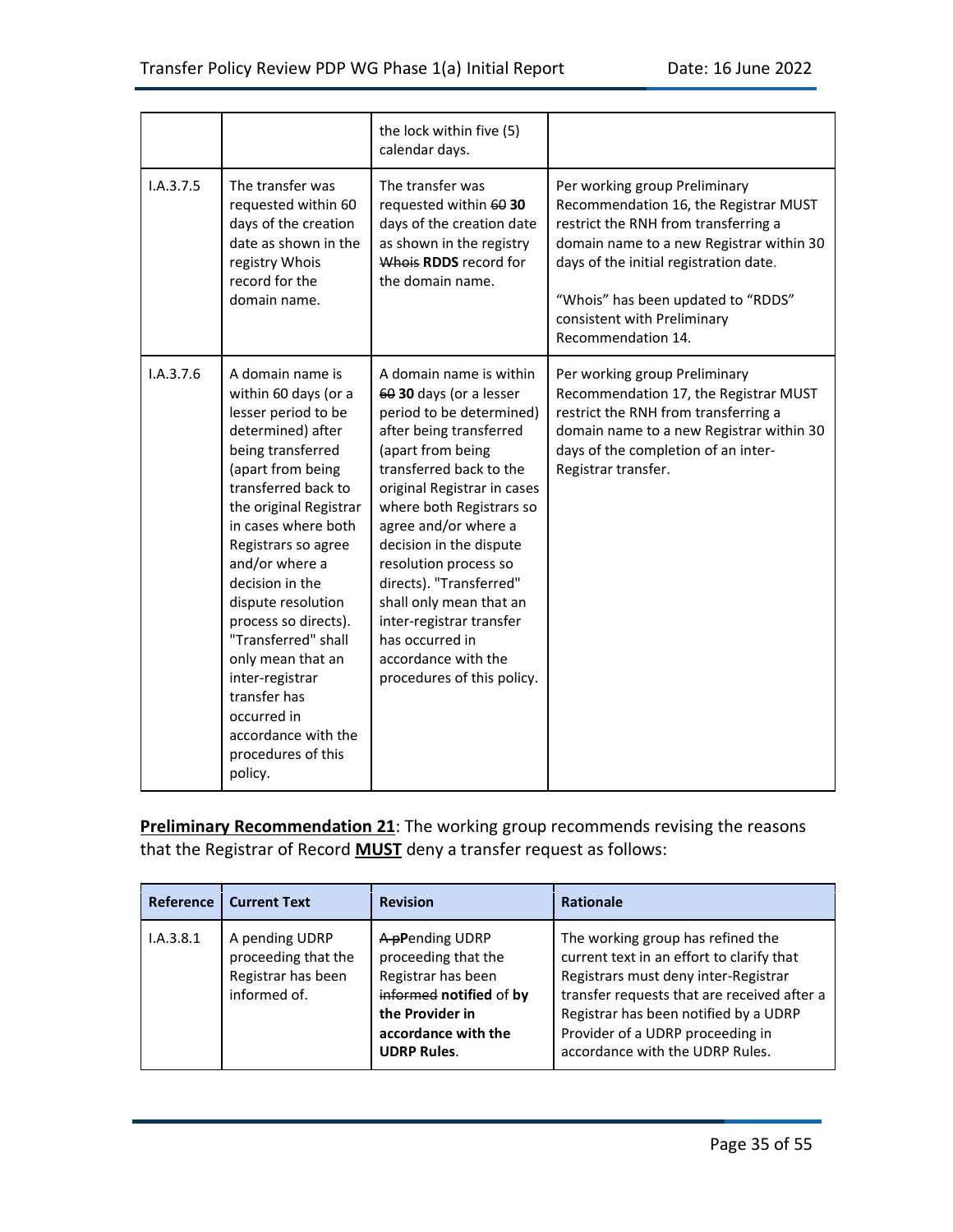| | | the lock within five (5) calendar days. | |
|---|---|---|---|
| I.A.3.7.5 | The transfer was requested within 60 days of the creation date as shown in the registry Whois record for the domain name. | The transfer was requested within ~~60~~ **30** days of the creation date as shown in the registry ~~Whois~~ **RDDS** record for the domain name. | Per working group Preliminary Recommendation 16, the Registrar MUST restrict the RNH from transferring a domain name to a new Registrar within 30 days of the initial registration date.<br><br>"Whois" has been updated to "RDDS" consistent with Preliminary Recommendation 14. |
| I.A.3.7.6 | A domain name is within 60 days (or a lesser period to be determined) after being transferred (apart from being transferred back to the original Registrar in cases where both Registrars so agree and/or where a decision in the dispute resolution process so directs). "Transferred" shall only mean that an inter-registrar transfer has occurred in accordance with the procedures of this policy. | A domain name is within ~~60~~ **30** days (or a lesser period to be determined) after being transferred (apart from being transferred back to the original Registrar in cases where both Registrars so agree and/or where a decision in the dispute resolution process so directs). "Transferred" shall only mean that an inter-registrar transfer has occurred in accordance with the procedures of this policy. | Per working group Preliminary Recommendation 17, the Registrar MUST restrict the RNH from transferring a domain name to a new Registrar within 30 days of the completion of an inter-Registrar transfer. |

**Preliminary Recommendation 21**: The working group recommends revising the reasons that the Registrar of Record **MUST** deny a transfer request as follows:

| Reference | Current Text | Revision | Rationale |
|---|---|---|---|
| I.A.3.8.1 | A pending UDRP proceeding that the Registrar has been informed of. | ~~A p~~**P**ending UDRP proceeding that the Registrar has been ~~informed~~ **notified** of **by the Provider in accordance with the UDRP Rules**. | The working group has refined the current text in an effort to clarify that Registrars must deny inter-Registrar transfer requests that are received after a Registrar has been notified by a UDRP Provider of a UDRP proceeding in accordance with the UDRP Rules. |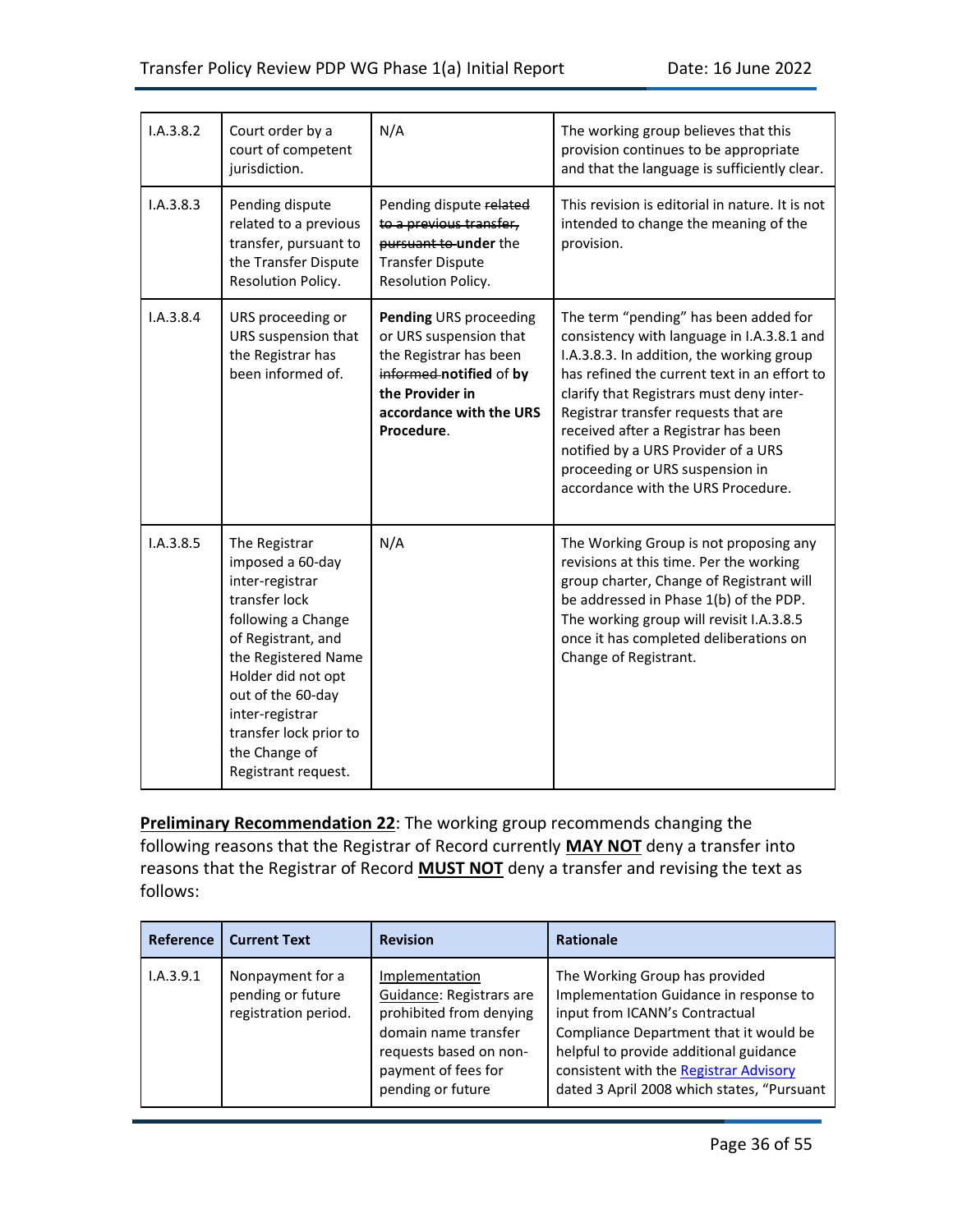| | | | |
|---|---|---|---|
| I.A.3.8.2 | Court order by a court of competent jurisdiction. | N/A | The working group believes that this provision continues to be appropriate and that the language is sufficiently clear. |
| I.A.3.8.3 | Pending dispute related to a previous transfer, pursuant to the Transfer Dispute Resolution Policy. | Pending dispute ~~related to a previous transfer, pursuant to~~ **under** the Transfer Dispute Resolution Policy. | This revision is editorial in nature. It is not intended to change the meaning of the provision. |
| I.A.3.8.4 | URS proceeding or URS suspension that the Registrar has been informed of. | **Pending** URS proceeding or URS suspension that the Registrar has been ~~informed~~ **notified** of **by the Provider in accordance with the URS Procedure**. | The term "pending" has been added for consistency with language in I.A.3.8.1 and I.A.3.8.3. In addition, the working group has refined the current text in an effort to clarify that Registrars must deny inter-Registrar transfer requests that are received after a Registrar has been notified by a URS Provider of a URS proceeding or URS suspension in accordance with the URS Procedure. |
| I.A.3.8.5 | The Registrar imposed a 60-day inter-registrar transfer lock following a Change of Registrant, and the Registered Name Holder did not opt out of the 60-day inter-registrar transfer lock prior to the Change of Registrant request. | N/A | The Working Group is not proposing any revisions at this time. Per the working group charter, Change of Registrant will be addressed in Phase 1(b) of the PDP. The working group will revisit I.A.3.8.5 once it has completed deliberations on Change of Registrant. |

**Preliminary Recommendation 22**: The working group recommends changing the following reasons that the Registrar of Record currently **MAY NOT** deny a transfer into reasons that the Registrar of Record **MUST NOT** deny a transfer and revising the text as follows:

| Reference | Current Text | Revision | Rationale |
|---|---|---|---|
| I.A.3.9.1 | Nonpayment for a pending or future registration period. | Implementation Guidance: Registrars are prohibited from denying domain name transfer requests based on non-payment of fees for pending or future | The Working Group has provided Implementation Guidance in response to input from ICANN's Contractual Compliance Department that it would be helpful to provide additional guidance consistent with the Registrar Advisory dated 3 April 2008 which states, "Pursuant |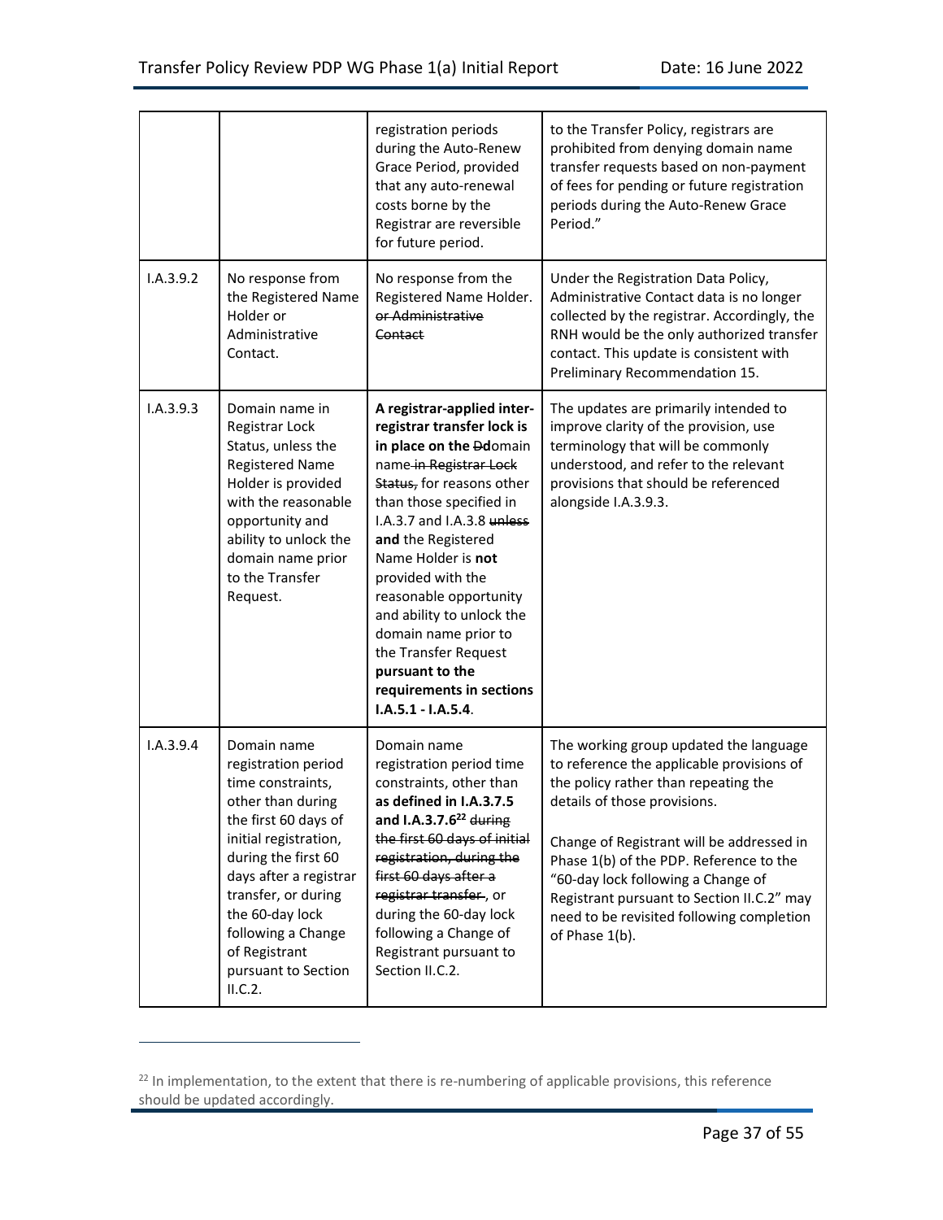| | | registration periods during the Auto-Renew Grace Period, provided that any auto-renewal costs borne by the Registrar are reversible for future period. | to the Transfer Policy, registrars are prohibited from denying domain name transfer requests based on non-payment of fees for pending or future registration periods during the Auto-Renew Grace Period." |
|---|---|---|---|
| I.A.3.9.2 | No response from the Registered Name Holder or Administrative Contact. | No response from the Registered Name Holder. ~~or Administrative Contact~~ | Under the Registration Data Policy, Administrative Contact data is no longer collected by the registrar. Accordingly, the RNH would be the only authorized transfer contact. This update is consistent with Preliminary Recommendation 15. |
| I.A.3.9.3 | Domain name in Registrar Lock Status, unless the Registered Name Holder is provided with the reasonable opportunity and ability to unlock the domain name prior to the Transfer Request. | **A registrar-applied inter-registrar transfer lock is in place on the** ~~D~~**d**omain name ~~in Registrar Lock Status,~~ for reasons other than those specified in I.A.3.7 and I.A.3.8 ~~unless~~ **and** the Registered Name Holder is **not** provided with the reasonable opportunity and ability to unlock the domain name prior to the Transfer Request **pursuant to the requirements in sections I.A.5.1 - I.A.5.4**. | The updates are primarily intended to improve clarity of the provision, use terminology that will be commonly understood, and refer to the relevant provisions that should be referenced alongside I.A.3.9.3. |
| I.A.3.9.4 | Domain name registration period time constraints, other than during the first 60 days of initial registration, during the first 60 days after a registrar transfer, or during the 60-day lock following a Change of Registrant pursuant to Section II.C.2. | Domain name registration period time constraints, other than **as defined in I.A.3.7.5 and I.A.3.7.6**[22] ~~during the first 60 days of initial registration, during the first 60 days after a registrar transfer~~, or during the 60-day lock following a Change of Registrant pursuant to Section II.C.2. | The working group updated the language to reference the applicable provisions of the policy rather than repeating the details of those provisions.<br><br>Change of Registrant will be addressed in Phase 1(b) of the PDP. Reference to the "60-day lock following a Change of Registrant pursuant to Section II.C.2" may need to be revisited following completion of Phase 1(b). |

[22] In implementation, to the extent that there is re-numbering of applicable provisions, this reference should be updated accordingly.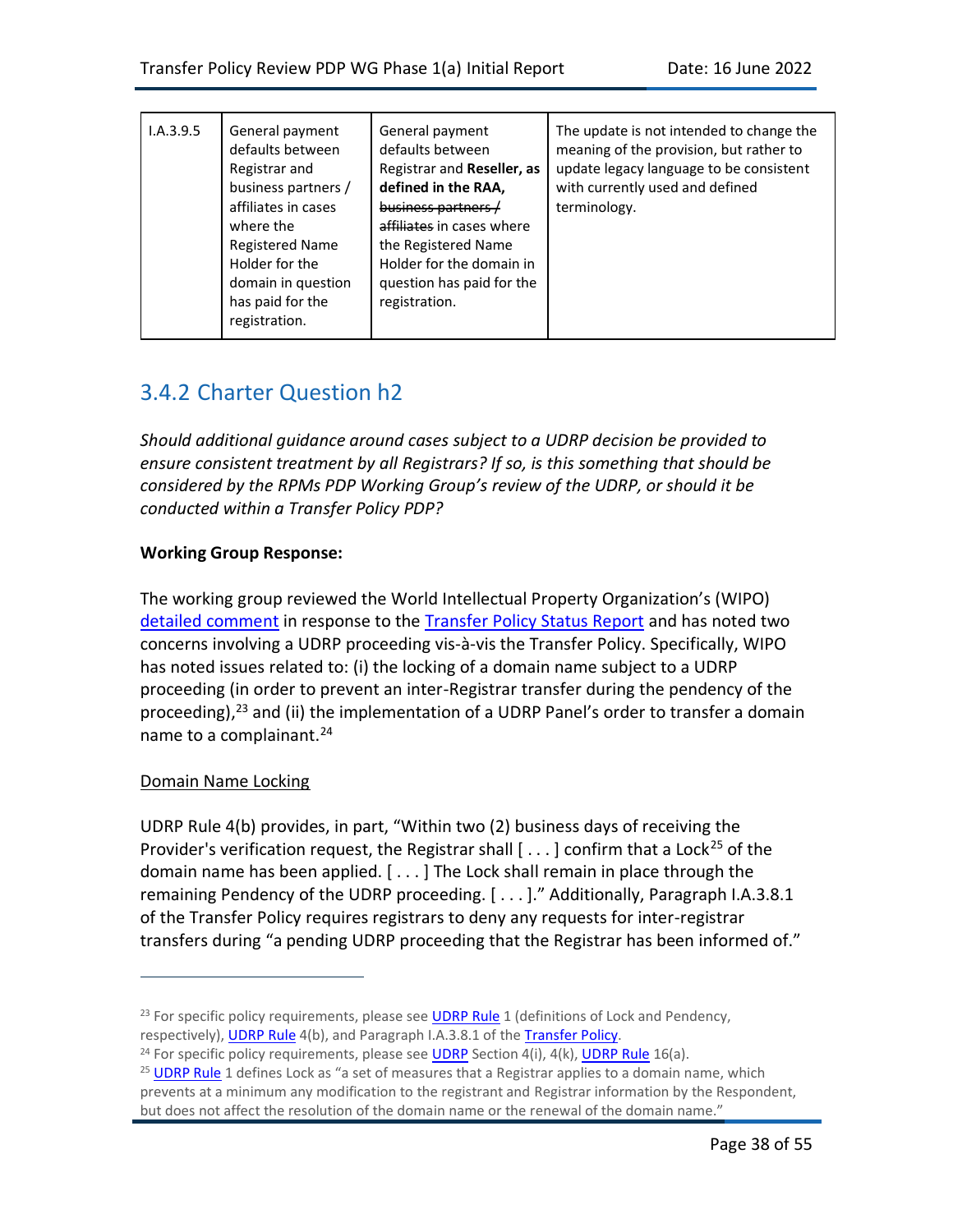| I.A.3.9.5 | General payment defaults between Registrar and business partners / affiliates in cases where the Registered Name Holder for the domain in question has paid for the registration. | General payment defaults between Registrar and **Reseller, as defined in the RAA,** ~~business partners / affiliates~~ in cases where the Registered Name Holder for the domain in question has paid for the registration. | The update is not intended to change the meaning of the provision, but rather to update legacy language to be consistent with currently used and defined terminology. |
|---|---|---|---|

## 3.4.2 Charter Question h2

*Should additional guidance around cases subject to a UDRP decision be provided to ensure consistent treatment by all Registrars? If so, is this something that should be considered by the RPMs PDP Working Group's review of the UDRP, or should it be conducted within a Transfer Policy PDP?*

**Working Group Response:**

The working group reviewed the World Intellectual Property Organization's (WIPO) detailed comment in response to the Transfer Policy Status Report and has noted two concerns involving a UDRP proceeding vis-à-vis the Transfer Policy. Specifically, WIPO has noted issues related to: (i) the locking of a domain name subject to a UDRP proceeding (in order to prevent an inter-Registrar transfer during the pendency of the proceeding),[23] and (ii) the implementation of a UDRP Panel's order to transfer a domain name to a complainant.[24]

Domain Name Locking

UDRP Rule 4(b) provides, in part, "Within two (2) business days of receiving the Provider's verification request, the Registrar shall [ . . . ] confirm that a Lock[25] of the domain name has been applied. [ . . . ] The Lock shall remain in place through the remaining Pendency of the UDRP proceeding. [ . . . ]." Additionally, Paragraph I.A.3.8.1 of the Transfer Policy requires registrars to deny any requests for inter-registrar transfers during "a pending UDRP proceeding that the Registrar has been informed of."

---

[23] For specific policy requirements, please see UDRP Rule 1 (definitions of Lock and Pendency, respectively), UDRP Rule 4(b), and Paragraph I.A.3.8.1 of the Transfer Policy.

[24] For specific policy requirements, please see UDRP Section 4(i), 4(k), UDRP Rule 16(a).

[25] UDRP Rule 1 defines Lock as "a set of measures that a Registrar applies to a domain name, which prevents at a minimum any modification to the registrant and Registrar information by the Respondent, but does not affect the resolution of the domain name or the renewal of the domain name."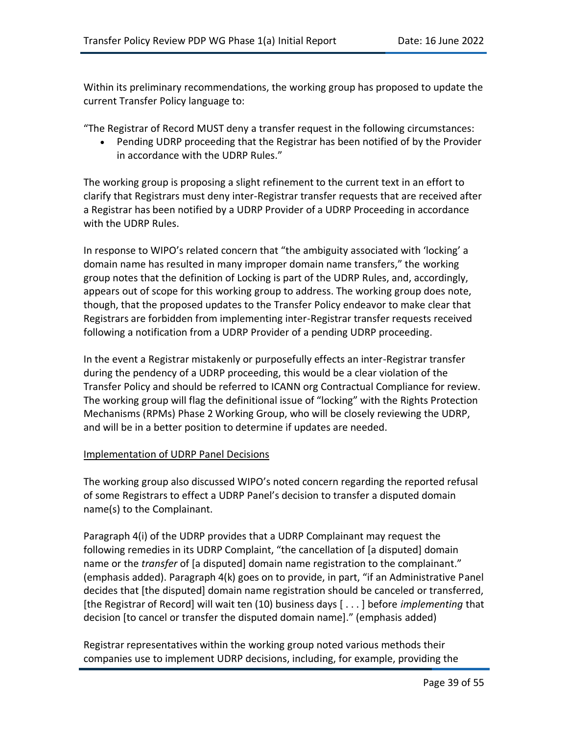Within its preliminary recommendations, the working group has proposed to update the current Transfer Policy language to:

"The Registrar of Record MUST deny a transfer request in the following circumstances:

- Pending UDRP proceeding that the Registrar has been notified of by the Provider in accordance with the UDRP Rules."

The working group is proposing a slight refinement to the current text in an effort to clarify that Registrars must deny inter-Registrar transfer requests that are received after a Registrar has been notified by a UDRP Provider of a UDRP Proceeding in accordance with the UDRP Rules.

In response to WIPO's related concern that "the ambiguity associated with 'locking' a domain name has resulted in many improper domain name transfers," the working group notes that the definition of Locking is part of the UDRP Rules, and, accordingly, appears out of scope for this working group to address. The working group does note, though, that the proposed updates to the Transfer Policy endeavor to make clear that Registrars are forbidden from implementing inter-Registrar transfer requests received following a notification from a UDRP Provider of a pending UDRP proceeding.

In the event a Registrar mistakenly or purposefully effects an inter-Registrar transfer during the pendency of a UDRP proceeding, this would be a clear violation of the Transfer Policy and should be referred to ICANN org Contractual Compliance for review. The working group will flag the definitional issue of "locking" with the Rights Protection Mechanisms (RPMs) Phase 2 Working Group, who will be closely reviewing the UDRP, and will be in a better position to determine if updates are needed.

<u>Implementation of UDRP Panel Decisions</u>

The working group also discussed WIPO's noted concern regarding the reported refusal of some Registrars to effect a UDRP Panel's decision to transfer a disputed domain name(s) to the Complainant.

Paragraph 4(i) of the UDRP provides that a UDRP Complainant may request the following remedies in its UDRP Complaint, "the cancellation of [a disputed] domain name or the *transfer* of [a disputed] domain name registration to the complainant." (emphasis added). Paragraph 4(k) goes on to provide, in part, "if an Administrative Panel decides that [the disputed] domain name registration should be canceled or transferred, [the Registrar of Record] will wait ten (10) business days [ . . . ] before *implementing* that decision [to cancel or transfer the disputed domain name]." (emphasis added)

Registrar representatives within the working group noted various methods their companies use to implement UDRP decisions, including, for example, providing the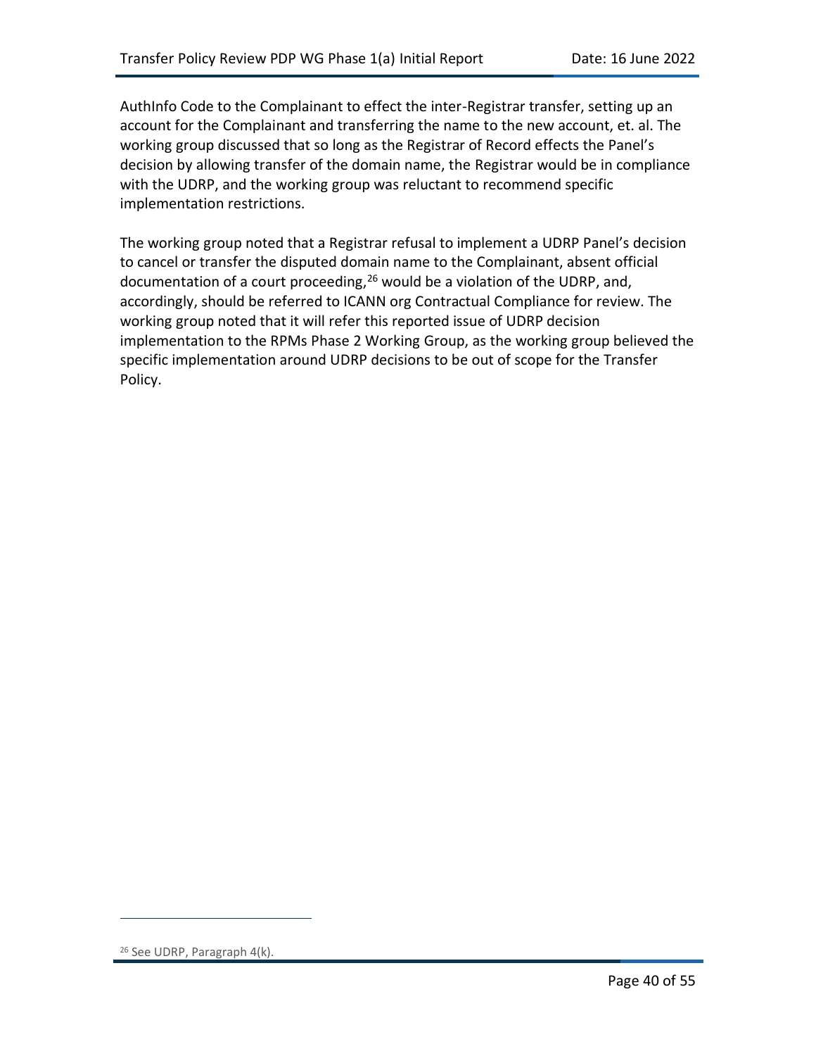AuthInfo Code to the Complainant to effect the inter-Registrar transfer, setting up an account for the Complainant and transferring the name to the new account, et. al. The working group discussed that so long as the Registrar of Record effects the Panel's decision by allowing transfer of the domain name, the Registrar would be in compliance with the UDRP, and the working group was reluctant to recommend specific implementation restrictions.

The working group noted that a Registrar refusal to implement a UDRP Panel's decision to cancel or transfer the disputed domain name to the Complainant, absent official documentation of a court proceeding,[26] would be a violation of the UDRP, and, accordingly, should be referred to ICANN org Contractual Compliance for review. The working group noted that it will refer this reported issue of UDRP decision implementation to the RPMs Phase 2 Working Group, as the working group believed the specific implementation around UDRP decisions to be out of scope for the Transfer Policy.

---

[26] See UDRP, Paragraph 4(k).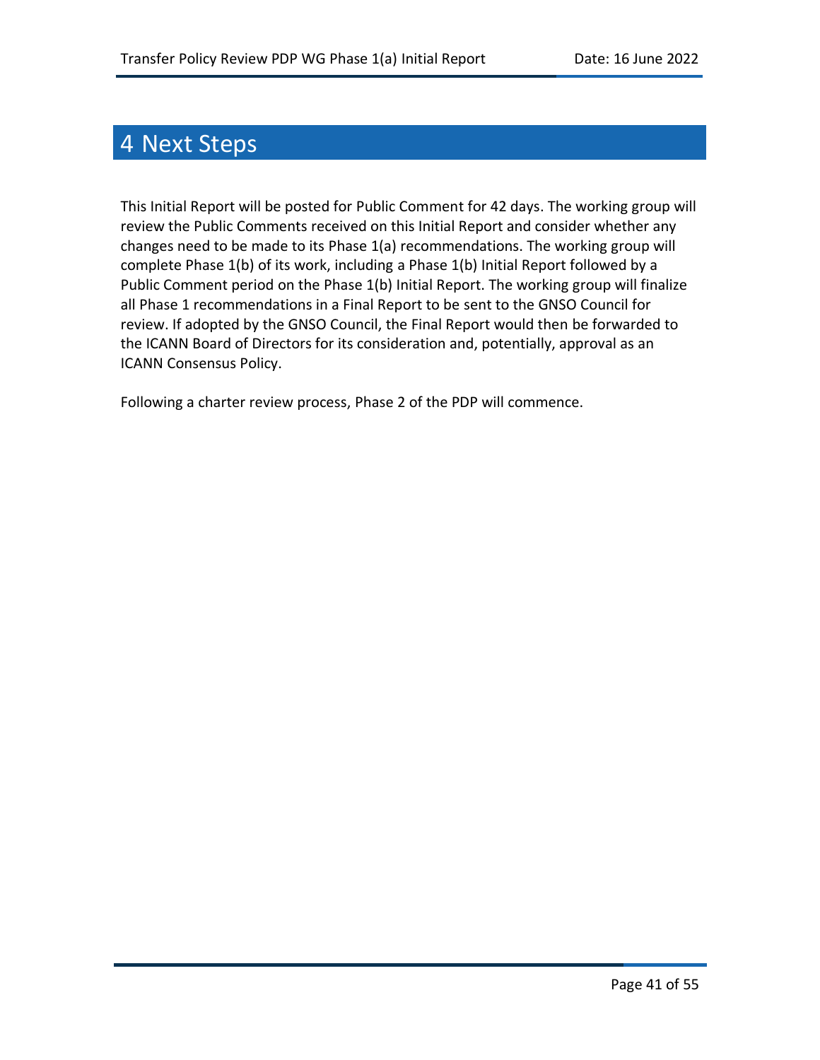# 4 Next Steps

This Initial Report will be posted for Public Comment for 42 days. The working group will review the Public Comments received on this Initial Report and consider whether any changes need to be made to its Phase 1(a) recommendations. The working group will complete Phase 1(b) of its work, including a Phase 1(b) Initial Report followed by a Public Comment period on the Phase 1(b) Initial Report. The working group will finalize all Phase 1 recommendations in a Final Report to be sent to the GNSO Council for review. If adopted by the GNSO Council, the Final Report would then be forwarded to the ICANN Board of Directors for its consideration and, potentially, approval as an ICANN Consensus Policy.

Following a charter review process, Phase 2 of the PDP will commence.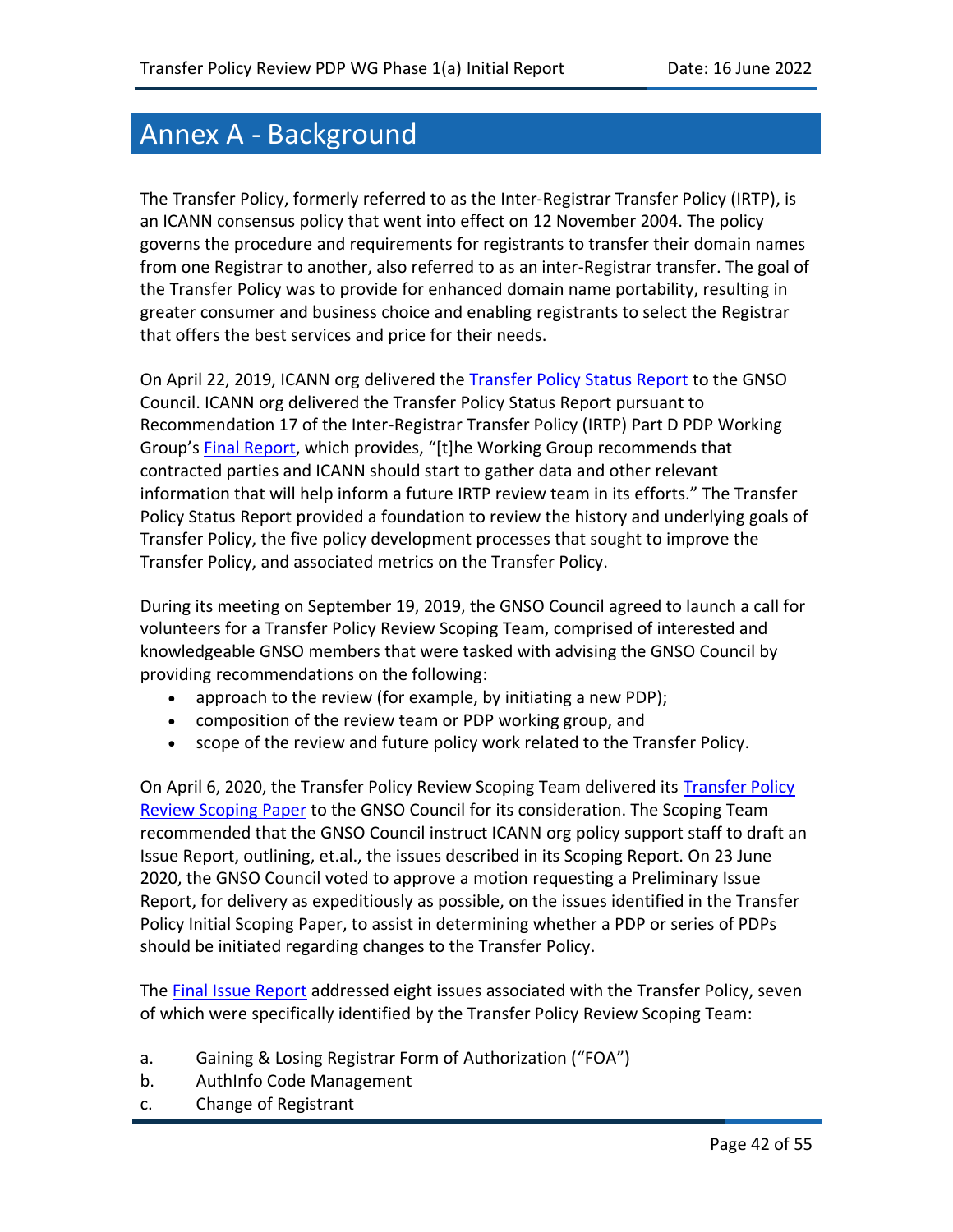# Annex A - Background

The Transfer Policy, formerly referred to as the Inter-Registrar Transfer Policy (IRTP), is an ICANN consensus policy that went into effect on 12 November 2004. The policy governs the procedure and requirements for registrants to transfer their domain names from one Registrar to another, also referred to as an inter-Registrar transfer. The goal of the Transfer Policy was to provide for enhanced domain name portability, resulting in greater consumer and business choice and enabling registrants to select the Registrar that offers the best services and price for their needs.

On April 22, 2019, ICANN org delivered the Transfer Policy Status Report to the GNSO Council. ICANN org delivered the Transfer Policy Status Report pursuant to Recommendation 17 of the Inter-Registrar Transfer Policy (IRTP) Part D PDP Working Group's Final Report, which provides, "[t]he Working Group recommends that contracted parties and ICANN should start to gather data and other relevant information that will help inform a future IRTP review team in its efforts." The Transfer Policy Status Report provided a foundation to review the history and underlying goals of Transfer Policy, the five policy development processes that sought to improve the Transfer Policy, and associated metrics on the Transfer Policy.

During its meeting on September 19, 2019, the GNSO Council agreed to launch a call for volunteers for a Transfer Policy Review Scoping Team, comprised of interested and knowledgeable GNSO members that were tasked with advising the GNSO Council by providing recommendations on the following:

- approach to the review (for example, by initiating a new PDP);
- composition of the review team or PDP working group, and
- scope of the review and future policy work related to the Transfer Policy.

On April 6, 2020, the Transfer Policy Review Scoping Team delivered its Transfer Policy Review Scoping Paper to the GNSO Council for its consideration. The Scoping Team recommended that the GNSO Council instruct ICANN org policy support staff to draft an Issue Report, outlining, et.al., the issues described in its Scoping Report. On 23 June 2020, the GNSO Council voted to approve a motion requesting a Preliminary Issue Report, for delivery as expeditiously as possible, on the issues identified in the Transfer Policy Initial Scoping Paper, to assist in determining whether a PDP or series of PDPs should be initiated regarding changes to the Transfer Policy.

The Final Issue Report addressed eight issues associated with the Transfer Policy, seven of which were specifically identified by the Transfer Policy Review Scoping Team:

a. Gaining & Losing Registrar Form of Authorization ("FOA")
b. AuthInfo Code Management
c. Change of Registrant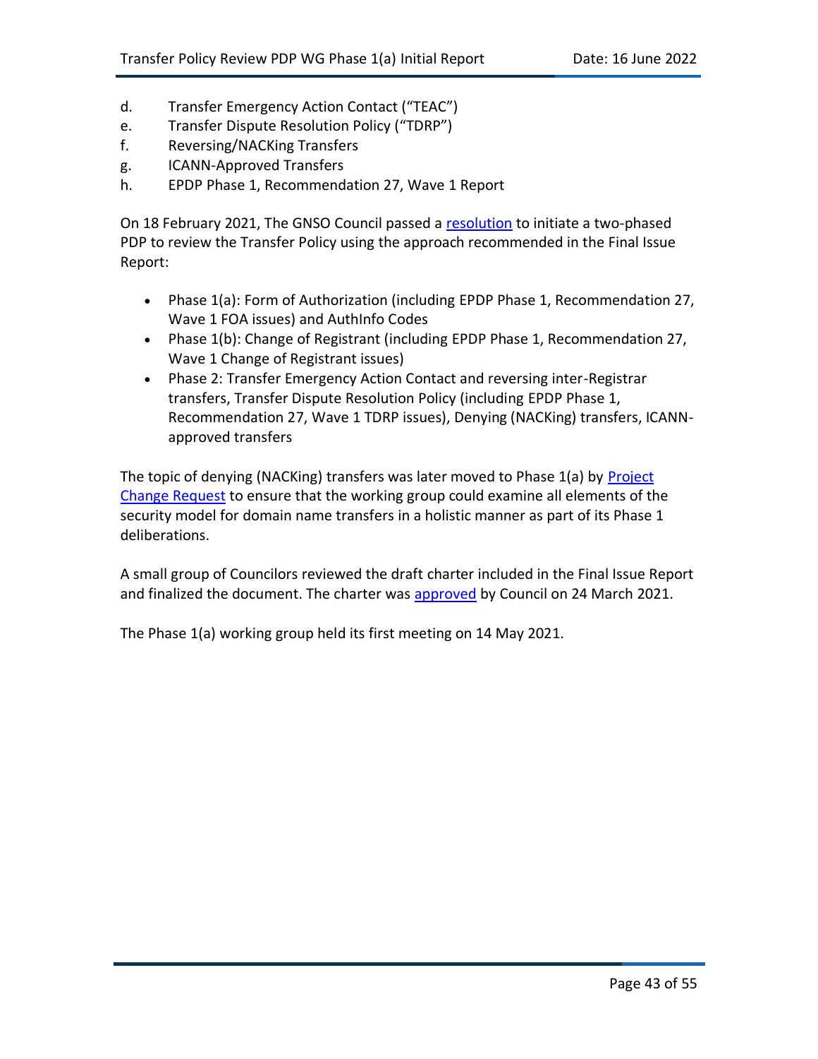d. Transfer Emergency Action Contact (“TEAC”)
e. Transfer Dispute Resolution Policy (“TDRP”)
f. Reversing/NACKing Transfers
g. ICANN-Approved Transfers
h. EPDP Phase 1, Recommendation 27, Wave 1 Report

On 18 February 2021, The GNSO Council passed a resolution to initiate a two-phased PDP to review the Transfer Policy using the approach recommended in the Final Issue Report:

- Phase 1(a): Form of Authorization (including EPDP Phase 1, Recommendation 27, Wave 1 FOA issues) and AuthInfo Codes
- Phase 1(b): Change of Registrant (including EPDP Phase 1, Recommendation 27, Wave 1 Change of Registrant issues)
- Phase 2: Transfer Emergency Action Contact and reversing inter-Registrar transfers, Transfer Dispute Resolution Policy (including EPDP Phase 1, Recommendation 27, Wave 1 TDRP issues), Denying (NACKing) transfers, ICANN-approved transfers

The topic of denying (NACKing) transfers was later moved to Phase 1(a) by Project Change Request to ensure that the working group could examine all elements of the security model for domain name transfers in a holistic manner as part of its Phase 1 deliberations.

A small group of Councilors reviewed the draft charter included in the Final Issue Report and finalized the document. The charter was approved by Council on 24 March 2021.

The Phase 1(a) working group held its first meeting on 14 May 2021.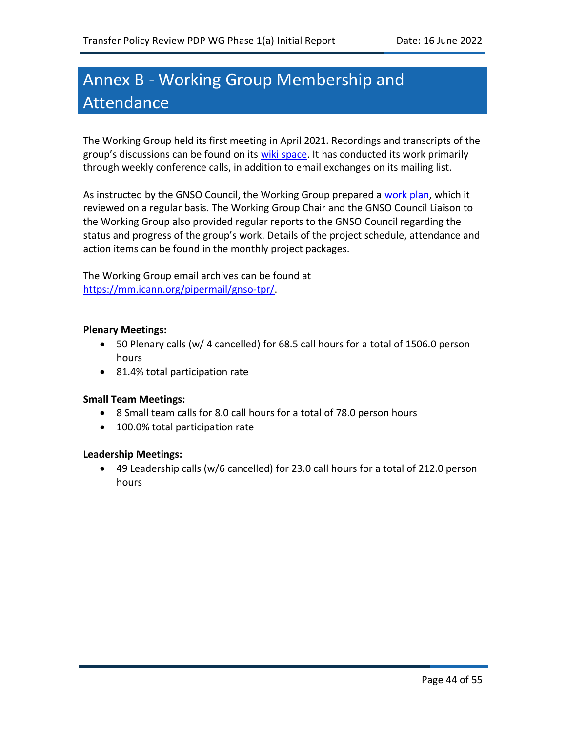# Annex B - Working Group Membership and Attendance

The Working Group held its first meeting in April 2021. Recordings and transcripts of the group's discussions can be found on its [wiki space](). It has conducted its work primarily through weekly conference calls, in addition to email exchanges on its mailing list.

As instructed by the GNSO Council, the Working Group prepared a [work plan](), which it reviewed on a regular basis. The Working Group Chair and the GNSO Council Liaison to the Working Group also provided regular reports to the GNSO Council regarding the status and progress of the group's work. Details of the project schedule, attendance and action items can be found in the monthly project packages.

The Working Group email archives can be found at [https://mm.icann.org/pipermail/gnso-tpr/](https://mm.icann.org/pipermail/gnso-tpr/).

**Plenary Meetings:**

- 50 Plenary calls (w/ 4 cancelled) for 68.5 call hours for a total of 1506.0 person hours
- 81.4% total participation rate

**Small Team Meetings:**

- 8 Small team calls for 8.0 call hours for a total of 78.0 person hours
- 100.0% total participation rate

**Leadership Meetings:**

- 49 Leadership calls (w/6 cancelled) for 23.0 call hours for a total of 212.0 person hours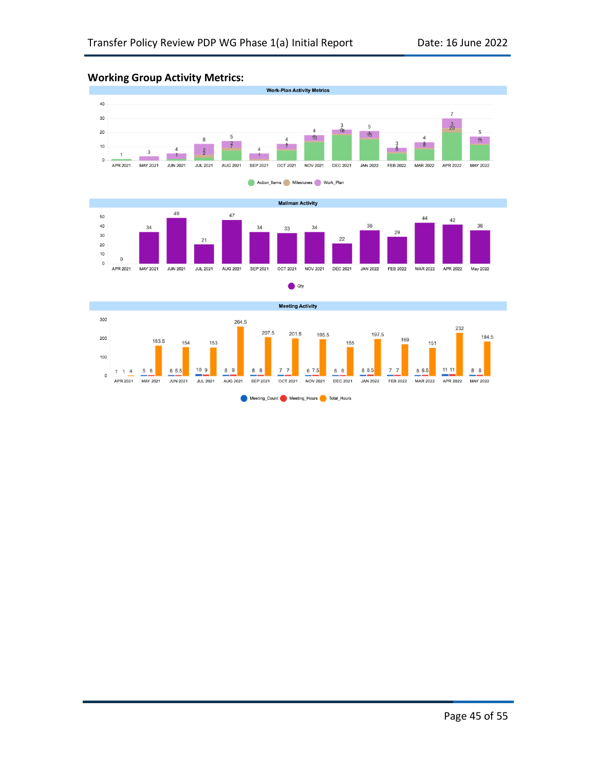## Working Group Activity Metrics:

**Work-Plan Activity Metrics**

| Month | Action_Items | Milestones | Work_Plan |
|---|---|---|---|
| APR 2021 | 1 | | |
| MAY 2021 | | | 3 |
| JUN 2021 | 1 | | 4 |
| JUL 2021 | 2 | 2 | 8 |
| AUG 2021 | 7 | 2 | 5 |
| SEP 2021 | 1 | | 4 |
| OCT 2021 | 7 | 1 | 4 |
| NOV 2021 | 13 | 1 | 4 |
| DEC 2021 | 18 | 1 | 3 |
| JAN 2022 | 15 | 1 | 5 |
| FEB 2022 | 5 | 1 | 3 |
| MAR 2022 | 8 | 1 | 4 |
| APR 2022 | 20 | 3 | 7 |
| MAY 2022 | 11 | 1 | 5 |

**Mailman Activity**

| Month | Qty |
|---|---|
| APR 2021 | 0 |
| MAY 2021 | 34 |
| JUN 2021 | 49 |
| JUL 2021 | 21 |
| AUG 2021 | 47 |
| SEP 2021 | 34 |
| OCT 2021 | 33 |
| NOV 2021 | 34 |
| DEC 2021 | 22 |
| JAN 2022 | 36 |
| FEB 2022 | 29 |
| MAR 2022 | 44 |
| APR 2022 | 42 |
| May 2022 | 36 |

**Meeting Activity**

| Month | Meeting_Count | Meeting_Hours | Total_Hours |
|---|---|---|---|
| APR 2021 | 1 | 1 | 4 |
| MAY 2021 | 5 | 6 | 163.5 |
| JUN 2021 | 6 | 5.5 | 154 |
| JUL 2021 | 10 | 9 | 153 |
| AUG 2021 | 8 | 9 | 264.5 |
| SEP 2021 | 8 | 8 | 207.5 |
| OCT 2021 | 7 | 7 | 201.5 |
| NOV 2021 | 6 | 7.5 | 195.5 |
| DEC 2021 | 6 | 6 | 155 |
| JAN 2022 | 8 | 8.5 | 197.5 |
| FEB 2022 | 7 | 7 | 169 |
| MAR 2022 | 6 | 6.5 | 151 |
| APR 2022 | 11 | 11 | 232 |
| MAY 2022 | 8 | 8 | 184.5 |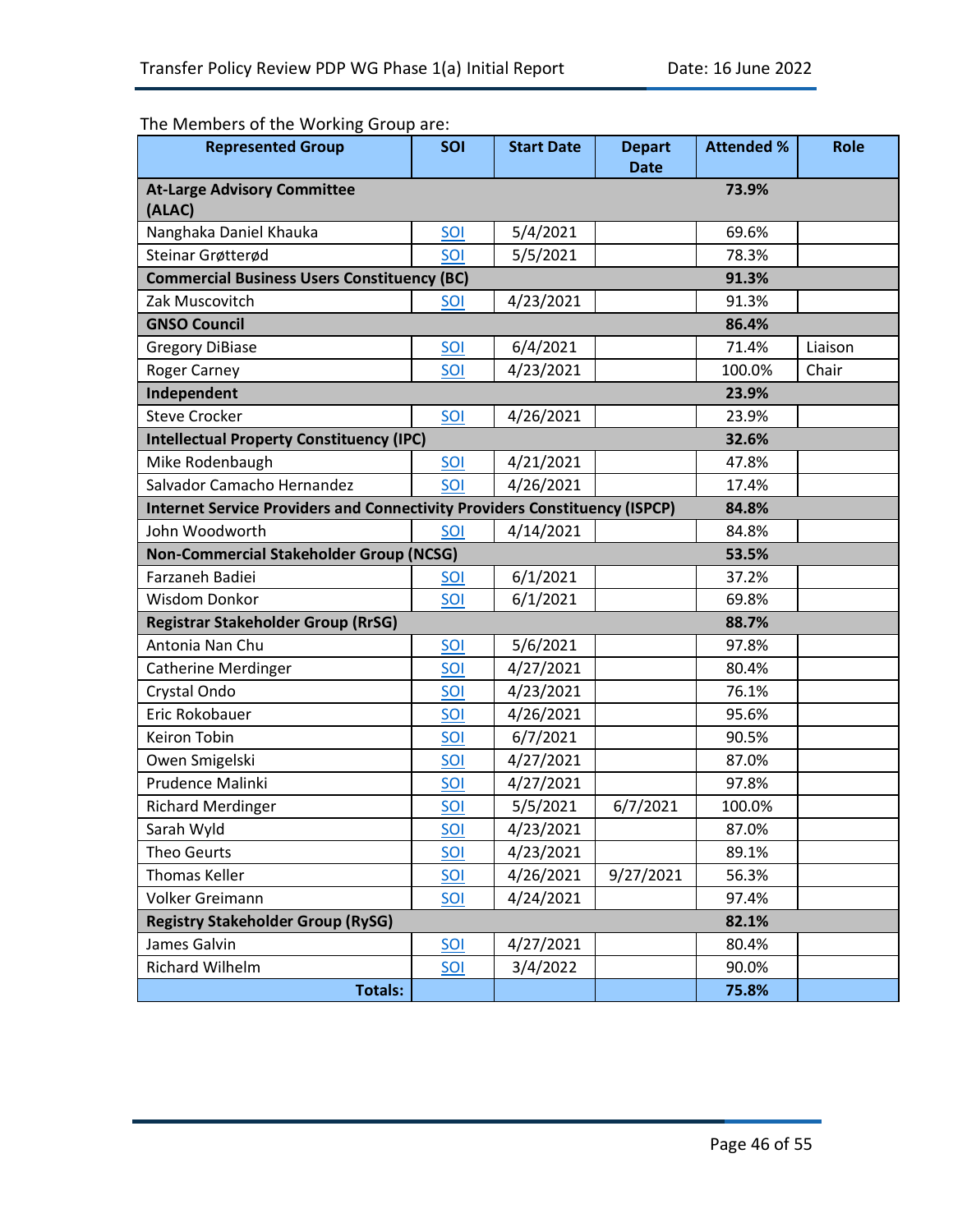The Members of the Working Group are:

| Represented Group | SOI | Start Date | Depart Date | Attended % | Role |
|---|---|---|---|---|---|
| **At-Large Advisory Committee (ALAC)** | | | | **73.9%** | |
| Nanghaka Daniel Khauka | SOI | 5/4/2021 | | 69.6% | |
| Steinar Grøtterød | SOI | 5/5/2021 | | 78.3% | |
| **Commercial Business Users Constituency (BC)** | | | | **91.3%** | |
| Zak Muscovitch | SOI | 4/23/2021 | | 91.3% | |
| **GNSO Council** | | | | **86.4%** | |
| Gregory DiBiase | SOI | 6/4/2021 | | 71.4% | Liaison |
| Roger Carney | SOI | 4/23/2021 | | 100.0% | Chair |
| **Independent** | | | | **23.9%** | |
| Steve Crocker | SOI | 4/26/2021 | | 23.9% | |
| **Intellectual Property Constituency (IPC)** | | | | **32.6%** | |
| Mike Rodenbaugh | SOI | 4/21/2021 | | 47.8% | |
| Salvador Camacho Hernandez | SOI | 4/26/2021 | | 17.4% | |
| **Internet Service Providers and Connectivity Providers Constituency (ISPCP)** | | | | **84.8%** | |
| John Woodworth | SOI | 4/14/2021 | | 84.8% | |
| **Non-Commercial Stakeholder Group (NCSG)** | | | | **53.5%** | |
| Farzaneh Badiei | SOI | 6/1/2021 | | 37.2% | |
| Wisdom Donkor | SOI | 6/1/2021 | | 69.8% | |
| **Registrar Stakeholder Group (RrSG)** | | | | **88.7%** | |
| Antonia Nan Chu | SOI | 5/6/2021 | | 97.8% | |
| Catherine Merdinger | SOI | 4/27/2021 | | 80.4% | |
| Crystal Ondo | SOI | 4/23/2021 | | 76.1% | |
| Eric Rokobauer | SOI | 4/26/2021 | | 95.6% | |
| Keiron Tobin | SOI | 6/7/2021 | | 90.5% | |
| Owen Smigelski | SOI | 4/27/2021 | | 87.0% | |
| Prudence Malinki | SOI | 4/27/2021 | | 97.8% | |
| Richard Merdinger | SOI | 5/5/2021 | 6/7/2021 | 100.0% | |
| Sarah Wyld | SOI | 4/23/2021 | | 87.0% | |
| Theo Geurts | SOI | 4/23/2021 | | 89.1% | |
| Thomas Keller | SOI | 4/26/2021 | 9/27/2021 | 56.3% | |
| Volker Greimann | SOI | 4/24/2021 | | 97.4% | |
| **Registry Stakeholder Group (RySG)** | | | | **82.1%** | |
| James Galvin | SOI | 4/27/2021 | | 80.4% | |
| Richard Wilhelm | SOI | 3/4/2022 | | 90.0% | |
| **Totals:** | | | | **75.8%** | |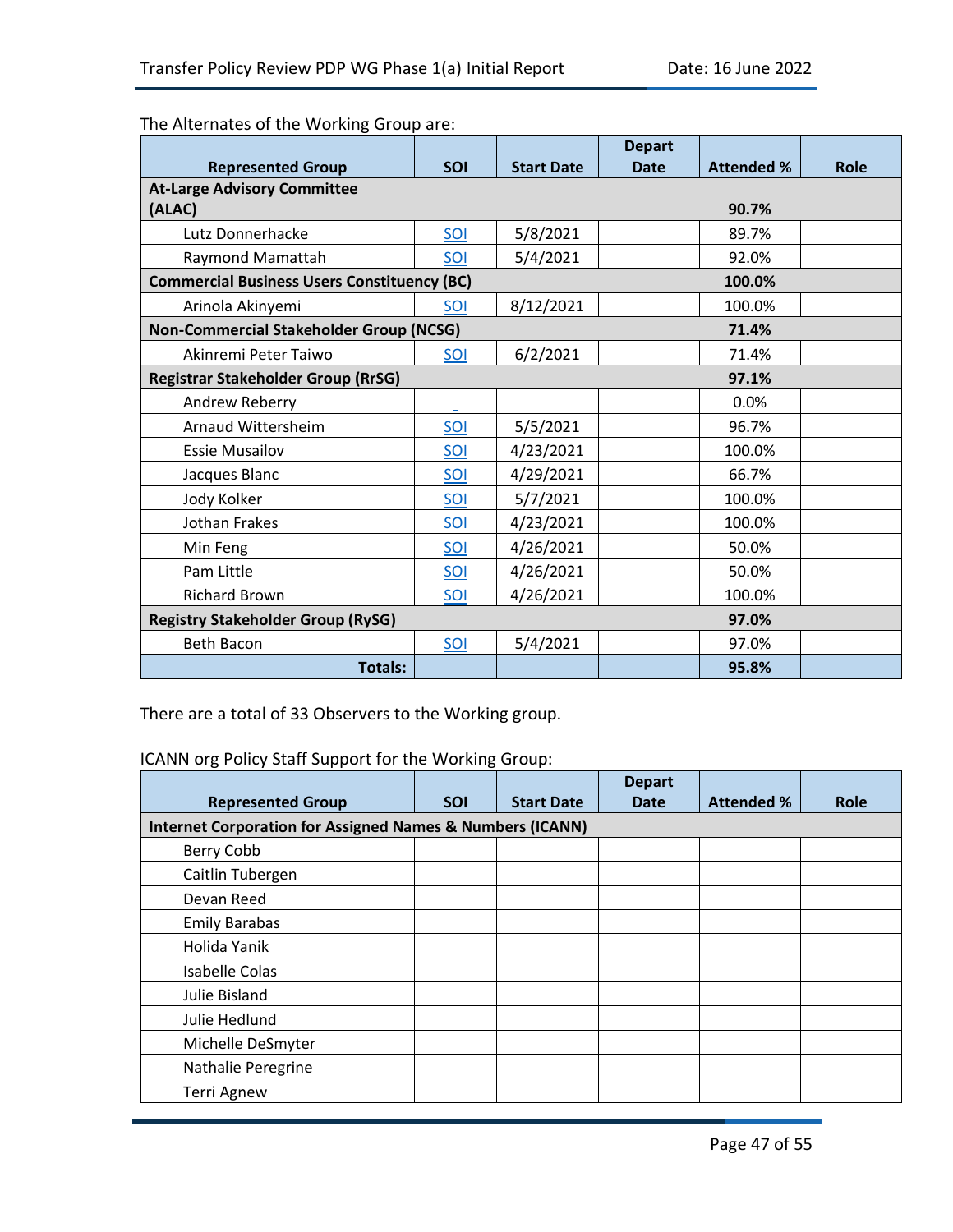The Alternates of the Working Group are:

| Represented Group | SOI | Start Date | Depart Date | Attended % | Role |
|---|---|---|---|---|---|
| **At-Large Advisory Committee (ALAC)** | | | | **90.7%** | |
| Lutz Donnerhacke | SOI | 5/8/2021 | | 89.7% | |
| Raymond Mamattah | SOI | 5/4/2021 | | 92.0% | |
| **Commercial Business Users Constituency (BC)** | | | | **100.0%** | |
| Arinola Akinyemi | SOI | 8/12/2021 | | 100.0% | |
| **Non-Commercial Stakeholder Group (NCSG)** | | | | **71.4%** | |
| Akinremi Peter Taiwo | SOI | 6/2/2021 | | 71.4% | |
| **Registrar Stakeholder Group (RrSG)** | | | | **97.1%** | |
| Andrew Reberry | - | | | 0.0% | |
| Arnaud Wittersheim | SOI | 5/5/2021 | | 96.7% | |
| Essie Musailov | SOI | 4/23/2021 | | 100.0% | |
| Jacques Blanc | SOI | 4/29/2021 | | 66.7% | |
| Jody Kolker | SOI | 5/7/2021 | | 100.0% | |
| Jothan Frakes | SOI | 4/23/2021 | | 100.0% | |
| Min Feng | SOI | 4/26/2021 | | 50.0% | |
| Pam Little | SOI | 4/26/2021 | | 50.0% | |
| Richard Brown | SOI | 4/26/2021 | | 100.0% | |
| **Registry Stakeholder Group (RySG)** | | | | **97.0%** | |
| Beth Bacon | SOI | 5/4/2021 | | 97.0% | |
| **Totals:** | | | | **95.8%** | |

There are a total of 33 Observers to the Working group.

ICANN org Policy Staff Support for the Working Group:

| Represented Group | SOI | Start Date | Depart Date | Attended % | Role |
|---|---|---|---|---|---|
| **Internet Corporation for Assigned Names & Numbers (ICANN)** | | | | | |
| Berry Cobb | | | | | |
| Caitlin Tubergen | | | | | |
| Devan Reed | | | | | |
| Emily Barabas | | | | | |
| Holida Yanik | | | | | |
| Isabelle Colas | | | | | |
| Julie Bisland | | | | | |
| Julie Hedlund | | | | | |
| Michelle DeSmyter | | | | | |
| Nathalie Peregrine | | | | | |
| Terri Agnew | | | | | |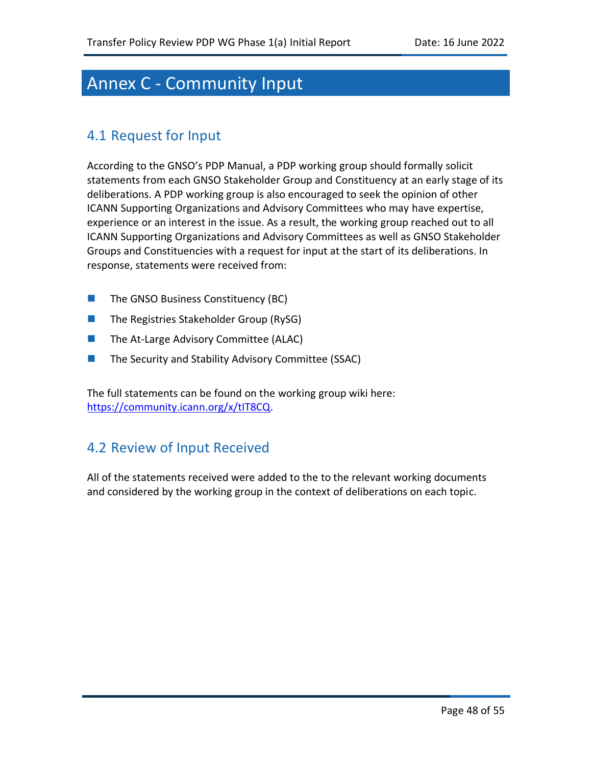# Annex C - Community Input

## 4.1 Request for Input

According to the GNSO's PDP Manual, a PDP working group should formally solicit statements from each GNSO Stakeholder Group and Constituency at an early stage of its deliberations. A PDP working group is also encouraged to seek the opinion of other ICANN Supporting Organizations and Advisory Committees who may have expertise, experience or an interest in the issue. As a result, the working group reached out to all ICANN Supporting Organizations and Advisory Committees as well as GNSO Stakeholder Groups and Constituencies with a request for input at the start of its deliberations. In response, statements were received from:

- The GNSO Business Constituency (BC)
- The Registries Stakeholder Group (RySG)
- The At-Large Advisory Committee (ALAC)
- The Security and Stability Advisory Committee (SSAC)

The full statements can be found on the working group wiki here: https://community.icann.org/x/tIT8CQ.

## 4.2 Review of Input Received

All of the statements received were added to the to the relevant working documents and considered by the working group in the context of deliberations on each topic.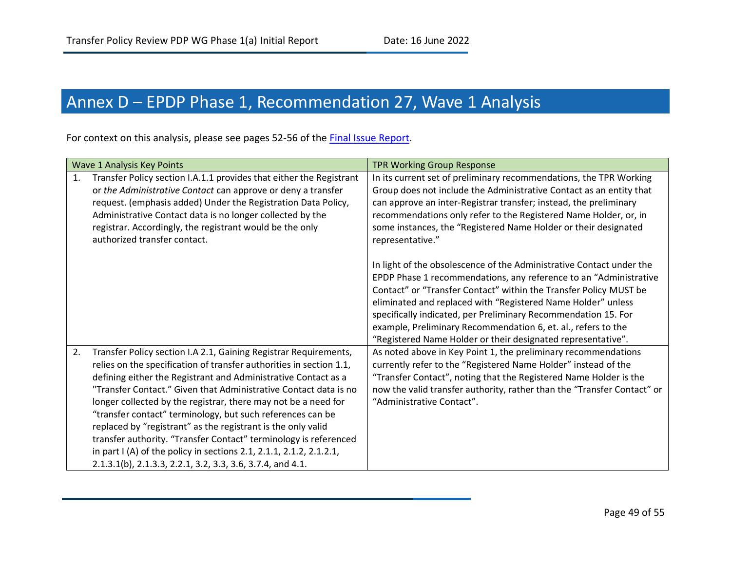# Annex D – EPDP Phase 1, Recommendation 27, Wave 1 Analysis

For context on this analysis, please see pages 52-56 of the [Final Issue Report](Final Issue Report).

| Wave 1 Analysis Key Points | TPR Working Group Response |
|---|---|
| 1. Transfer Policy section I.A.1.1 provides that either the Registrant or *the Administrative Contact* can approve or deny a transfer request. (emphasis added) Under the Registration Data Policy, Administrative Contact data is no longer collected by the registrar. Accordingly, the registrant would be the only authorized transfer contact. | In its current set of preliminary recommendations, the TPR Working Group does not include the Administrative Contact as an entity that can approve an inter-Registrar transfer; instead, the preliminary recommendations only refer to the Registered Name Holder, or, in some instances, the "Registered Name Holder or their designated representative." <br><br> In light of the obsolescence of the Administrative Contact under the EPDP Phase 1 recommendations, any reference to an "Administrative Contact" or "Transfer Contact" within the Transfer Policy MUST be eliminated and replaced with "Registered Name Holder" unless specifically indicated, per Preliminary Recommendation 15. For example, Preliminary Recommendation 6, et. al., refers to the "Registered Name Holder or their designated representative". |
| 2. Transfer Policy section I.A 2.1, Gaining Registrar Requirements, relies on the specification of transfer authorities in section 1.1, defining either the Registrant and Administrative Contact as a "Transfer Contact." Given that Administrative Contact data is no longer collected by the registrar, there may not be a need for "transfer contact" terminology, but such references can be replaced by "registrant" as the registrant is the only valid transfer authority. "Transfer Contact" terminology is referenced in part I (A) of the policy in sections 2.1, 2.1.1, 2.1.2, 2.1.2.1, 2.1.3.1(b), 2.1.3.3, 2.2.1, 3.2, 3.3, 3.6, 3.7.4, and 4.1. | As noted above in Key Point 1, the preliminary recommendations currently refer to the "Registered Name Holder" instead of the "Transfer Contact", noting that the Registered Name Holder is the now the valid transfer authority, rather than the "Transfer Contact" or "Administrative Contact". |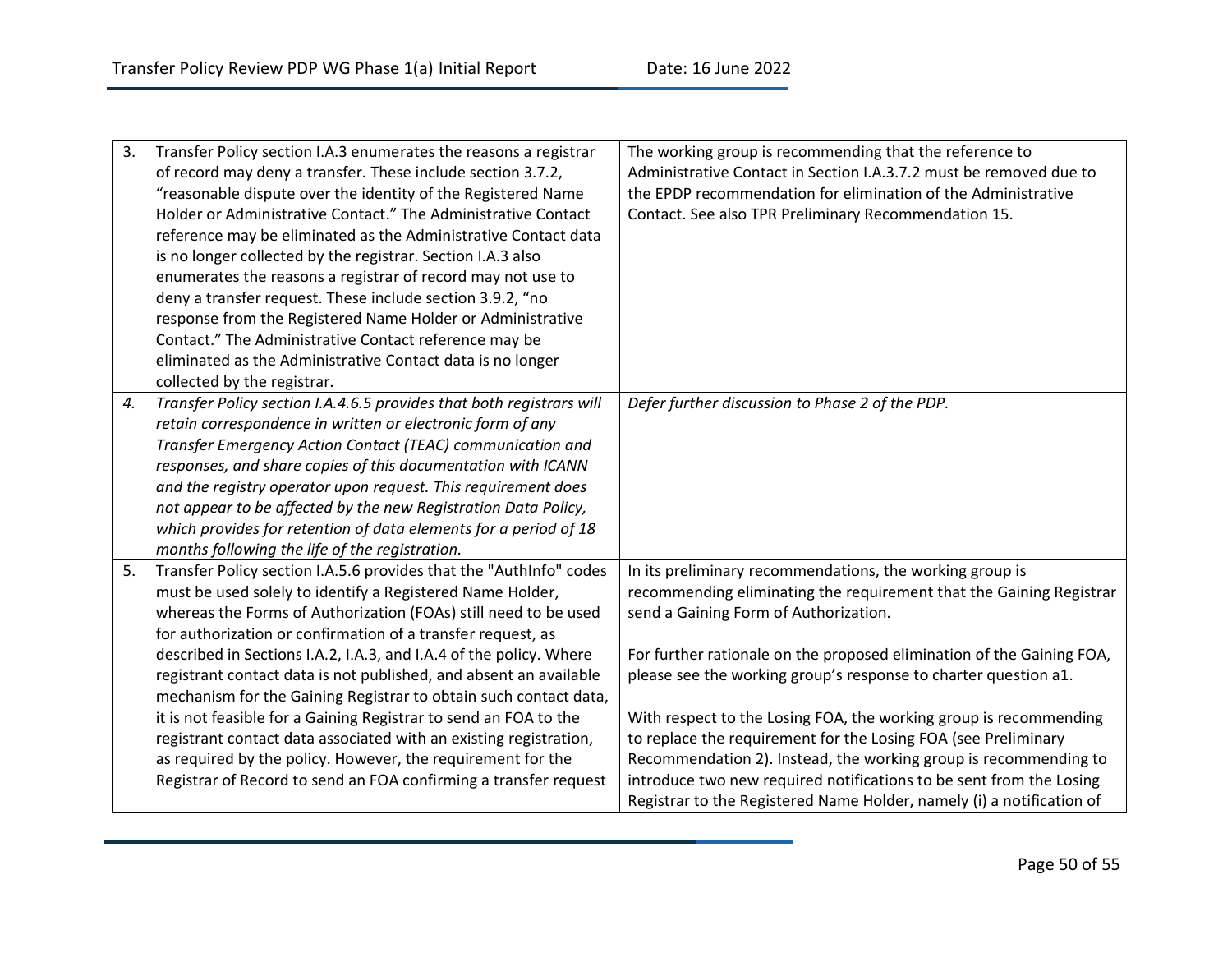| | | |
|---|---|---|
| 3. | Transfer Policy section I.A.3 enumerates the reasons a registrar of record may deny a transfer. These include section 3.7.2, “reasonable dispute over the identity of the Registered Name Holder or Administrative Contact.” The Administrative Contact reference may be eliminated as the Administrative Contact data is no longer collected by the registrar. Section I.A.3 also enumerates the reasons a registrar of record may not use to deny a transfer request. These include section 3.9.2, “no response from the Registered Name Holder or Administrative Contact.” The Administrative Contact reference may be eliminated as the Administrative Contact data is no longer collected by the registrar. | The working group is recommending that the reference to Administrative Contact in Section I.A.3.7.2 must be removed due to the EPDP recommendation for elimination of the Administrative Contact. See also TPR Preliminary Recommendation 15. |
| *4.* | *Transfer Policy section I.A.4.6.5 provides that both registrars will retain correspondence in written or electronic form of any Transfer Emergency Action Contact (TEAC) communication and responses, and share copies of this documentation with ICANN and the registry operator upon request. This requirement does not appear to be affected by the new Registration Data Policy, which provides for retention of data elements for a period of 18 months following the life of the registration.* | *Defer further discussion to Phase 2 of the PDP.* |
| 5. | Transfer Policy section I.A.5.6 provides that the "AuthInfo" codes must be used solely to identify a Registered Name Holder, whereas the Forms of Authorization (FOAs) still need to be used for authorization or confirmation of a transfer request, as described in Sections I.A.2, I.A.3, and I.A.4 of the policy. Where registrant contact data is not published, and absent an available mechanism for the Gaining Registrar to obtain such contact data, it is not feasible for a Gaining Registrar to send an FOA to the registrant contact data associated with an existing registration, as required by the policy. However, the requirement for the Registrar of Record to send an FOA confirming a transfer request | In its preliminary recommendations, the working group is recommending eliminating the requirement that the Gaining Registrar send a Gaining Form of Authorization.<br><br>For further rationale on the proposed elimination of the Gaining FOA, please see the working group’s response to charter question a1.<br><br>With respect to the Losing FOA, the working group is recommending to replace the requirement for the Losing FOA (see Preliminary Recommendation 2). Instead, the working group is recommending to introduce two new required notifications to be sent from the Losing Registrar to the Registered Name Holder, namely (i) a notification of |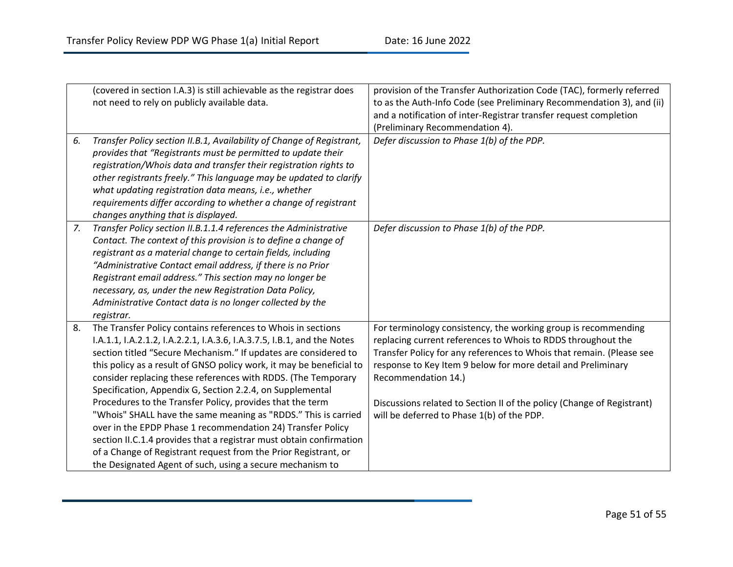| | | |
|---|---|---|
| | (covered in section I.A.3) is still achievable as the registrar does not need to rely on publicly available data. | provision of the Transfer Authorization Code (TAC), formerly referred to as the Auth-Info Code (see Preliminary Recommendation 3), and (ii) and a notification of inter-Registrar transfer request completion (Preliminary Recommendation 4). |
| *6.* | *Transfer Policy section II.B.1, Availability of Change of Registrant, provides that "Registrants must be permitted to update their registration/Whois data and transfer their registration rights to other registrants freely." This language may be updated to clarify what updating registration data means, i.e., whether requirements differ according to whether a change of registrant changes anything that is displayed.* | *Defer discussion to Phase 1(b) of the PDP.* |
| *7.* | *Transfer Policy section II.B.1.1.4 references the Administrative Contact. The context of this provision is to define a change of registrant as a material change to certain fields, including "Administrative Contact email address, if there is no Prior Registrant email address." This section may no longer be necessary, as, under the new Registration Data Policy, Administrative Contact data is no longer collected by the registrar.* | *Defer discussion to Phase 1(b) of the PDP.* |
| 8. | The Transfer Policy contains references to Whois in sections I.A.1.1, I.A.2.1.2, I.A.2.2.1, I.A.3.6, I.A.3.7.5, I.B.1, and the Notes section titled "Secure Mechanism." If updates are considered to this policy as a result of GNSO policy work, it may be beneficial to consider replacing these references with RDDS. (The Temporary Specification, Appendix G, Section 2.2.4, on Supplemental Procedures to the Transfer Policy, provides that the term "Whois" SHALL have the same meaning as "RDDS." This is carried over in the EPDP Phase 1 recommendation 24) Transfer Policy section II.C.1.4 provides that a registrar must obtain confirmation of a Change of Registrant request from the Prior Registrant, or the Designated Agent of such, using a secure mechanism to | For terminology consistency, the working group is recommending replacing current references to Whois to RDDS throughout the Transfer Policy for any references to Whois that remain. (Please see response to Key Item 9 below for more detail and Preliminary Recommendation 14.)<br><br>Discussions related to Section II of the policy (Change of Registrant) will be deferred to Phase 1(b) of the PDP. |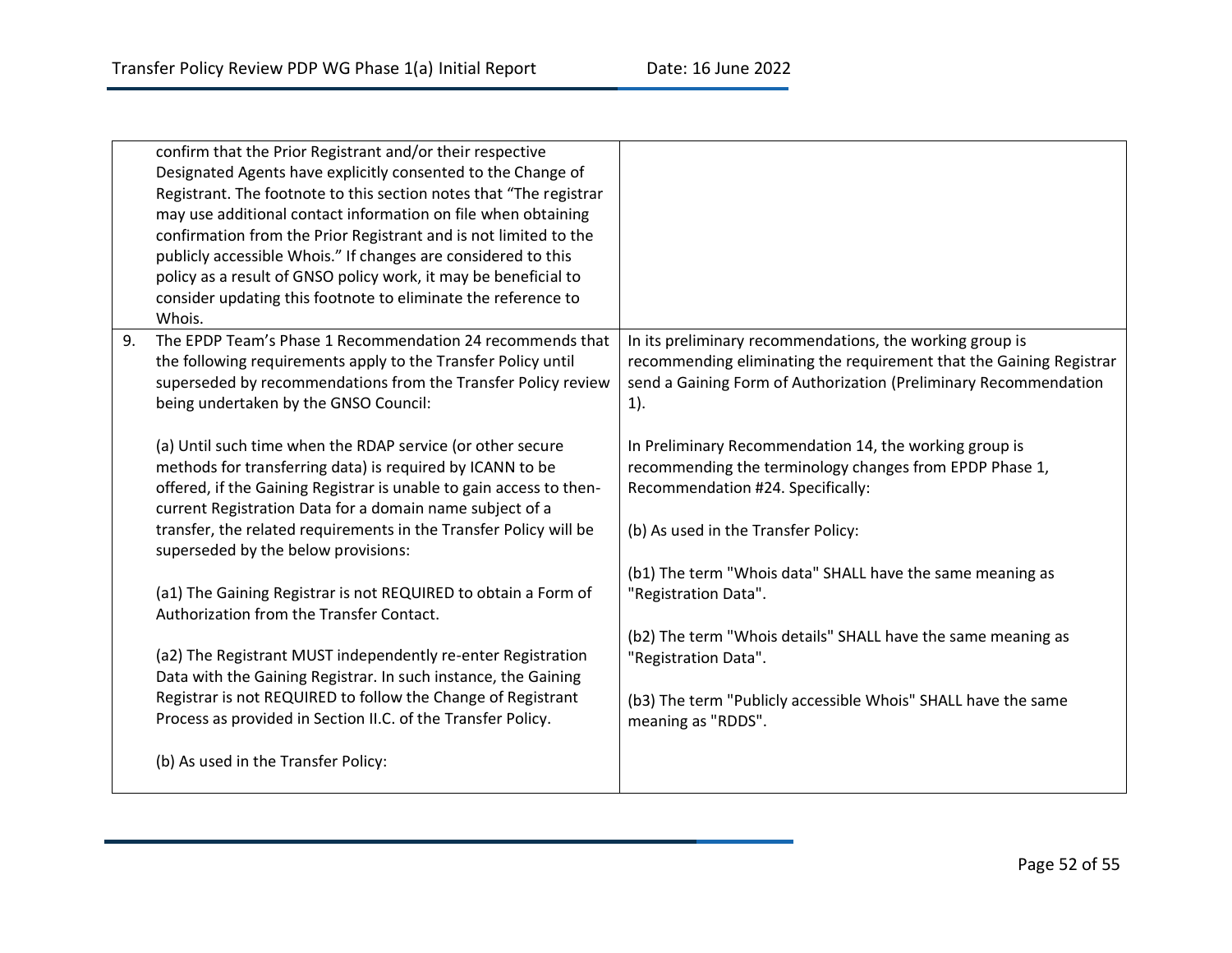| | | |
|---|---|---|
| | confirm that the Prior Registrant and/or their respective Designated Agents have explicitly consented to the Change of Registrant. The footnote to this section notes that "The registrar may use additional contact information on file when obtaining confirmation from the Prior Registrant and is not limited to the publicly accessible Whois." If changes are considered to this policy as a result of GNSO policy work, it may be beneficial to consider updating this footnote to eliminate the reference to Whois. | |
| 9. | The EPDP Team's Phase 1 Recommendation 24 recommends that the following requirements apply to the Transfer Policy until superseded by recommendations from the Transfer Policy review being undertaken by the GNSO Council:<br><br>(a) Until such time when the RDAP service (or other secure methods for transferring data) is required by ICANN to be offered, if the Gaining Registrar is unable to gain access to then-current Registration Data for a domain name subject of a transfer, the related requirements in the Transfer Policy will be superseded by the below provisions:<br><br>(a1) The Gaining Registrar is not REQUIRED to obtain a Form of Authorization from the Transfer Contact.<br><br>(a2) The Registrant MUST independently re-enter Registration Data with the Gaining Registrar. In such instance, the Gaining Registrar is not REQUIRED to follow the Change of Registrant Process as provided in Section II.C. of the Transfer Policy.<br><br>(b) As used in the Transfer Policy: | In its preliminary recommendations, the working group is recommending eliminating the requirement that the Gaining Registrar send a Gaining Form of Authorization (Preliminary Recommendation 1).<br><br>In Preliminary Recommendation 14, the working group is recommending the terminology changes from EPDP Phase 1, Recommendation #24. Specifically:<br><br>(b) As used in the Transfer Policy:<br><br>(b1) The term "Whois data" SHALL have the same meaning as "Registration Data".<br><br>(b2) The term "Whois details" SHALL have the same meaning as "Registration Data".<br><br>(b3) The term "Publicly accessible Whois" SHALL have the same meaning as "RDDS". |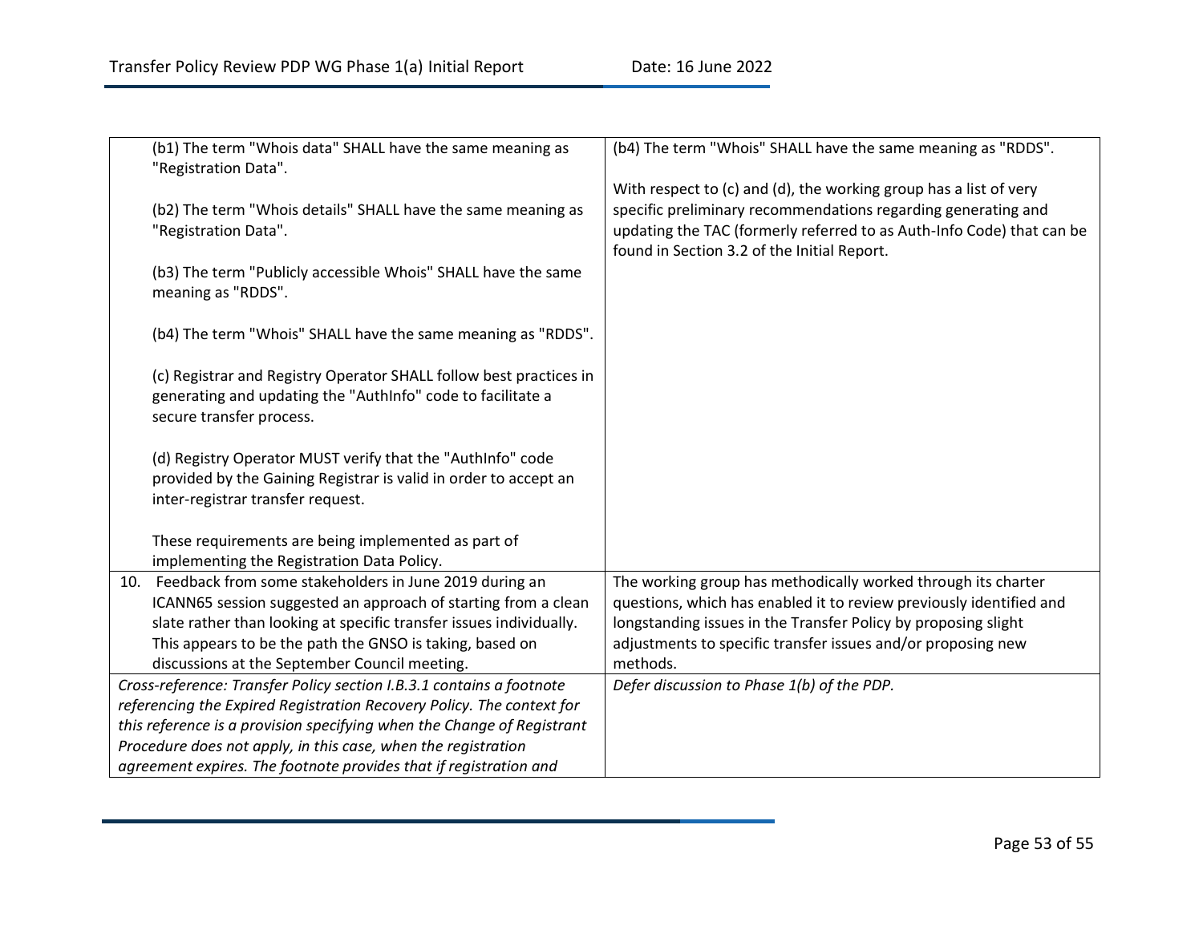| | |
|---|---|
| (b1) The term "Whois data" SHALL have the same meaning as "Registration Data".<br><br>(b2) The term "Whois details" SHALL have the same meaning as "Registration Data".<br><br>(b3) The term "Publicly accessible Whois" SHALL have the same meaning as "RDDS".<br><br>(b4) The term "Whois" SHALL have the same meaning as "RDDS".<br><br>(c) Registrar and Registry Operator SHALL follow best practices in generating and updating the "AuthInfo" code to facilitate a secure transfer process.<br><br>(d) Registry Operator MUST verify that the "AuthInfo" code provided by the Gaining Registrar is valid in order to accept an inter-registrar transfer request.<br><br>These requirements are being implemented as part of implementing the Registration Data Policy. | (b4) The term "Whois" SHALL have the same meaning as "RDDS".<br><br>With respect to (c) and (d), the working group has a list of very specific preliminary recommendations regarding generating and updating the TAC (formerly referred to as Auth-Info Code) that can be found in Section 3.2 of the Initial Report. |
| 10. Feedback from some stakeholders in June 2019 during an ICANN65 session suggested an approach of starting from a clean slate rather than looking at specific transfer issues individually. This appears to be the path the GNSO is taking, based on discussions at the September Council meeting. | The working group has methodically worked through its charter questions, which has enabled it to review previously identified and longstanding issues in the Transfer Policy by proposing slight adjustments to specific transfer issues and/or proposing new methods. |
| *Cross-reference: Transfer Policy section I.B.3.1 contains a footnote referencing the Expired Registration Recovery Policy. The context for this reference is a provision specifying when the Change of Registrant Procedure does not apply, in this case, when the registration agreement expires. The footnote provides that if registration and* | *Defer discussion to Phase 1(b) of the PDP.* |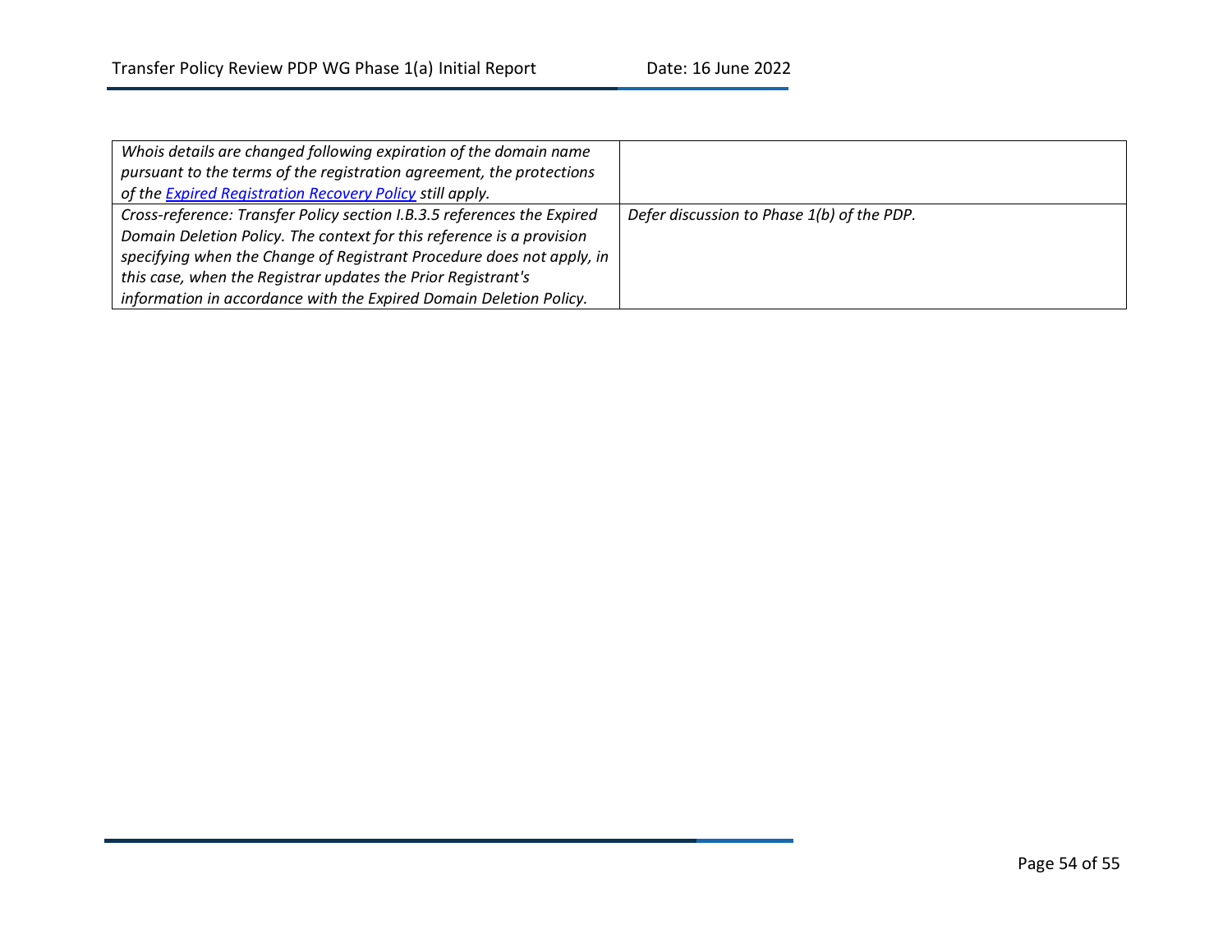| | |
|---|---|
| *Whois details are changed following expiration of the domain name pursuant to the terms of the registration agreement, the protections of the [Expired Registration Recovery Policy] still apply.* | |
| *Cross-reference: Transfer Policy section I.B.3.5 references the Expired Domain Deletion Policy. The context for this reference is a provision specifying when the Change of Registrant Procedure does not apply, in this case, when the Registrar updates the Prior Registrant's information in accordance with the Expired Domain Deletion Policy.* | *Defer discussion to Phase 1(b) of the PDP.* |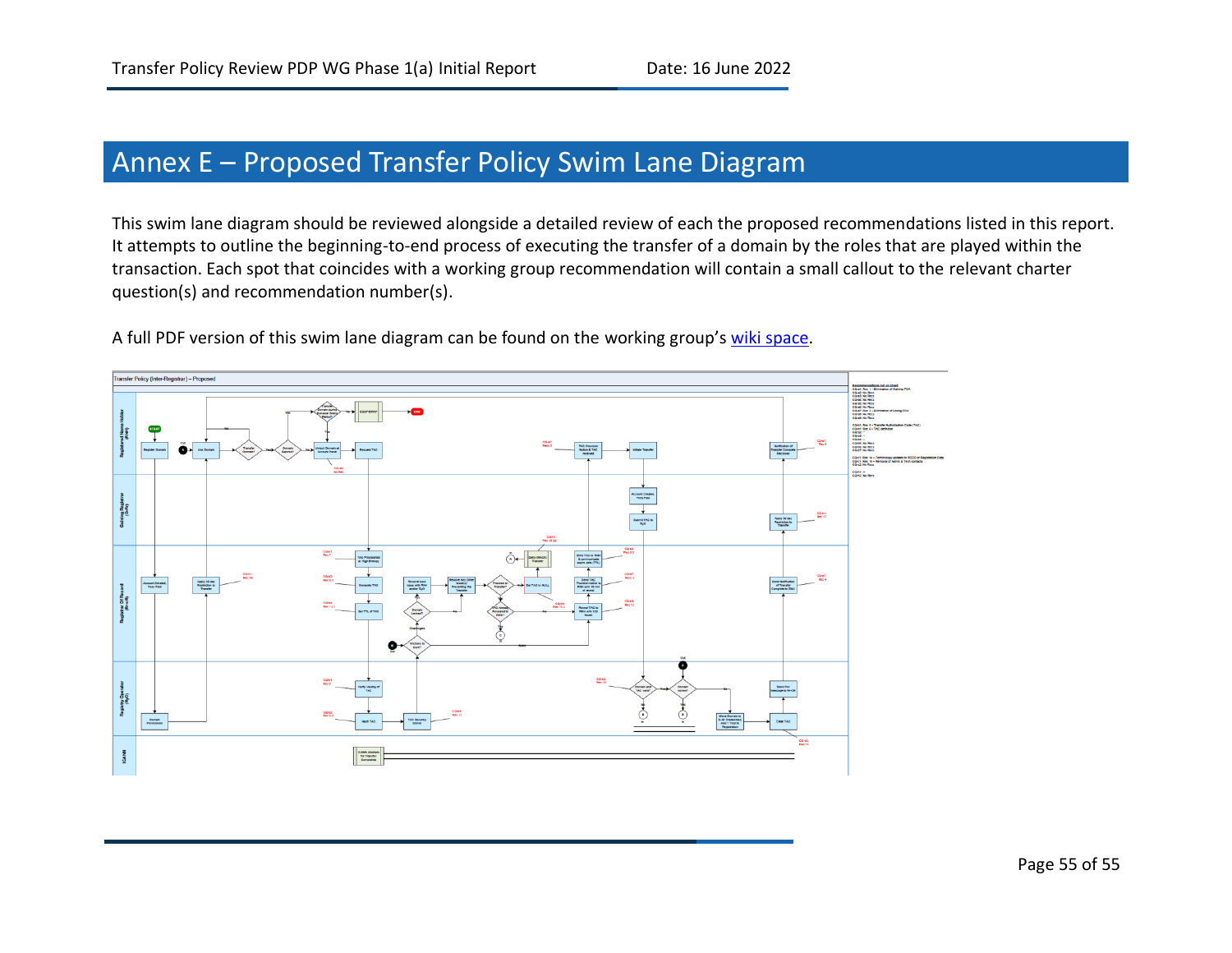# Annex E – Proposed Transfer Policy Swim Lane Diagram

This swim lane diagram should be reviewed alongside a detailed review of each the proposed recommendations listed in this report. It attempts to outline the beginning-to-end process of executing the transfer of a domain by the roles that are played within the transaction. Each spot that coincides with a working group recommendation will contain a small callout to the relevant charter question(s) and recommendation number(s).

A full PDF version of this swim lane diagram can be found on the working group's wiki space.

Transfer Policy (Inter-Registrar) – Proposed

Registered Name Holder (RNH)

Gaining Registrar (GnR)

Registrar Of Record (RrOR)

Registry Operator (RyO)

ICANN

START

Register Domain

Use Domain

Transfer Domain?

Domain Locked?

Unlock Domain at Account Panel

Request TAC

Initiate Transfer

Notification of Transfer Complete Received

END

Account Created, Fees Paid

Submit TAC to RyO

Apply 30 day Restriction to Transfer

Apply 60 day Restriction to Transfer

TAC Provisioned at Web Browser

Generate TAC

Set TTL of TAC

Domain Locked?

Problem to Cure?

Set TAC to NULL

Send TAC Provision Notice to RNH

Resend TAC to RNH with 120 hours

Send Notification of Transfer Complete to RrOR

Verify Validity of TAC

Hash TAC

TAC Securely Stored

Domain and TAC valid?

Domain Locked?

Move Domain to GnR

Send Poll Message to RrOR

Clear TAC

Domain Provisioned

ICANN Monitors for Transfer Complaints

END